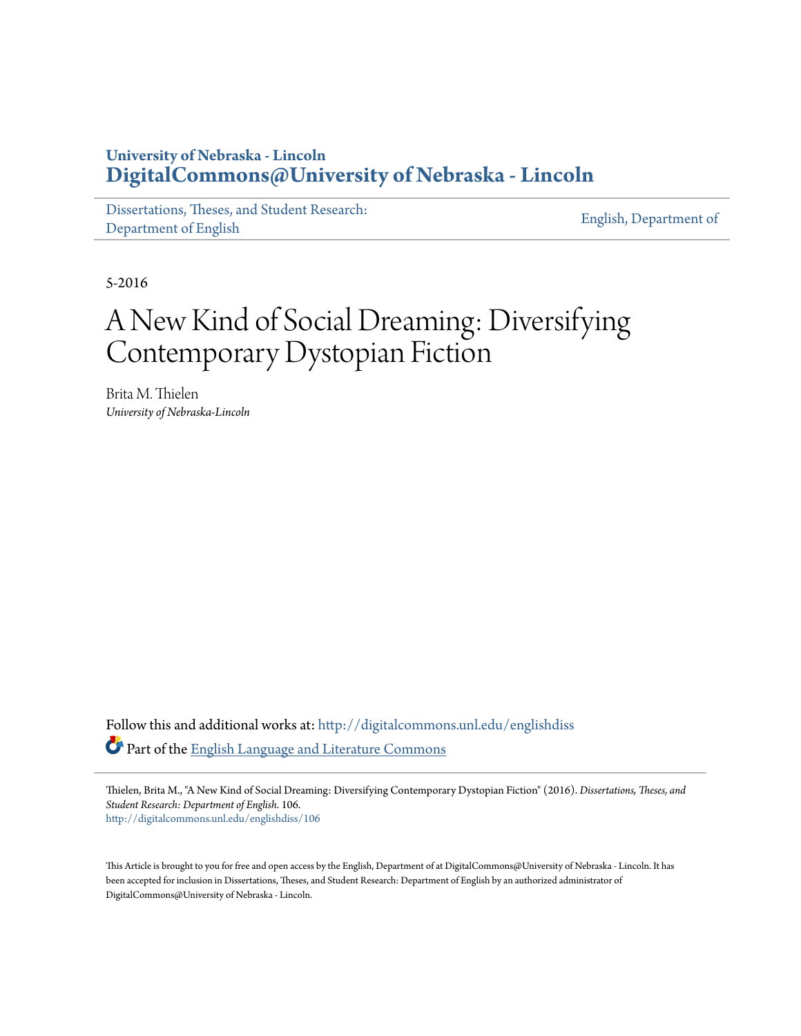University of Nebraska - Lincoln
**DigitalCommons@University of Nebraska - Lincoln**

Dissertations, Theses, and Student Research: Department of English | English, Department of

5-2016

# A New Kind of Social Dreaming: Diversifying Contemporary Dystopian Fiction

Brita M. Thielen
*University of Nebraska-Lincoln*

Follow this and additional works at: http://digitalcommons.unl.edu/englishdiss

Part of the English Language and Literature Commons

Thielen, Brita M., "A New Kind of Social Dreaming: Diversifying Contemporary Dystopian Fiction" (2016). *Dissertations, Theses, and Student Research: Department of English*. 106.
http://digitalcommons.unl.edu/englishdiss/106

This Article is brought to you for free and open access by the English, Department of at DigitalCommons@University of Nebraska - Lincoln. It has been accepted for inclusion in Dissertations, Theses, and Student Research: Department of English by an authorized administrator of DigitalCommons@University of Nebraska - Lincoln.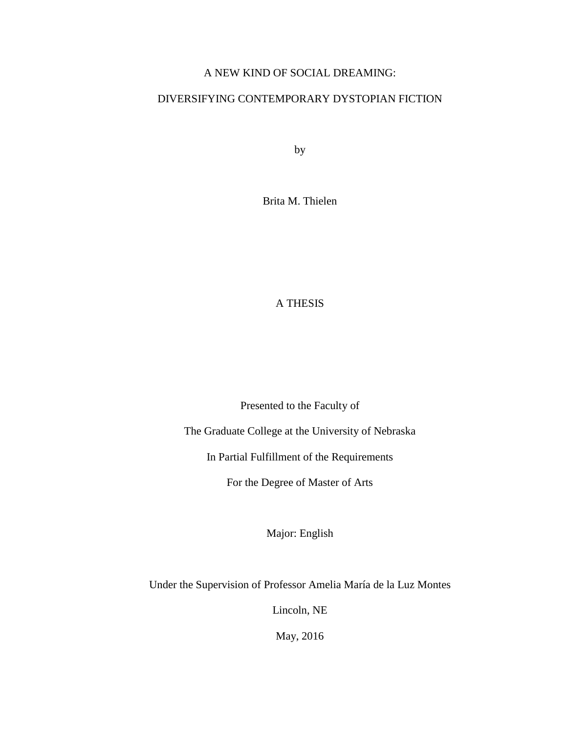# A NEW KIND OF SOCIAL DREAMING:

# DIVERSIFYING CONTEMPORARY DYSTOPIAN FICTION

by

Brita M. Thielen

A THESIS

Presented to the Faculty of

The Graduate College at the University of Nebraska

In Partial Fulfillment of the Requirements

For the Degree of Master of Arts

Major: English

Under the Supervision of Professor Amelia María de la Luz Montes

Lincoln, NE

May, 2016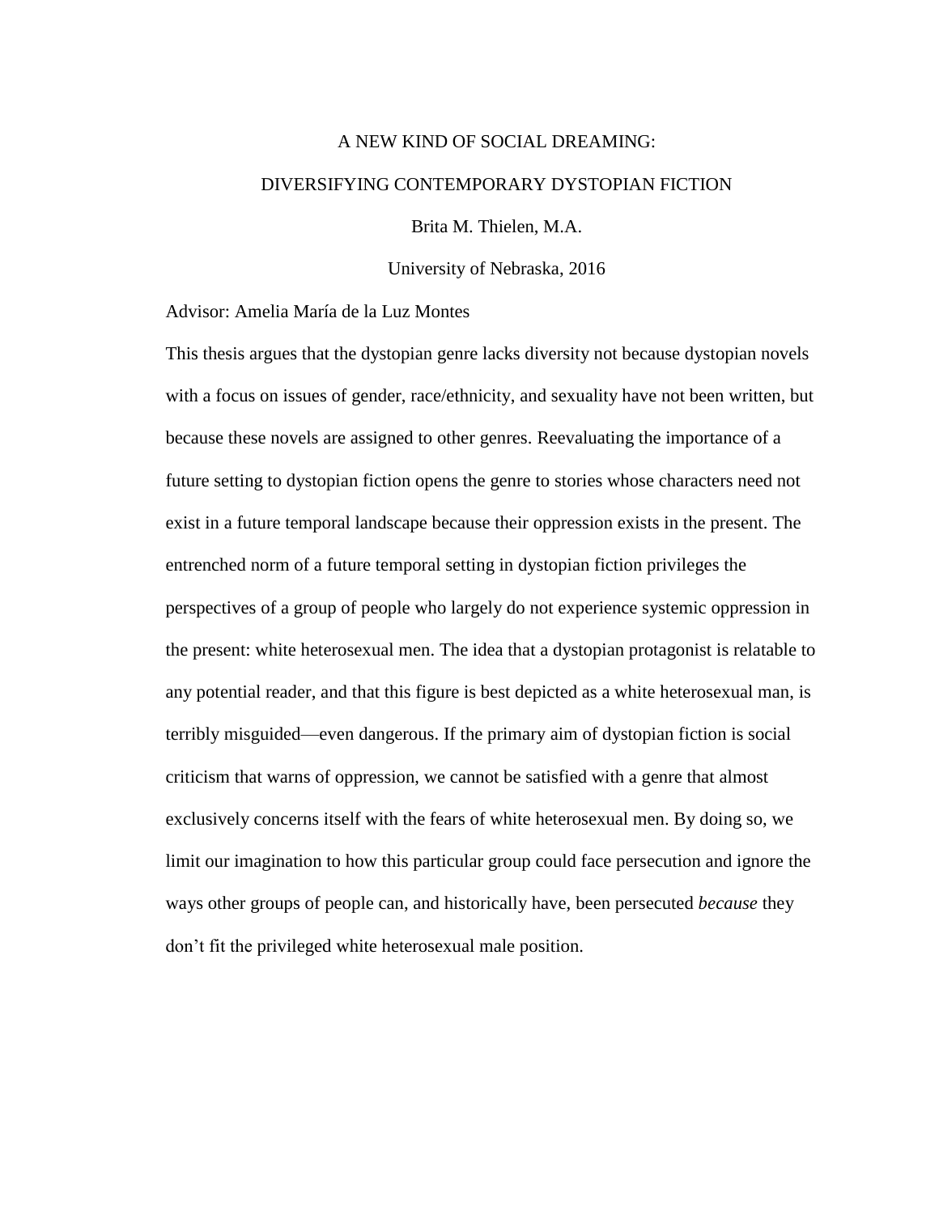A NEW KIND OF SOCIAL DREAMING:

DIVERSIFYING CONTEMPORARY DYSTOPIAN FICTION

Brita M. Thielen, M.A.

University of Nebraska, 2016

Advisor: Amelia María de la Luz Montes

This thesis argues that the dystopian genre lacks diversity not because dystopian novels with a focus on issues of gender, race/ethnicity, and sexuality have not been written, but because these novels are assigned to other genres. Reevaluating the importance of a future setting to dystopian fiction opens the genre to stories whose characters need not exist in a future temporal landscape because their oppression exists in the present. The entrenched norm of a future temporal setting in dystopian fiction privileges the perspectives of a group of people who largely do not experience systemic oppression in the present: white heterosexual men. The idea that a dystopian protagonist is relatable to any potential reader, and that this figure is best depicted as a white heterosexual man, is terribly misguided—even dangerous. If the primary aim of dystopian fiction is social criticism that warns of oppression, we cannot be satisfied with a genre that almost exclusively concerns itself with the fears of white heterosexual men. By doing so, we limit our imagination to how this particular group could face persecution and ignore the ways other groups of people can, and historically have, been persecuted *because* they don't fit the privileged white heterosexual male position.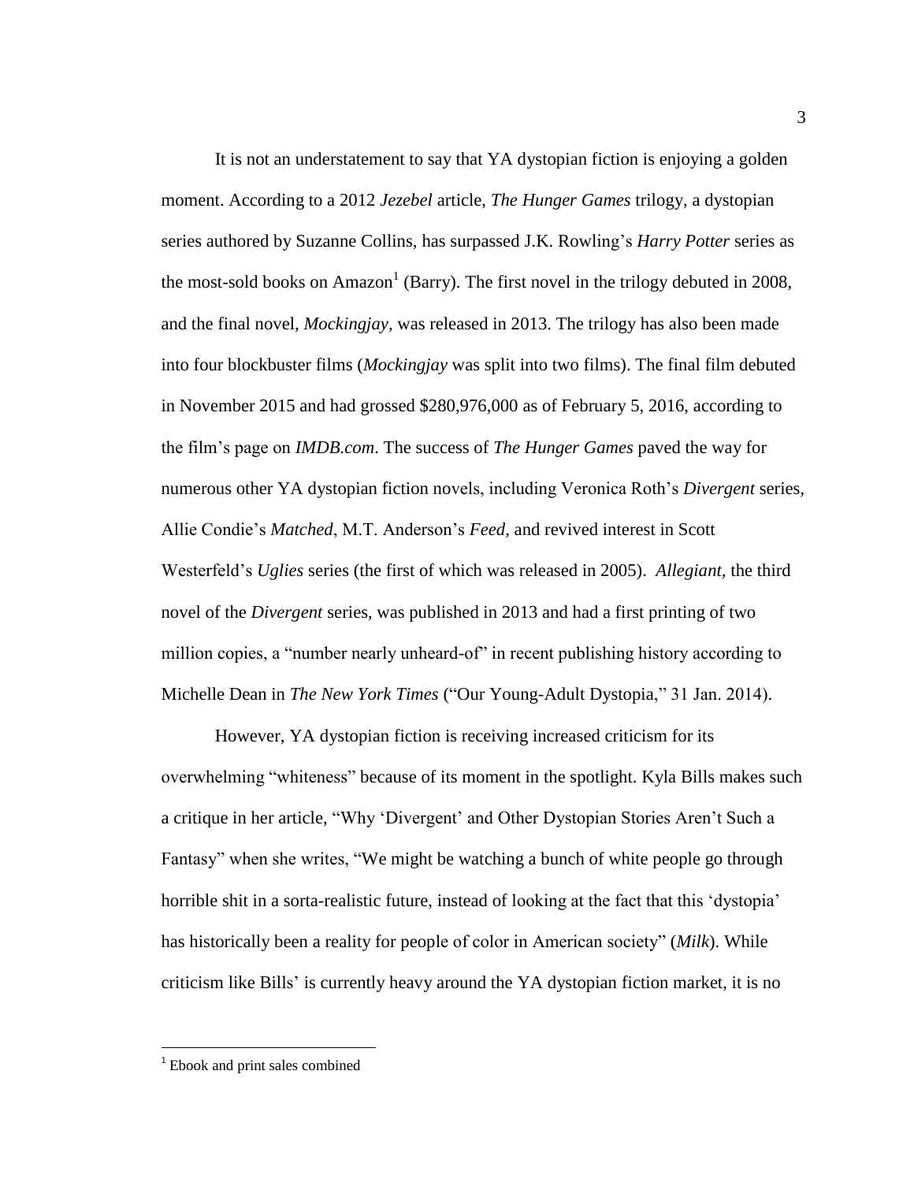It is not an understatement to say that YA dystopian fiction is enjoying a golden moment. According to a 2012 *Jezebel* article, *The Hunger Games* trilogy, a dystopian series authored by Suzanne Collins, has surpassed J.K. Rowling's *Harry Potter* series as the most-sold books on Amazon[1] (Barry). The first novel in the trilogy debuted in 2008, and the final novel, *Mockingjay*, was released in 2013. The trilogy has also been made into four blockbuster films (*Mockingjay* was split into two films). The final film debuted in November 2015 and had grossed $280,976,000 as of February 5, 2016, according to the film's page on *IMDB.com*. The success of *The Hunger Games* paved the way for numerous other YA dystopian fiction novels, including Veronica Roth's *Divergent* series, Allie Condie's *Matched*, M.T. Anderson's *Feed*, and revived interest in Scott Westerfeld's *Uglies* series (the first of which was released in 2005). *Allegiant,* the third novel of the *Divergent* series, was published in 2013 and had a first printing of two million copies, a "number nearly unheard-of" in recent publishing history according to Michelle Dean in *The New York Times* ("Our Young-Adult Dystopia," 31 Jan. 2014).

However, YA dystopian fiction is receiving increased criticism for its overwhelming "whiteness" because of its moment in the spotlight. Kyla Bills makes such a critique in her article, "Why 'Divergent' and Other Dystopian Stories Aren't Such a Fantasy" when she writes, "We might be watching a bunch of white people go through horrible shit in a sorta-realistic future, instead of looking at the fact that this 'dystopia' has historically been a reality for people of color in American society" (*Milk*). While criticism like Bills' is currently heavy around the YA dystopian fiction market, it is no

[1] Ebook and print sales combined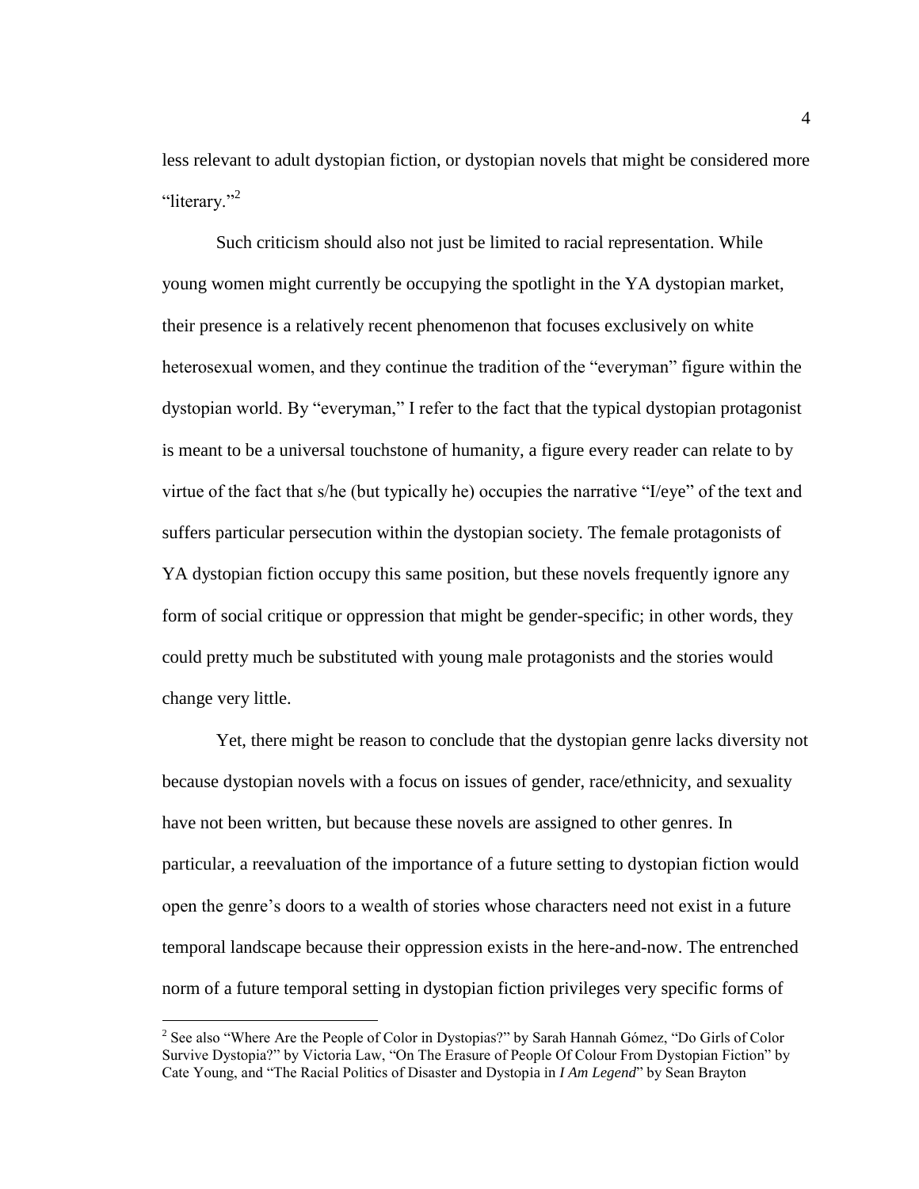less relevant to adult dystopian fiction, or dystopian novels that might be considered more "literary."[2]

Such criticism should also not just be limited to racial representation. While young women might currently be occupying the spotlight in the YA dystopian market, their presence is a relatively recent phenomenon that focuses exclusively on white heterosexual women, and they continue the tradition of the "everyman" figure within the dystopian world. By "everyman," I refer to the fact that the typical dystopian protagonist is meant to be a universal touchstone of humanity, a figure every reader can relate to by virtue of the fact that s/he (but typically he) occupies the narrative "I/eye" of the text and suffers particular persecution within the dystopian society. The female protagonists of YA dystopian fiction occupy this same position, but these novels frequently ignore any form of social critique or oppression that might be gender-specific; in other words, they could pretty much be substituted with young male protagonists and the stories would change very little.

Yet, there might be reason to conclude that the dystopian genre lacks diversity not because dystopian novels with a focus on issues of gender, race/ethnicity, and sexuality have not been written, but because these novels are assigned to other genres. In particular, a reevaluation of the importance of a future setting to dystopian fiction would open the genre's doors to a wealth of stories whose characters need not exist in a future temporal landscape because their oppression exists in the here-and-now. The entrenched norm of a future temporal setting in dystopian fiction privileges very specific forms of

---

[2] See also "Where Are the People of Color in Dystopias?" by Sarah Hannah Gómez, "Do Girls of Color Survive Dystopia?" by Victoria Law, "On The Erasure of People Of Colour From Dystopian Fiction" by Cate Young, and "The Racial Politics of Disaster and Dystopia in *I Am Legend*" by Sean Brayton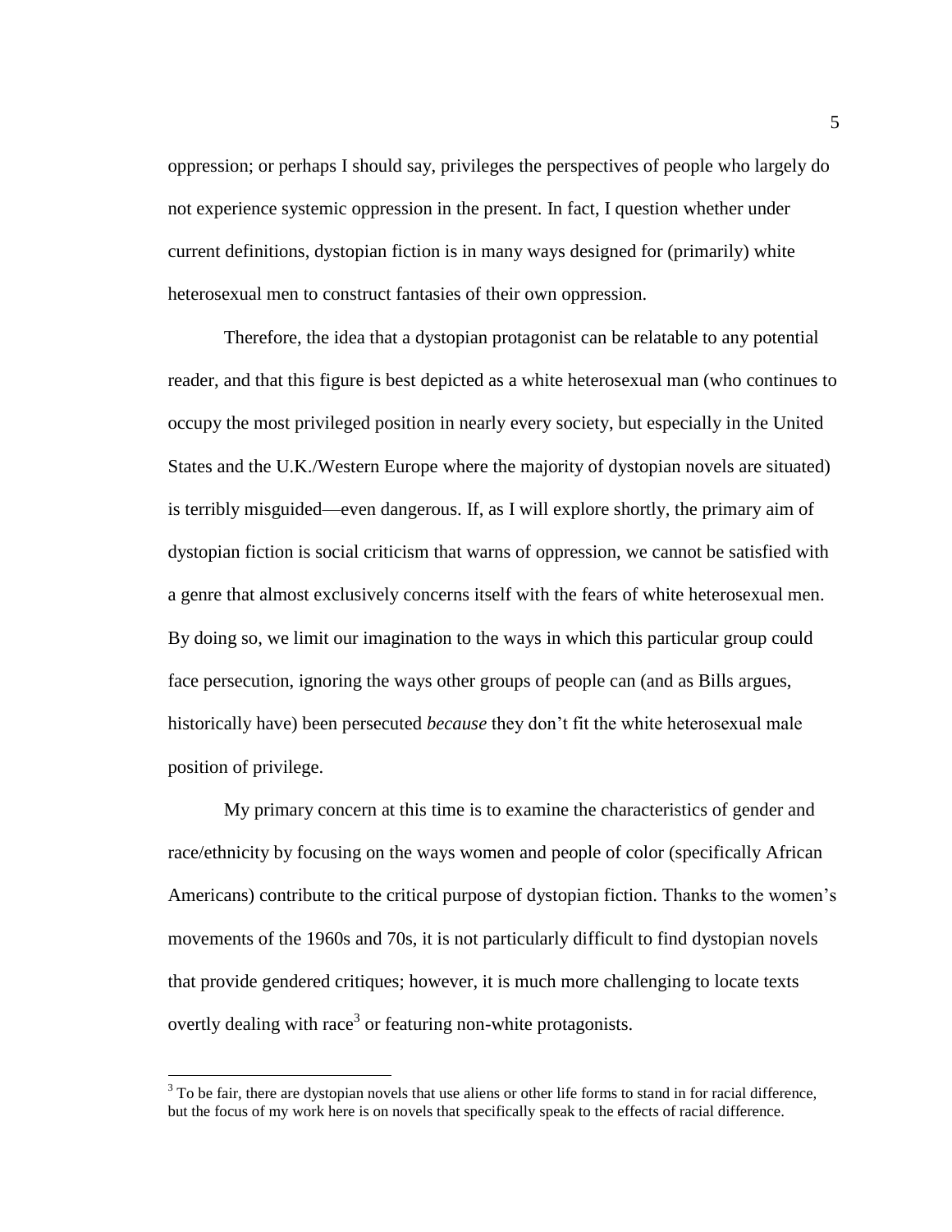oppression; or perhaps I should say, privileges the perspectives of people who largely do not experience systemic oppression in the present. In fact, I question whether under current definitions, dystopian fiction is in many ways designed for (primarily) white heterosexual men to construct fantasies of their own oppression.

Therefore, the idea that a dystopian protagonist can be relatable to any potential reader, and that this figure is best depicted as a white heterosexual man (who continues to occupy the most privileged position in nearly every society, but especially in the United States and the U.K./Western Europe where the majority of dystopian novels are situated) is terribly misguided—even dangerous. If, as I will explore shortly, the primary aim of dystopian fiction is social criticism that warns of oppression, we cannot be satisfied with a genre that almost exclusively concerns itself with the fears of white heterosexual men. By doing so, we limit our imagination to the ways in which this particular group could face persecution, ignoring the ways other groups of people can (and as Bills argues, historically have) been persecuted *because* they don't fit the white heterosexual male position of privilege.

My primary concern at this time is to examine the characteristics of gender and race/ethnicity by focusing on the ways women and people of color (specifically African Americans) contribute to the critical purpose of dystopian fiction. Thanks to the women's movements of the 1960s and 70s, it is not particularly difficult to find dystopian novels that provide gendered critiques; however, it is much more challenging to locate texts overtly dealing with race[3] or featuring non-white protagonists.

---

[3] To be fair, there are dystopian novels that use aliens or other life forms to stand in for racial difference, but the focus of my work here is on novels that specifically speak to the effects of racial difference.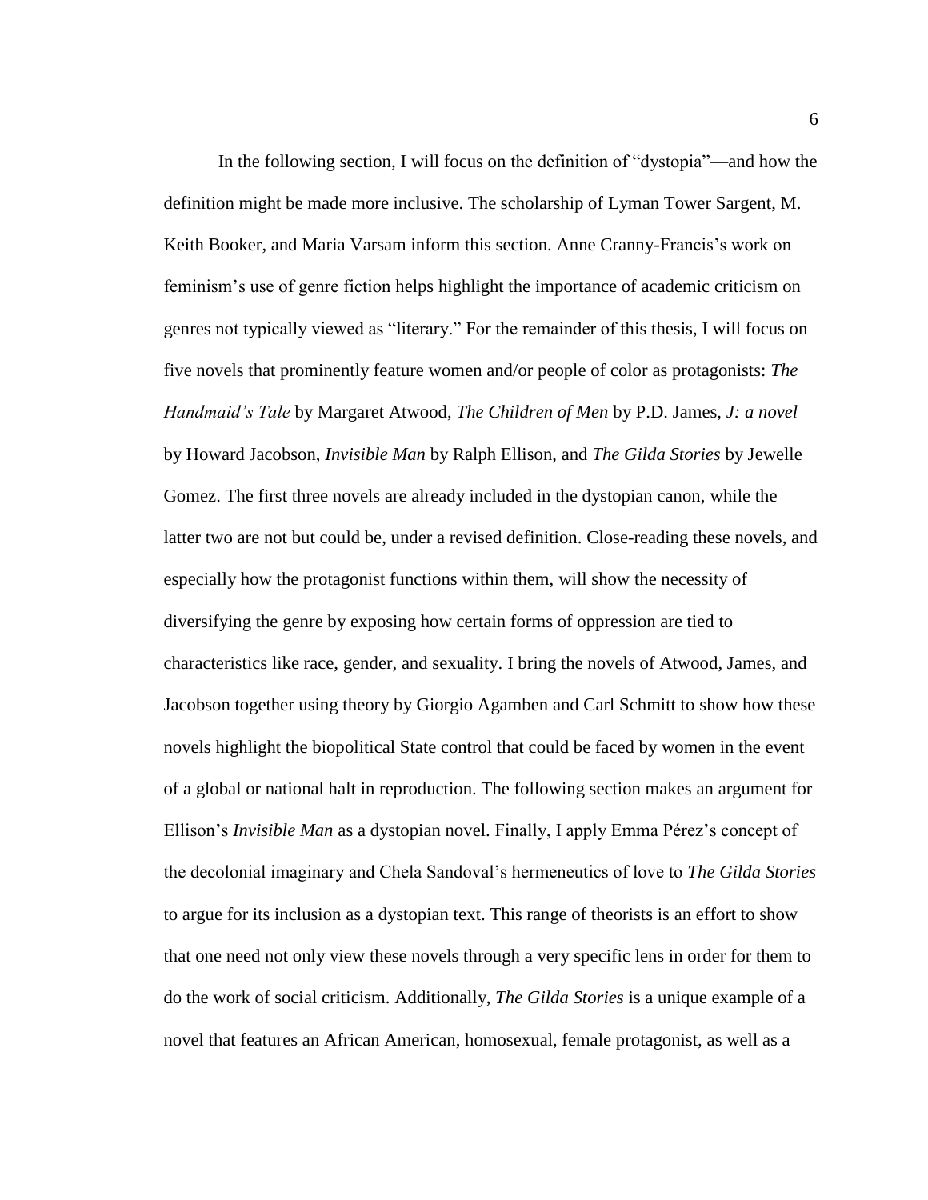In the following section, I will focus on the definition of "dystopia"—and how the definition might be made more inclusive. The scholarship of Lyman Tower Sargent, M. Keith Booker, and Maria Varsam inform this section. Anne Cranny-Francis's work on feminism's use of genre fiction helps highlight the importance of academic criticism on genres not typically viewed as "literary." For the remainder of this thesis, I will focus on five novels that prominently feature women and/or people of color as protagonists: *The Handmaid's Tale* by Margaret Atwood, *The Children of Men* by P.D. James, *J: a novel* by Howard Jacobson, *Invisible Man* by Ralph Ellison, and *The Gilda Stories* by Jewelle Gomez. The first three novels are already included in the dystopian canon, while the latter two are not but could be, under a revised definition. Close-reading these novels, and especially how the protagonist functions within them, will show the necessity of diversifying the genre by exposing how certain forms of oppression are tied to characteristics like race, gender, and sexuality. I bring the novels of Atwood, James, and Jacobson together using theory by Giorgio Agamben and Carl Schmitt to show how these novels highlight the biopolitical State control that could be faced by women in the event of a global or national halt in reproduction. The following section makes an argument for Ellison's *Invisible Man* as a dystopian novel. Finally, I apply Emma Pérez's concept of the decolonial imaginary and Chela Sandoval's hermeneutics of love to *The Gilda Stories* to argue for its inclusion as a dystopian text. This range of theorists is an effort to show that one need not only view these novels through a very specific lens in order for them to do the work of social criticism. Additionally, *The Gilda Stories* is a unique example of a novel that features an African American, homosexual, female protagonist, as well as a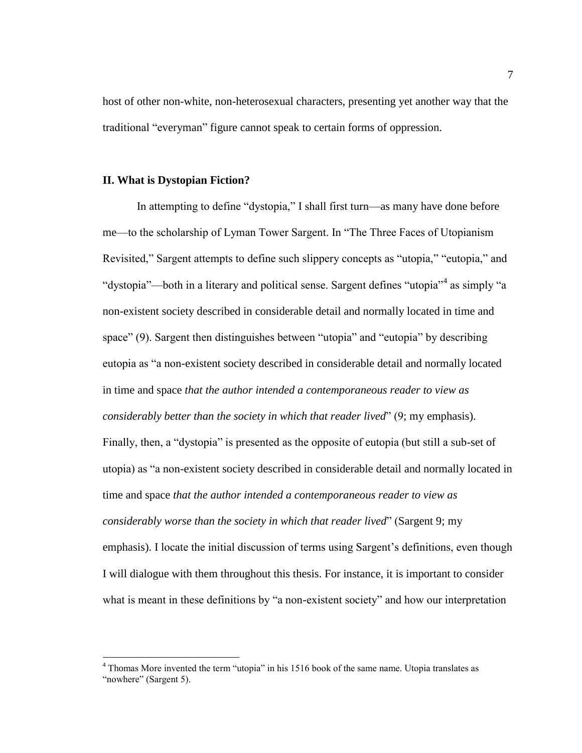host of other non-white, non-heterosexual characters, presenting yet another way that the traditional "everyman" figure cannot speak to certain forms of oppression.

## II. What is Dystopian Fiction?

In attempting to define "dystopia," I shall first turn—as many have done before me—to the scholarship of Lyman Tower Sargent. In "The Three Faces of Utopianism Revisited," Sargent attempts to define such slippery concepts as "utopia," "eutopia," and "dystopia"—both in a literary and political sense. Sargent defines "utopia"[4] as simply "a non-existent society described in considerable detail and normally located in time and space" (9). Sargent then distinguishes between "utopia" and "eutopia" by describing eutopia as "a non-existent society described in considerable detail and normally located in time and space *that the author intended a contemporaneous reader to view as considerably better than the society in which that reader lived*" (9; my emphasis). Finally, then, a "dystopia" is presented as the opposite of eutopia (but still a sub-set of utopia) as "a non-existent society described in considerable detail and normally located in time and space *that the author intended a contemporaneous reader to view as considerably worse than the society in which that reader lived*" (Sargent 9; my emphasis). I locate the initial discussion of terms using Sargent's definitions, even though I will dialogue with them throughout this thesis. For instance, it is important to consider what is meant in these definitions by "a non-existent society" and how our interpretation

[4] Thomas More invented the term "utopia" in his 1516 book of the same name. Utopia translates as "nowhere" (Sargent 5).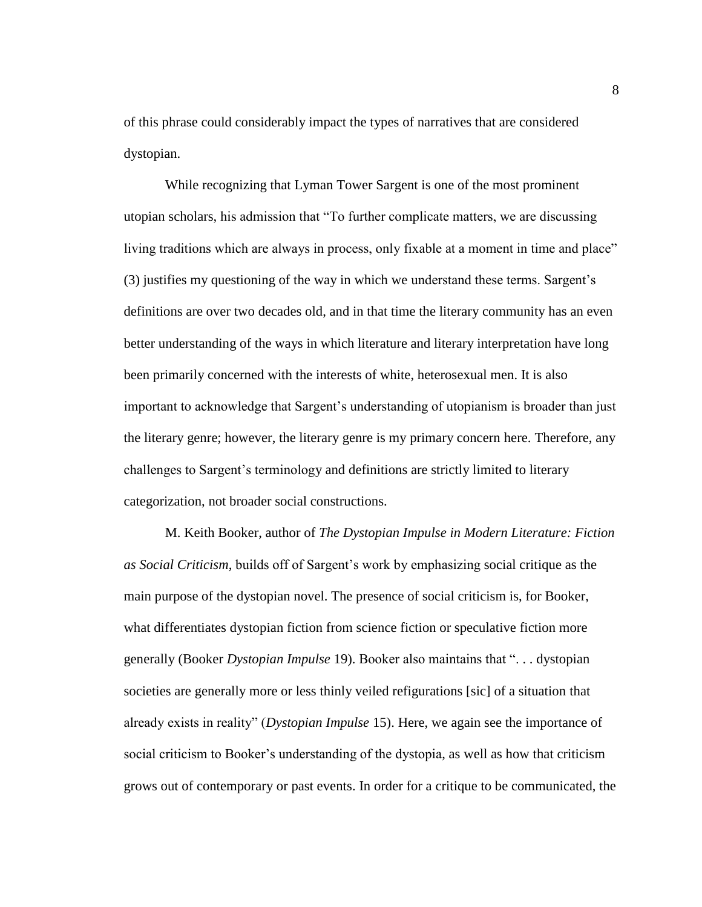of this phrase could considerably impact the types of narratives that are considered dystopian.

While recognizing that Lyman Tower Sargent is one of the most prominent utopian scholars, his admission that "To further complicate matters, we are discussing living traditions which are always in process, only fixable at a moment in time and place" (3) justifies my questioning of the way in which we understand these terms. Sargent's definitions are over two decades old, and in that time the literary community has an even better understanding of the ways in which literature and literary interpretation have long been primarily concerned with the interests of white, heterosexual men. It is also important to acknowledge that Sargent's understanding of utopianism is broader than just the literary genre; however, the literary genre is my primary concern here. Therefore, any challenges to Sargent's terminology and definitions are strictly limited to literary categorization, not broader social constructions.

M. Keith Booker, author of *The Dystopian Impulse in Modern Literature: Fiction as Social Criticism*, builds off of Sargent's work by emphasizing social critique as the main purpose of the dystopian novel. The presence of social criticism is, for Booker, what differentiates dystopian fiction from science fiction or speculative fiction more generally (Booker *Dystopian Impulse* 19). Booker also maintains that ". . . dystopian societies are generally more or less thinly veiled refigurations [sic] of a situation that already exists in reality" (*Dystopian Impulse* 15). Here, we again see the importance of social criticism to Booker's understanding of the dystopia, as well as how that criticism grows out of contemporary or past events. In order for a critique to be communicated, the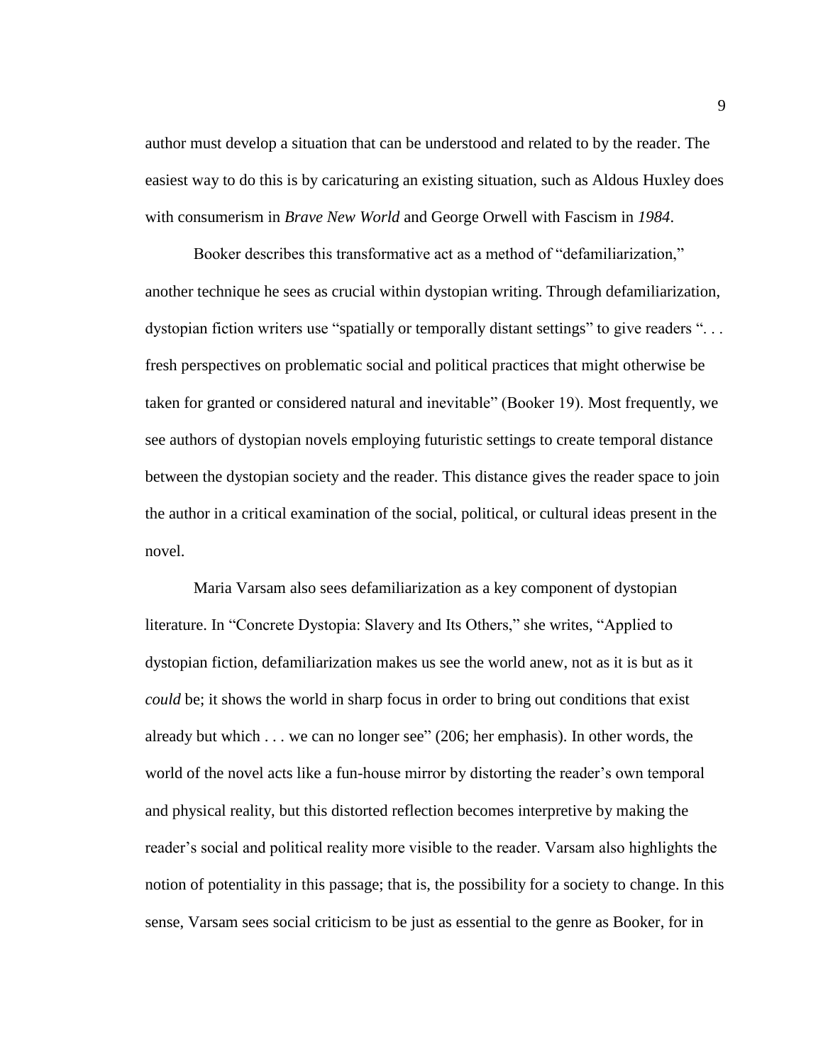author must develop a situation that can be understood and related to by the reader. The easiest way to do this is by caricaturing an existing situation, such as Aldous Huxley does with consumerism in *Brave New World* and George Orwell with Fascism in *1984*.

Booker describes this transformative act as a method of "defamiliarization," another technique he sees as crucial within dystopian writing. Through defamiliarization, dystopian fiction writers use "spatially or temporally distant settings" to give readers ". . . fresh perspectives on problematic social and political practices that might otherwise be taken for granted or considered natural and inevitable" (Booker 19). Most frequently, we see authors of dystopian novels employing futuristic settings to create temporal distance between the dystopian society and the reader. This distance gives the reader space to join the author in a critical examination of the social, political, or cultural ideas present in the novel.

Maria Varsam also sees defamiliarization as a key component of dystopian literature. In "Concrete Dystopia: Slavery and Its Others," she writes, "Applied to dystopian fiction, defamiliarization makes us see the world anew, not as it is but as it *could* be; it shows the world in sharp focus in order to bring out conditions that exist already but which . . . we can no longer see" (206; her emphasis). In other words, the world of the novel acts like a fun-house mirror by distorting the reader's own temporal and physical reality, but this distorted reflection becomes interpretive by making the reader's social and political reality more visible to the reader. Varsam also highlights the notion of potentiality in this passage; that is, the possibility for a society to change. In this sense, Varsam sees social criticism to be just as essential to the genre as Booker, for in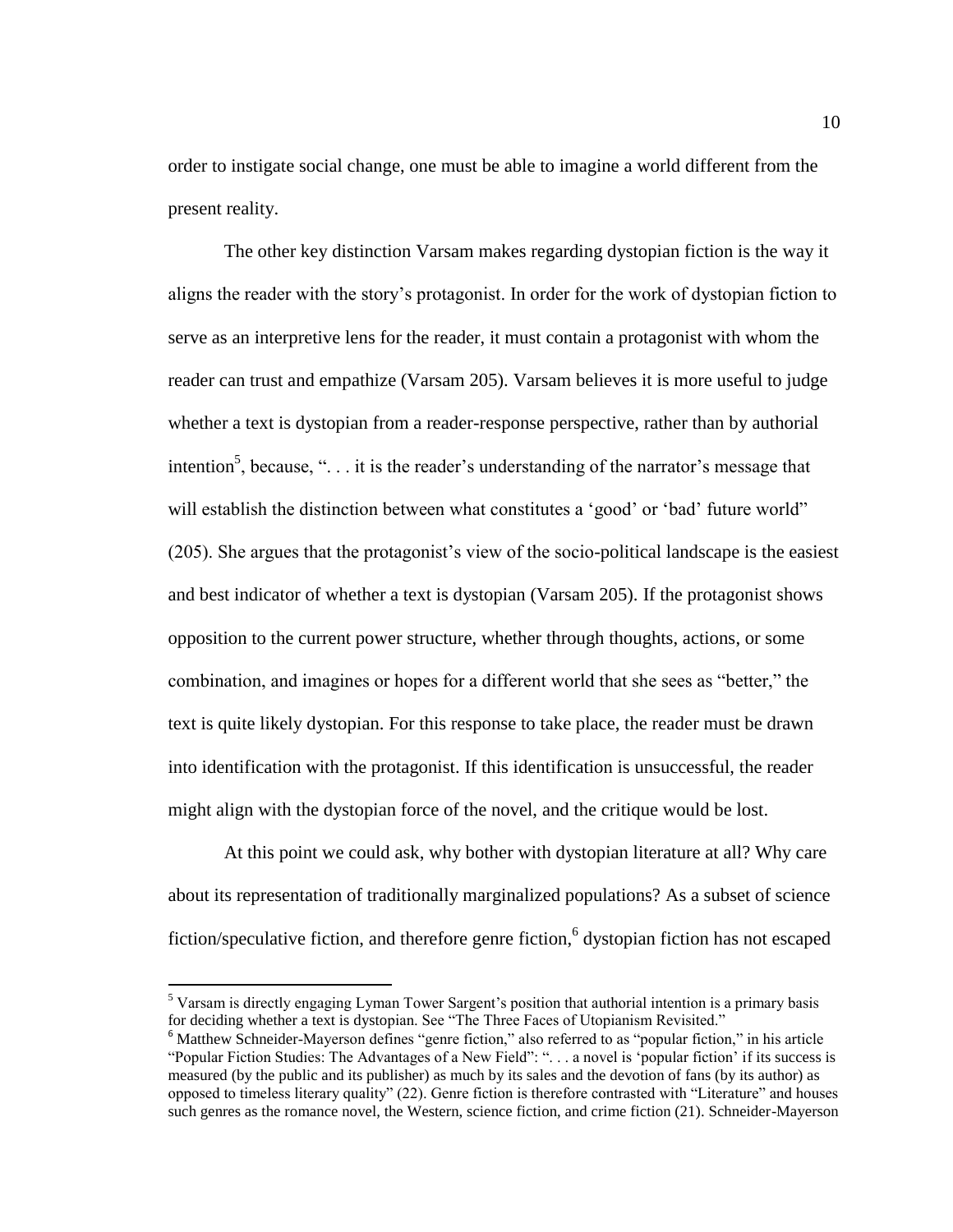order to instigate social change, one must be able to imagine a world different from the present reality.

The other key distinction Varsam makes regarding dystopian fiction is the way it aligns the reader with the story's protagonist. In order for the work of dystopian fiction to serve as an interpretive lens for the reader, it must contain a protagonist with whom the reader can trust and empathize (Varsam 205). Varsam believes it is more useful to judge whether a text is dystopian from a reader-response perspective, rather than by authorial intention[5], because, ". . . it is the reader's understanding of the narrator's message that will establish the distinction between what constitutes a 'good' or 'bad' future world" (205). She argues that the protagonist's view of the socio-political landscape is the easiest and best indicator of whether a text is dystopian (Varsam 205). If the protagonist shows opposition to the current power structure, whether through thoughts, actions, or some combination, and imagines or hopes for a different world that she sees as "better," the text is quite likely dystopian. For this response to take place, the reader must be drawn into identification with the protagonist. If this identification is unsuccessful, the reader might align with the dystopian force of the novel, and the critique would be lost.

At this point we could ask, why bother with dystopian literature at all? Why care about its representation of traditionally marginalized populations? As a subset of science fiction/speculative fiction, and therefore genre fiction,[6] dystopian fiction has not escaped

---

[5] Varsam is directly engaging Lyman Tower Sargent's position that authorial intention is a primary basis for deciding whether a text is dystopian. See "The Three Faces of Utopianism Revisited."

[6] Matthew Schneider-Mayerson defines "genre fiction," also referred to as "popular fiction," in his article "Popular Fiction Studies: The Advantages of a New Field": ". . . a novel is 'popular fiction' if its success is measured (by the public and its publisher) as much by its sales and the devotion of fans (by its author) as opposed to timeless literary quality" (22). Genre fiction is therefore contrasted with "Literature" and houses such genres as the romance novel, the Western, science fiction, and crime fiction (21). Schneider-Mayerson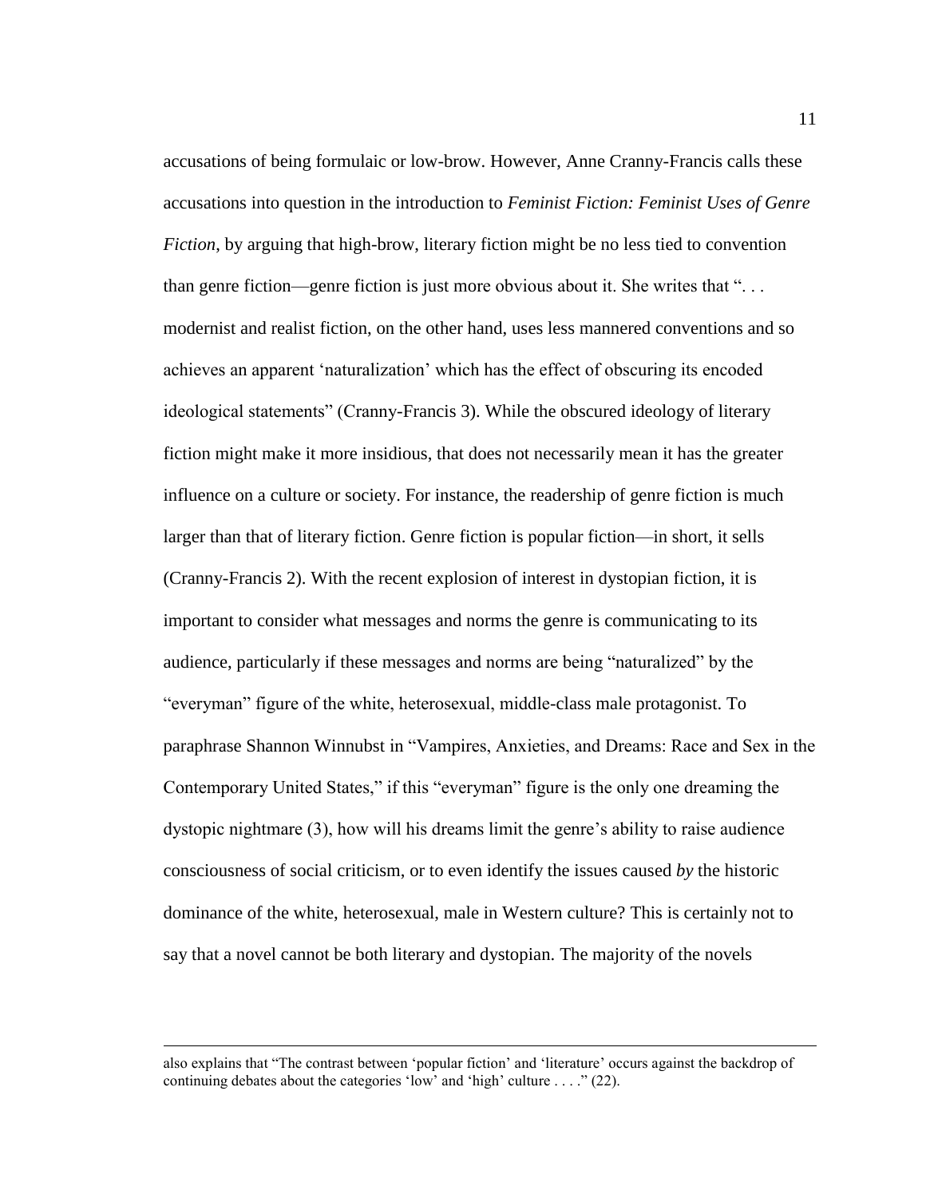accusations of being formulaic or low-brow. However, Anne Cranny-Francis calls these accusations into question in the introduction to *Feminist Fiction: Feminist Uses of Genre Fiction*, by arguing that high-brow, literary fiction might be no less tied to convention than genre fiction—genre fiction is just more obvious about it. She writes that ". . . modernist and realist fiction, on the other hand, uses less mannered conventions and so achieves an apparent 'naturalization' which has the effect of obscuring its encoded ideological statements" (Cranny-Francis 3). While the obscured ideology of literary fiction might make it more insidious, that does not necessarily mean it has the greater influence on a culture or society. For instance, the readership of genre fiction is much larger than that of literary fiction. Genre fiction is popular fiction—in short, it sells (Cranny-Francis 2). With the recent explosion of interest in dystopian fiction, it is important to consider what messages and norms the genre is communicating to its audience, particularly if these messages and norms are being "naturalized" by the "everyman" figure of the white, heterosexual, middle-class male protagonist. To paraphrase Shannon Winnubst in "Vampires, Anxieties, and Dreams: Race and Sex in the Contemporary United States," if this "everyman" figure is the only one dreaming the dystopic nightmare (3), how will his dreams limit the genre's ability to raise audience consciousness of social criticism, or to even identify the issues caused *by* the historic dominance of the white, heterosexual, male in Western culture? This is certainly not to say that a novel cannot be both literary and dystopian. The majority of the novels

---

also explains that "The contrast between 'popular fiction' and 'literature' occurs against the backdrop of continuing debates about the categories 'low' and 'high' culture . . . ." (22).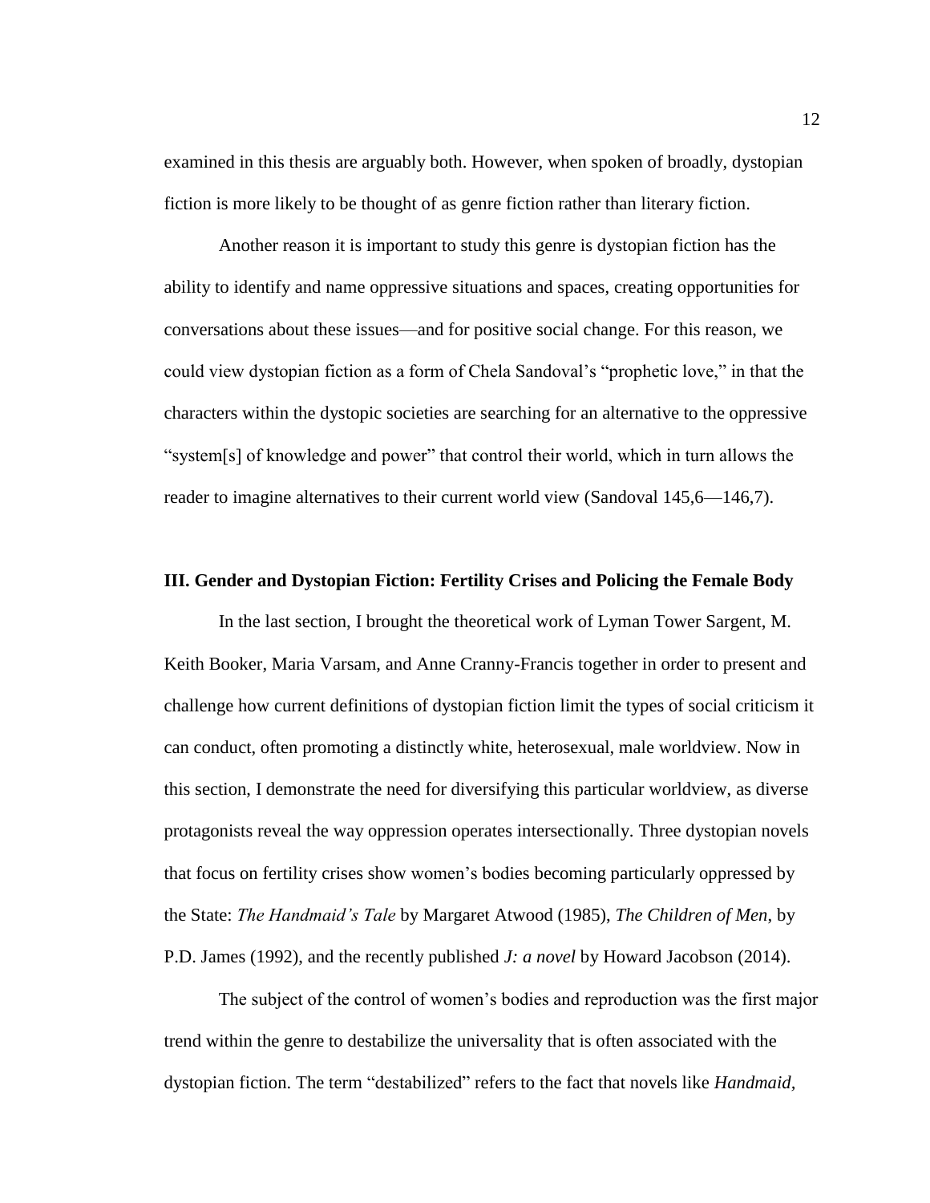examined in this thesis are arguably both. However, when spoken of broadly, dystopian fiction is more likely to be thought of as genre fiction rather than literary fiction.

Another reason it is important to study this genre is dystopian fiction has the ability to identify and name oppressive situations and spaces, creating opportunities for conversations about these issues—and for positive social change. For this reason, we could view dystopian fiction as a form of Chela Sandoval's "prophetic love," in that the characters within the dystopic societies are searching for an alternative to the oppressive "system[s] of knowledge and power" that control their world, which in turn allows the reader to imagine alternatives to their current world view (Sandoval 145,6—146,7).

### III. Gender and Dystopian Fiction: Fertility Crises and Policing the Female Body

In the last section, I brought the theoretical work of Lyman Tower Sargent, M. Keith Booker, Maria Varsam, and Anne Cranny-Francis together in order to present and challenge how current definitions of dystopian fiction limit the types of social criticism it can conduct, often promoting a distinctly white, heterosexual, male worldview. Now in this section, I demonstrate the need for diversifying this particular worldview, as diverse protagonists reveal the way oppression operates intersectionally. Three dystopian novels that focus on fertility crises show women's bodies becoming particularly oppressed by the State: *The Handmaid's Tale* by Margaret Atwood (1985), *The Children of Men*, by P.D. James (1992), and the recently published *J: a novel* by Howard Jacobson (2014).

The subject of the control of women's bodies and reproduction was the first major trend within the genre to destabilize the universality that is often associated with the dystopian fiction. The term "destabilized" refers to the fact that novels like *Handmaid*,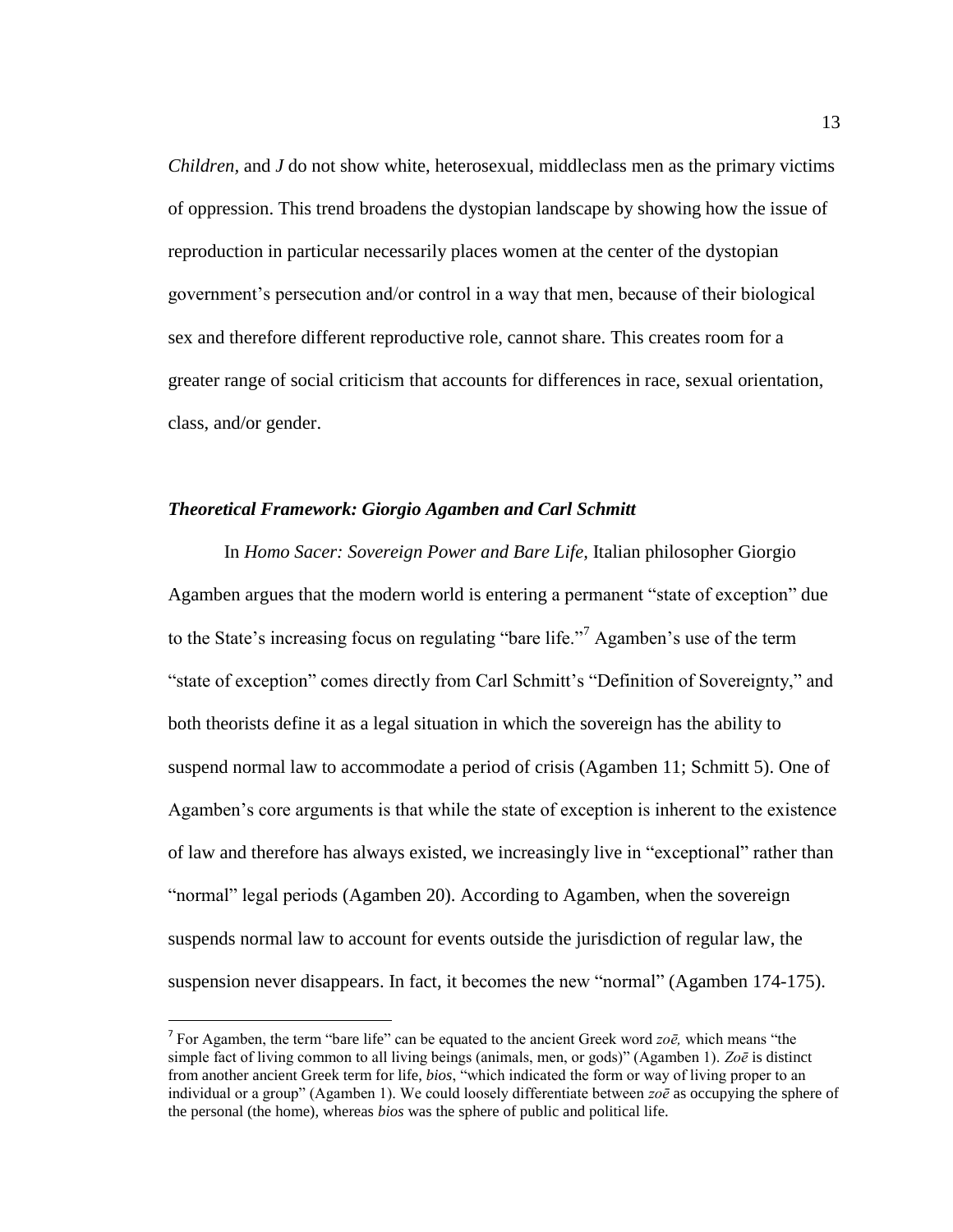*Children*, and *J* do not show white, heterosexual, middleclass men as the primary victims of oppression. This trend broadens the dystopian landscape by showing how the issue of reproduction in particular necessarily places women at the center of the dystopian government's persecution and/or control in a way that men, because of their biological sex and therefore different reproductive role, cannot share. This creates room for a greater range of social criticism that accounts for differences in race, sexual orientation, class, and/or gender.

### *Theoretical Framework: Giorgio Agamben and Carl Schmitt*

In *Homo Sacer: Sovereign Power and Bare Life*, Italian philosopher Giorgio Agamben argues that the modern world is entering a permanent "state of exception" due to the State's increasing focus on regulating "bare life."[7] Agamben's use of the term "state of exception" comes directly from Carl Schmitt's "Definition of Sovereignty," and both theorists define it as a legal situation in which the sovereign has the ability to suspend normal law to accommodate a period of crisis (Agamben 11; Schmitt 5). One of Agamben's core arguments is that while the state of exception is inherent to the existence of law and therefore has always existed, we increasingly live in "exceptional" rather than "normal" legal periods (Agamben 20). According to Agamben, when the sovereign suspends normal law to account for events outside the jurisdiction of regular law, the suspension never disappears. In fact, it becomes the new "normal" (Agamben 174-175).

---

[7] For Agamben, the term "bare life" can be equated to the ancient Greek word *zoē,* which means "the simple fact of living common to all living beings (animals, men, or gods)" (Agamben 1). *Zoē* is distinct from another ancient Greek term for life, *bios*, "which indicated the form or way of living proper to an individual or a group" (Agamben 1). We could loosely differentiate between *zoē* as occupying the sphere of the personal (the home), whereas *bios* was the sphere of public and political life.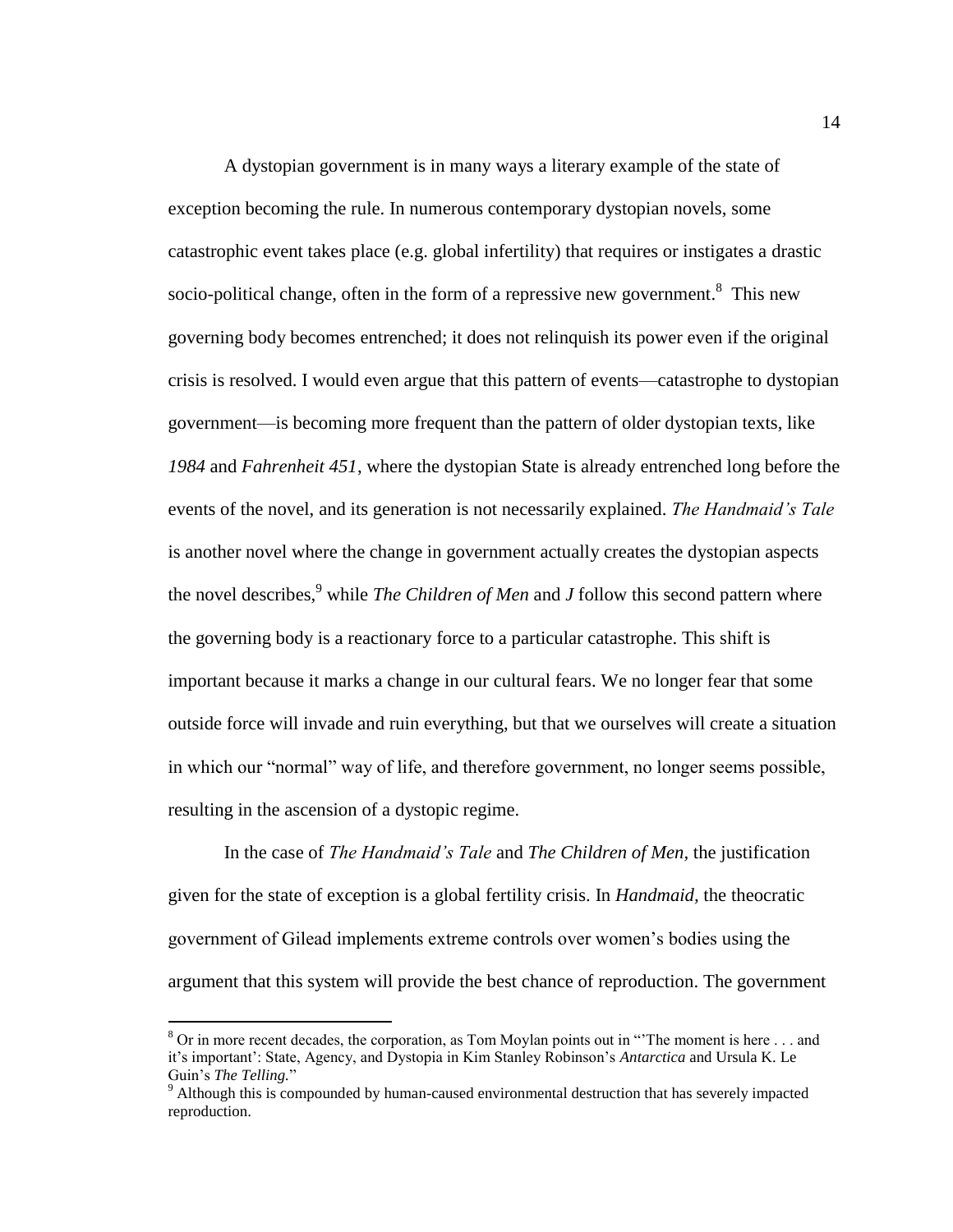A dystopian government is in many ways a literary example of the state of exception becoming the rule. In numerous contemporary dystopian novels, some catastrophic event takes place (e.g. global infertility) that requires or instigates a drastic socio-political change, often in the form of a repressive new government.[8] This new governing body becomes entrenched; it does not relinquish its power even if the original crisis is resolved. I would even argue that this pattern of events—catastrophe to dystopian government—is becoming more frequent than the pattern of older dystopian texts, like *1984* and *Fahrenheit 451*, where the dystopian State is already entrenched long before the events of the novel, and its generation is not necessarily explained. *The Handmaid's Tale* is another novel where the change in government actually creates the dystopian aspects the novel describes,[9] while *The Children of Men* and *J* follow this second pattern where the governing body is a reactionary force to a particular catastrophe. This shift is important because it marks a change in our cultural fears. We no longer fear that some outside force will invade and ruin everything, but that we ourselves will create a situation in which our "normal" way of life, and therefore government, no longer seems possible, resulting in the ascension of a dystopic regime.

In the case of *The Handmaid's Tale* and *The Children of Men*, the justification given for the state of exception is a global fertility crisis. In *Handmaid*, the theocratic government of Gilead implements extreme controls over women's bodies using the argument that this system will provide the best chance of reproduction. The government

---

[8] Or in more recent decades, the corporation, as Tom Moylan points out in "'The moment is here . . . and it's important': State, Agency, and Dystopia in Kim Stanley Robinson's *Antarctica* and Ursula K. Le Guin's *The Telling*."

[9] Although this is compounded by human-caused environmental destruction that has severely impacted reproduction.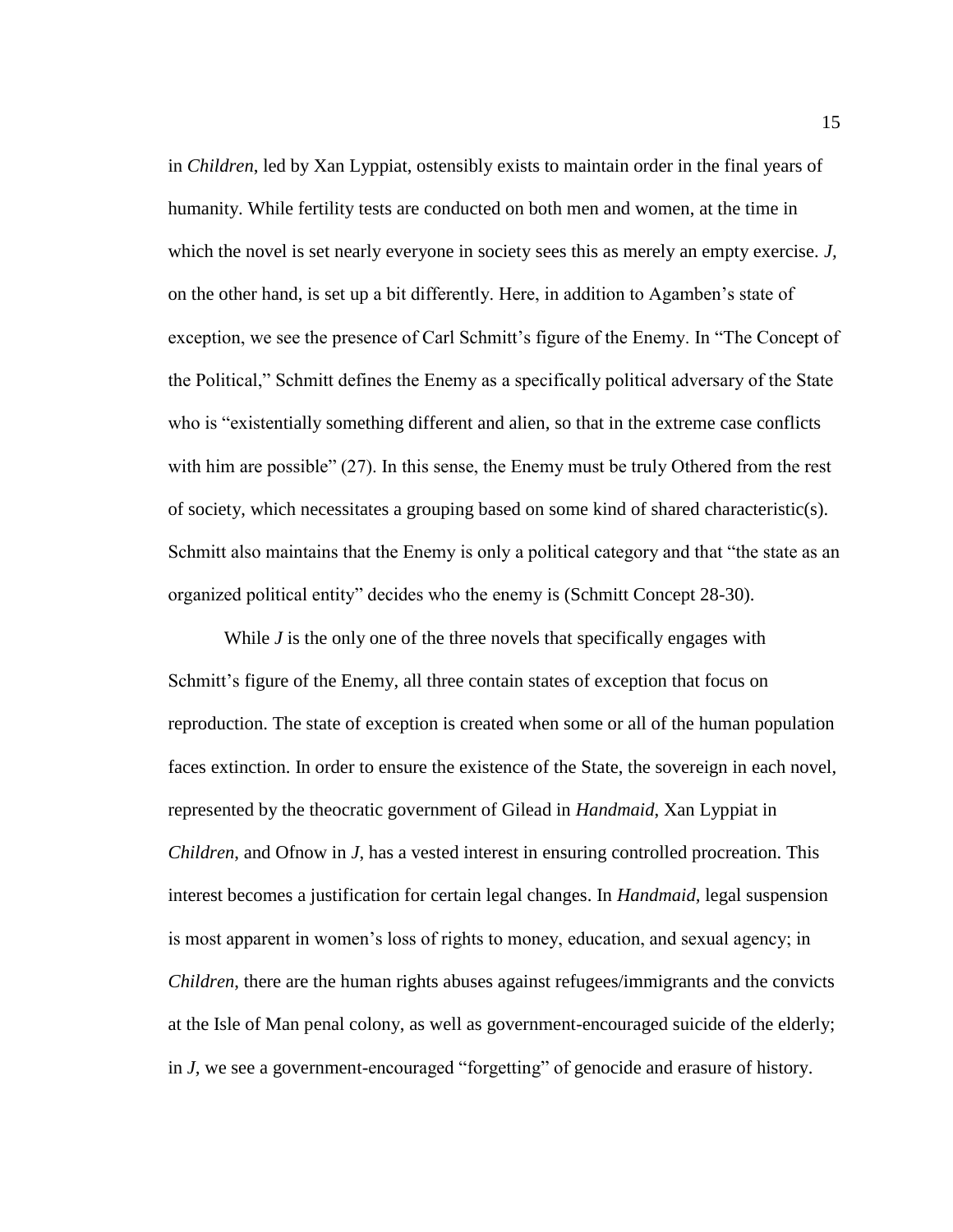in *Children*, led by Xan Lyppiat, ostensibly exists to maintain order in the final years of humanity. While fertility tests are conducted on both men and women, at the time in which the novel is set nearly everyone in society sees this as merely an empty exercise. *J*, on the other hand, is set up a bit differently. Here, in addition to Agamben's state of exception, we see the presence of Carl Schmitt's figure of the Enemy. In "The Concept of the Political," Schmitt defines the Enemy as a specifically political adversary of the State who is "existentially something different and alien, so that in the extreme case conflicts with him are possible" (27). In this sense, the Enemy must be truly Othered from the rest of society, which necessitates a grouping based on some kind of shared characteristic(s). Schmitt also maintains that the Enemy is only a political category and that "the state as an organized political entity" decides who the enemy is (Schmitt Concept 28-30).

While *J* is the only one of the three novels that specifically engages with Schmitt's figure of the Enemy, all three contain states of exception that focus on reproduction. The state of exception is created when some or all of the human population faces extinction. In order to ensure the existence of the State, the sovereign in each novel, represented by the theocratic government of Gilead in *Handmaid*, Xan Lyppiat in *Children*, and Ofnow in *J*, has a vested interest in ensuring controlled procreation. This interest becomes a justification for certain legal changes. In *Handmaid*, legal suspension is most apparent in women's loss of rights to money, education, and sexual agency; in *Children*, there are the human rights abuses against refugees/immigrants and the convicts at the Isle of Man penal colony, as well as government-encouraged suicide of the elderly; in *J*, we see a government-encouraged "forgetting" of genocide and erasure of history.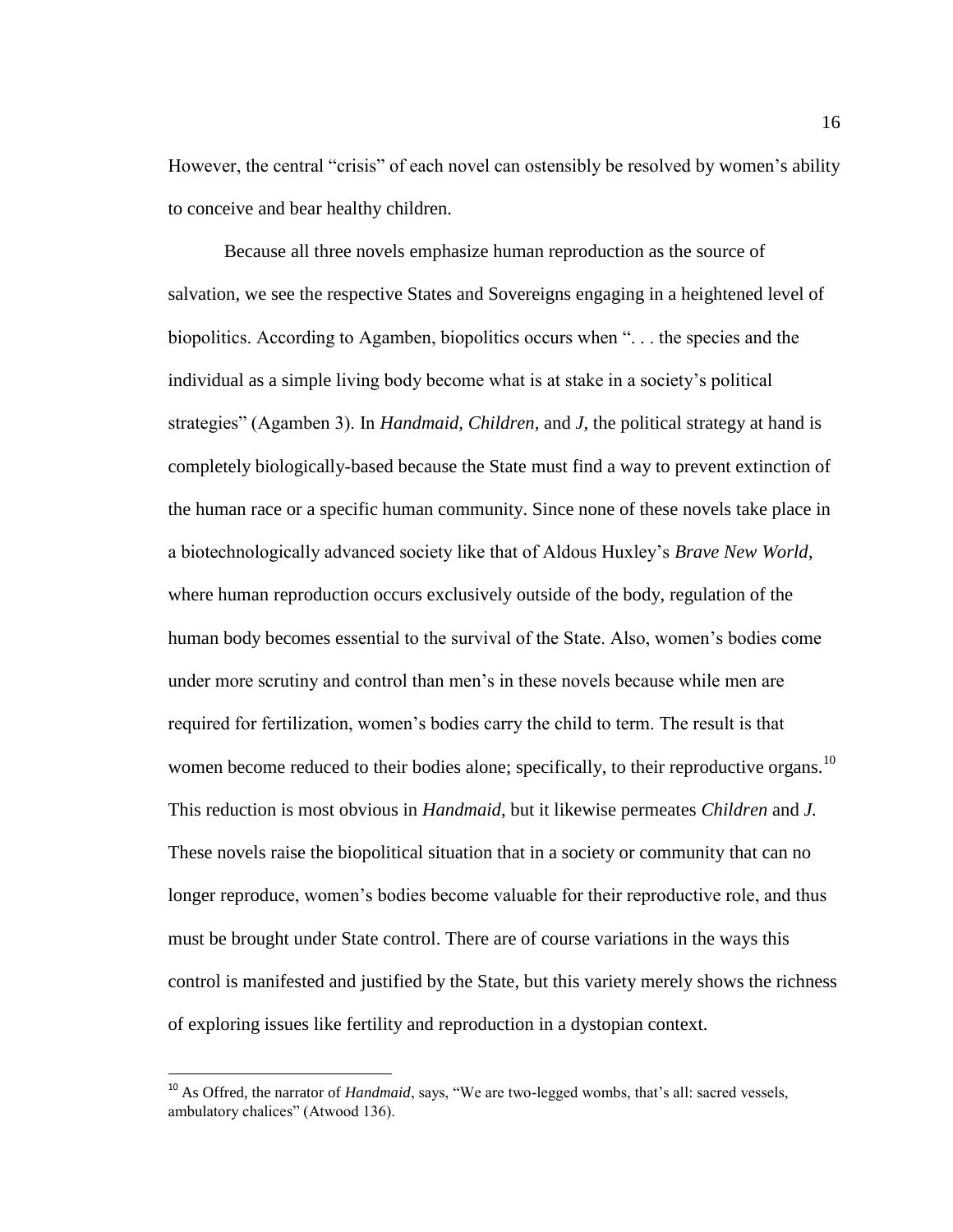However, the central "crisis" of each novel can ostensibly be resolved by women's ability to conceive and bear healthy children.

Because all three novels emphasize human reproduction as the source of salvation, we see the respective States and Sovereigns engaging in a heightened level of biopolitics. According to Agamben, biopolitics occurs when ". . . the species and the individual as a simple living body become what is at stake in a society's political strategies" (Agamben 3). In *Handmaid, Children,* and *J*, the political strategy at hand is completely biologically-based because the State must find a way to prevent extinction of the human race or a specific human community. Since none of these novels take place in a biotechnologically advanced society like that of Aldous Huxley's *Brave New World*, where human reproduction occurs exclusively outside of the body, regulation of the human body becomes essential to the survival of the State. Also, women's bodies come under more scrutiny and control than men's in these novels because while men are required for fertilization, women's bodies carry the child to term. The result is that women become reduced to their bodies alone; specifically, to their reproductive organs.[10] This reduction is most obvious in *Handmaid*, but it likewise permeates *Children* and *J*. These novels raise the biopolitical situation that in a society or community that can no longer reproduce, women's bodies become valuable for their reproductive role, and thus must be brought under State control. There are of course variations in the ways this control is manifested and justified by the State, but this variety merely shows the richness of exploring issues like fertility and reproduction in a dystopian context.

[10] As Offred, the narrator of *Handmaid*, says, "We are two-legged wombs, that's all: sacred vessels, ambulatory chalices" (Atwood 136).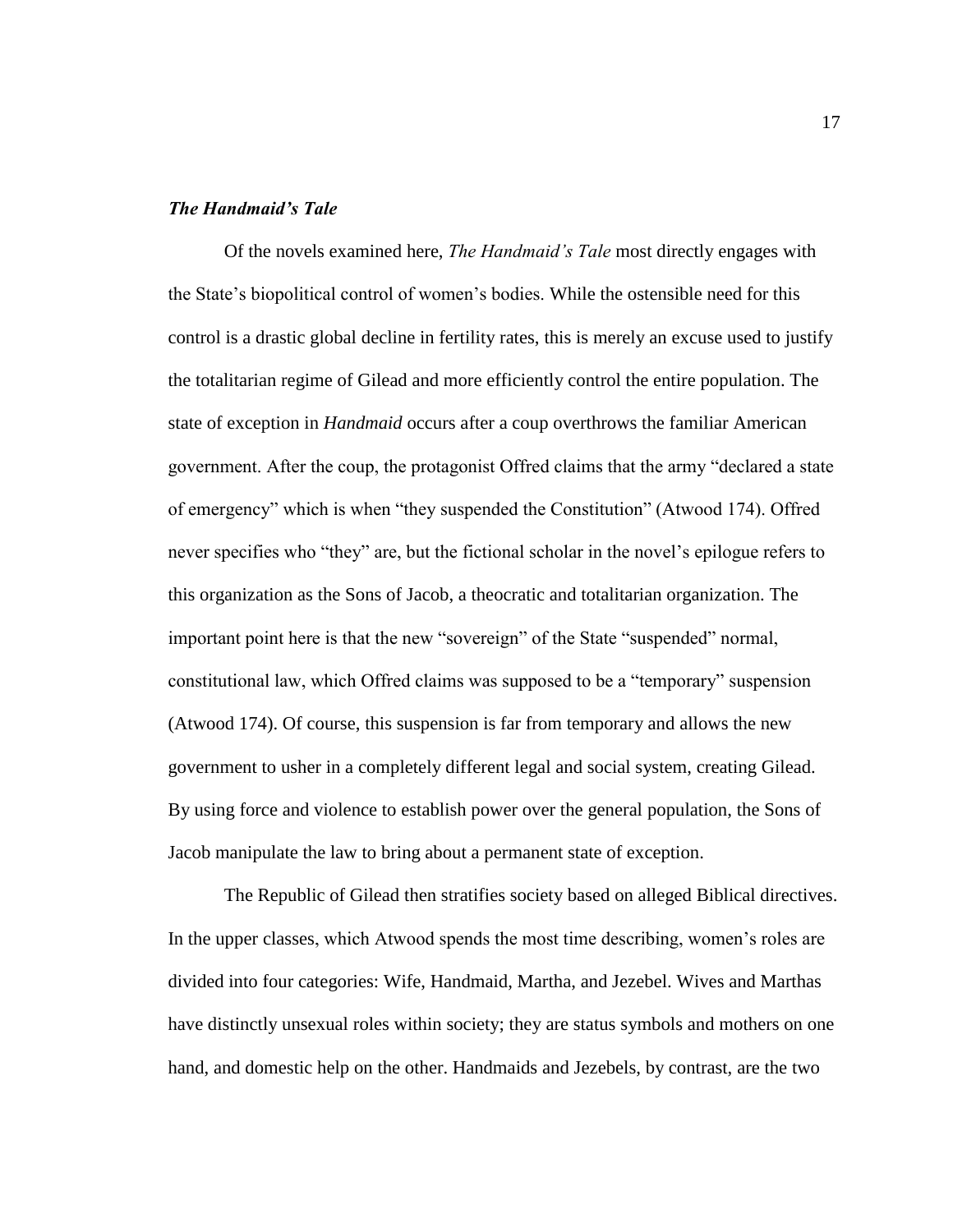### ***The Handmaid's Tale***

Of the novels examined here, *The Handmaid's Tale* most directly engages with the State's biopolitical control of women's bodies. While the ostensible need for this control is a drastic global decline in fertility rates, this is merely an excuse used to justify the totalitarian regime of Gilead and more efficiently control the entire population. The state of exception in *Handmaid* occurs after a coup overthrows the familiar American government. After the coup, the protagonist Offred claims that the army "declared a state of emergency" which is when "they suspended the Constitution" (Atwood 174). Offred never specifies who "they" are, but the fictional scholar in the novel's epilogue refers to this organization as the Sons of Jacob, a theocratic and totalitarian organization. The important point here is that the new "sovereign" of the State "suspended" normal, constitutional law, which Offred claims was supposed to be a "temporary" suspension (Atwood 174). Of course, this suspension is far from temporary and allows the new government to usher in a completely different legal and social system, creating Gilead. By using force and violence to establish power over the general population, the Sons of Jacob manipulate the law to bring about a permanent state of exception.

The Republic of Gilead then stratifies society based on alleged Biblical directives. In the upper classes, which Atwood spends the most time describing, women's roles are divided into four categories: Wife, Handmaid, Martha, and Jezebel. Wives and Marthas have distinctly unsexual roles within society; they are status symbols and mothers on one hand, and domestic help on the other. Handmaids and Jezebels, by contrast, are the two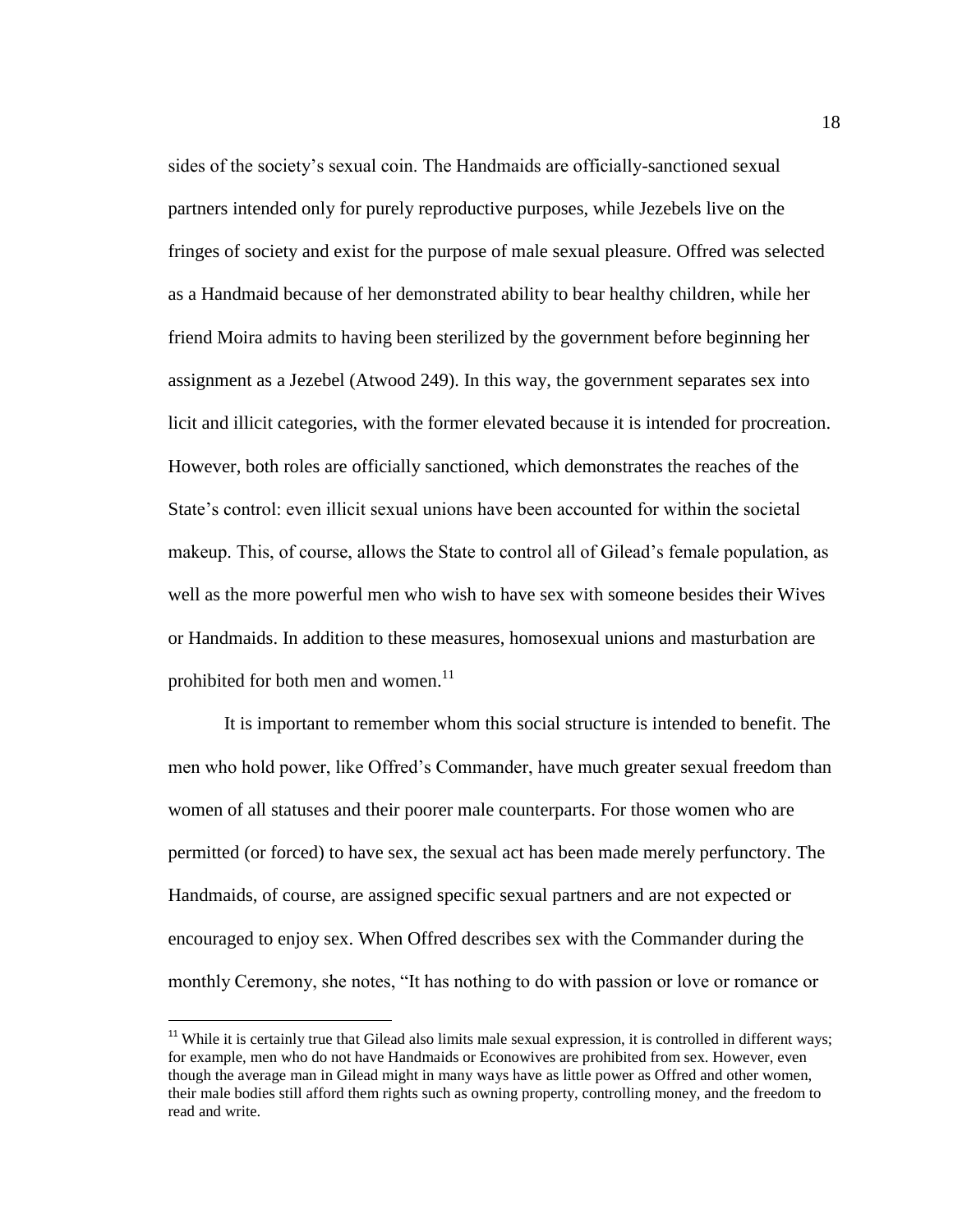sides of the society's sexual coin. The Handmaids are officially-sanctioned sexual partners intended only for purely reproductive purposes, while Jezebels live on the fringes of society and exist for the purpose of male sexual pleasure. Offred was selected as a Handmaid because of her demonstrated ability to bear healthy children, while her friend Moira admits to having been sterilized by the government before beginning her assignment as a Jezebel (Atwood 249). In this way, the government separates sex into licit and illicit categories, with the former elevated because it is intended for procreation. However, both roles are officially sanctioned, which demonstrates the reaches of the State's control: even illicit sexual unions have been accounted for within the societal makeup. This, of course, allows the State to control all of Gilead's female population, as well as the more powerful men who wish to have sex with someone besides their Wives or Handmaids. In addition to these measures, homosexual unions and masturbation are prohibited for both men and women.[11]

It is important to remember whom this social structure is intended to benefit. The men who hold power, like Offred's Commander, have much greater sexual freedom than women of all statuses and their poorer male counterparts. For those women who are permitted (or forced) to have sex, the sexual act has been made merely perfunctory. The Handmaids, of course, are assigned specific sexual partners and are not expected or encouraged to enjoy sex. When Offred describes sex with the Commander during the monthly Ceremony, she notes, "It has nothing to do with passion or love or romance or

[11] While it is certainly true that Gilead also limits male sexual expression, it is controlled in different ways; for example, men who do not have Handmaids or Econowives are prohibited from sex. However, even though the average man in Gilead might in many ways have as little power as Offred and other women, their male bodies still afford them rights such as owning property, controlling money, and the freedom to read and write.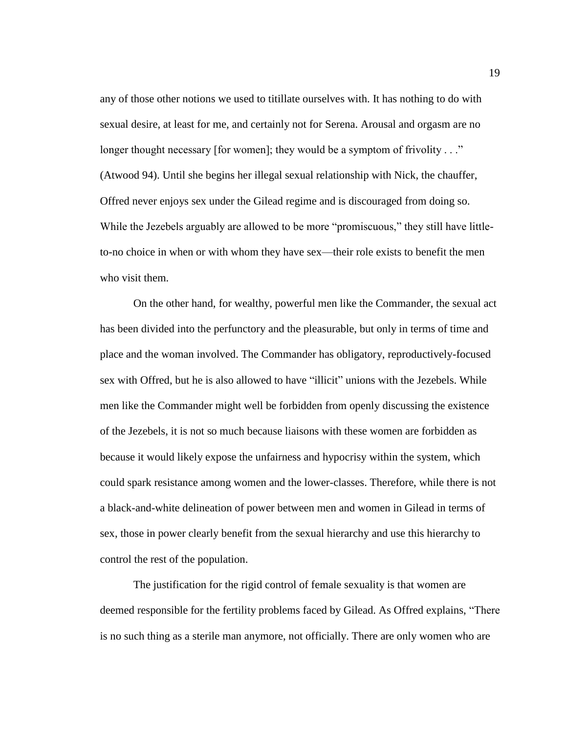any of those other notions we used to titillate ourselves with. It has nothing to do with sexual desire, at least for me, and certainly not for Serena. Arousal and orgasm are no longer thought necessary [for women]; they would be a symptom of frivolity . . ." (Atwood 94). Until she begins her illegal sexual relationship with Nick, the chauffer, Offred never enjoys sex under the Gilead regime and is discouraged from doing so. While the Jezebels arguably are allowed to be more "promiscuous," they still have little-to-no choice in when or with whom they have sex—their role exists to benefit the men who visit them.

On the other hand, for wealthy, powerful men like the Commander, the sexual act has been divided into the perfunctory and the pleasurable, but only in terms of time and place and the woman involved. The Commander has obligatory, reproductively-focused sex with Offred, but he is also allowed to have "illicit" unions with the Jezebels. While men like the Commander might well be forbidden from openly discussing the existence of the Jezebels, it is not so much because liaisons with these women are forbidden as because it would likely expose the unfairness and hypocrisy within the system, which could spark resistance among women and the lower-classes. Therefore, while there is not a black-and-white delineation of power between men and women in Gilead in terms of sex, those in power clearly benefit from the sexual hierarchy and use this hierarchy to control the rest of the population.

The justification for the rigid control of female sexuality is that women are deemed responsible for the fertility problems faced by Gilead. As Offred explains, "There is no such thing as a sterile man anymore, not officially. There are only women who are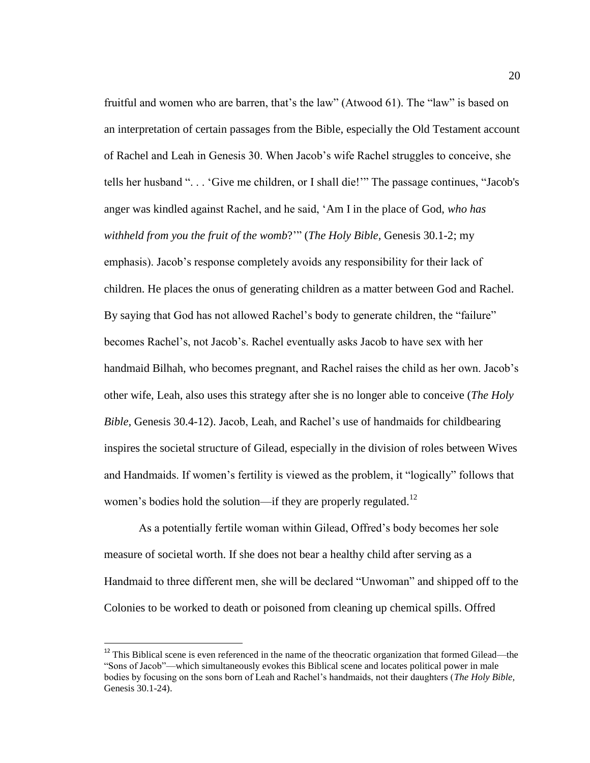fruitful and women who are barren, that's the law" (Atwood 61). The "law" is based on an interpretation of certain passages from the Bible, especially the Old Testament account of Rachel and Leah in Genesis 30. When Jacob's wife Rachel struggles to conceive, she tells her husband ". . . 'Give me children, or I shall die!'" The passage continues, "Jacob's anger was kindled against Rachel, and he said, 'Am I in the place of God, *who has withheld from you the fruit of the womb*?'" (*The Holy Bible,* Genesis 30.1-2; my emphasis). Jacob's response completely avoids any responsibility for their lack of children. He places the onus of generating children as a matter between God and Rachel. By saying that God has not allowed Rachel's body to generate children, the "failure" becomes Rachel's, not Jacob's. Rachel eventually asks Jacob to have sex with her handmaid Bilhah, who becomes pregnant, and Rachel raises the child as her own. Jacob's other wife, Leah, also uses this strategy after she is no longer able to conceive (*The Holy Bible,* Genesis 30.4-12). Jacob, Leah, and Rachel's use of handmaids for childbearing inspires the societal structure of Gilead, especially in the division of roles between Wives and Handmaids. If women's fertility is viewed as the problem, it "logically" follows that women's bodies hold the solution—if they are properly regulated.[12]

As a potentially fertile woman within Gilead, Offred's body becomes her sole measure of societal worth. If she does not bear a healthy child after serving as a Handmaid to three different men, she will be declared "Unwoman" and shipped off to the Colonies to be worked to death or poisoned from cleaning up chemical spills. Offred

---

[12] This Biblical scene is even referenced in the name of the theocratic organization that formed Gilead—the "Sons of Jacob"—which simultaneously evokes this Biblical scene and locates political power in male bodies by focusing on the sons born of Leah and Rachel's handmaids, not their daughters (*The Holy Bible,* Genesis 30.1-24).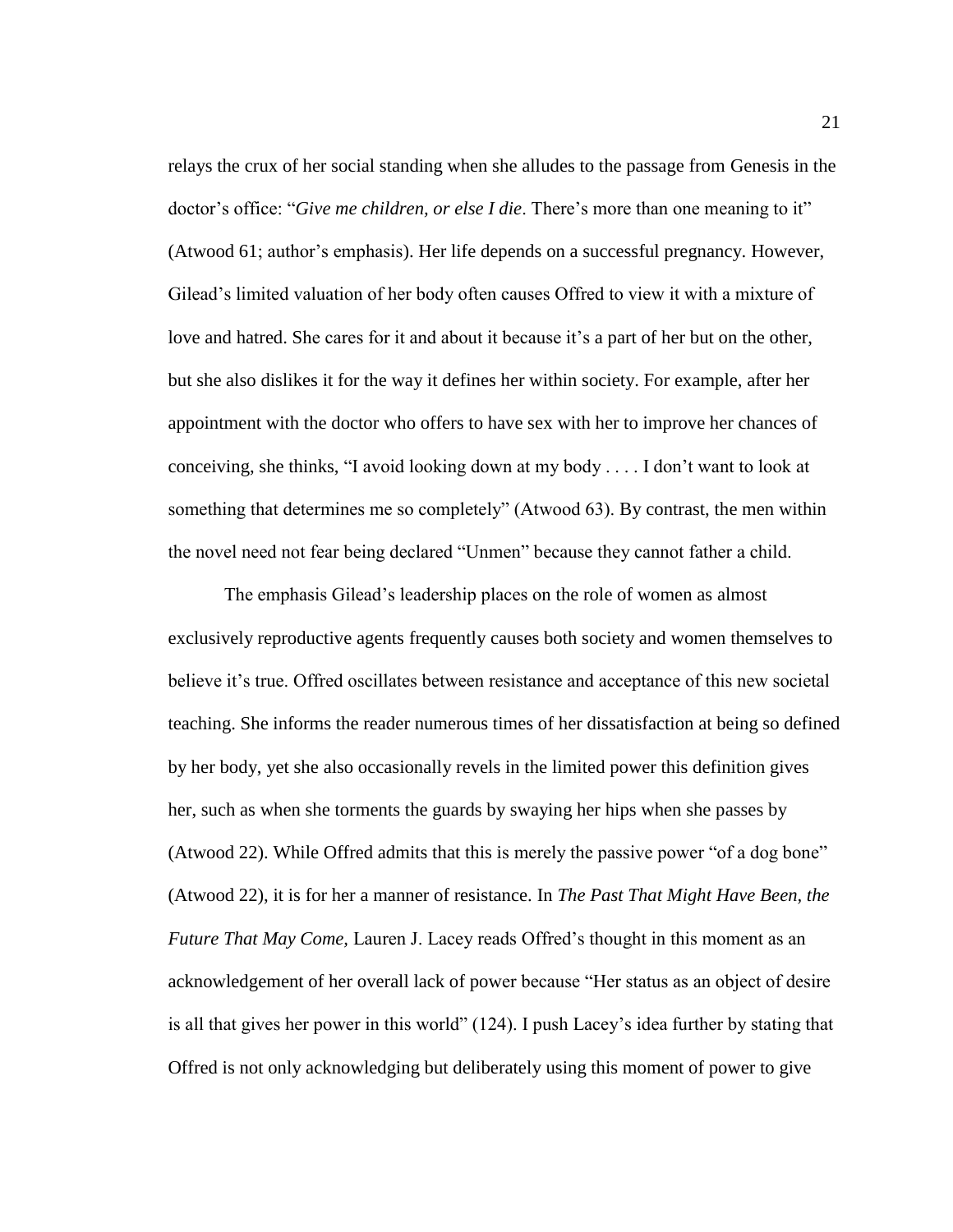relays the crux of her social standing when she alludes to the passage from Genesis in the doctor's office: "*Give me children, or else I die*. There's more than one meaning to it" (Atwood 61; author's emphasis). Her life depends on a successful pregnancy. However, Gilead's limited valuation of her body often causes Offred to view it with a mixture of love and hatred. She cares for it and about it because it's a part of her but on the other, but she also dislikes it for the way it defines her within society. For example, after her appointment with the doctor who offers to have sex with her to improve her chances of conceiving, she thinks, "I avoid looking down at my body . . . . I don't want to look at something that determines me so completely" (Atwood 63). By contrast, the men within the novel need not fear being declared "Unmen" because they cannot father a child.

The emphasis Gilead's leadership places on the role of women as almost exclusively reproductive agents frequently causes both society and women themselves to believe it's true. Offred oscillates between resistance and acceptance of this new societal teaching. She informs the reader numerous times of her dissatisfaction at being so defined by her body, yet she also occasionally revels in the limited power this definition gives her, such as when she torments the guards by swaying her hips when she passes by (Atwood 22). While Offred admits that this is merely the passive power "of a dog bone" (Atwood 22), it is for her a manner of resistance. In *The Past That Might Have Been, the Future That May Come*, Lauren J. Lacey reads Offred's thought in this moment as an acknowledgement of her overall lack of power because "Her status as an object of desire is all that gives her power in this world" (124). I push Lacey's idea further by stating that Offred is not only acknowledging but deliberately using this moment of power to give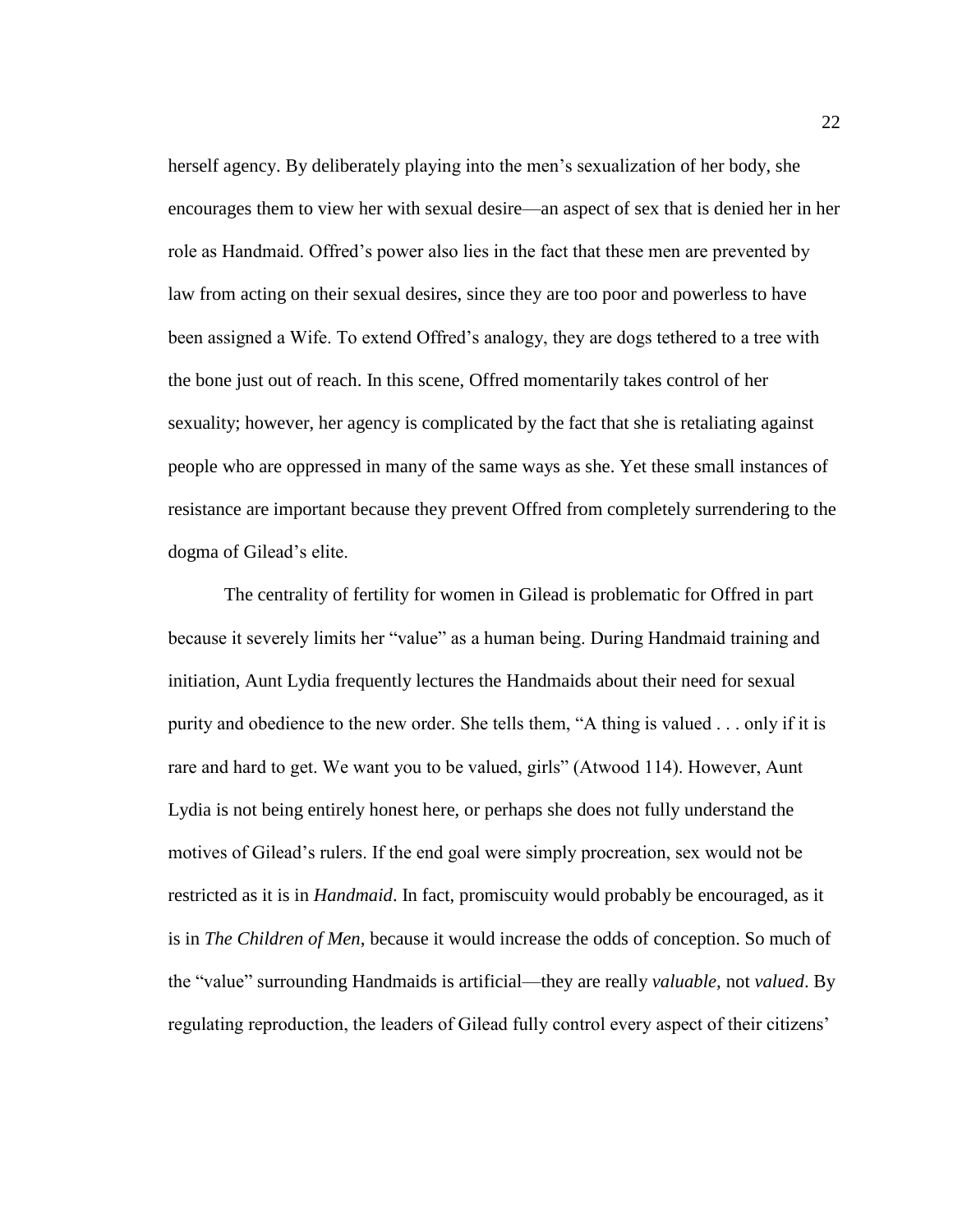herself agency. By deliberately playing into the men's sexualization of her body, she encourages them to view her with sexual desire—an aspect of sex that is denied her in her role as Handmaid. Offred's power also lies in the fact that these men are prevented by law from acting on their sexual desires, since they are too poor and powerless to have been assigned a Wife. To extend Offred's analogy, they are dogs tethered to a tree with the bone just out of reach. In this scene, Offred momentarily takes control of her sexuality; however, her agency is complicated by the fact that she is retaliating against people who are oppressed in many of the same ways as she. Yet these small instances of resistance are important because they prevent Offred from completely surrendering to the dogma of Gilead's elite.

The centrality of fertility for women in Gilead is problematic for Offred in part because it severely limits her "value" as a human being. During Handmaid training and initiation, Aunt Lydia frequently lectures the Handmaids about their need for sexual purity and obedience to the new order. She tells them, "A thing is valued . . . only if it is rare and hard to get. We want you to be valued, girls" (Atwood 114). However, Aunt Lydia is not being entirely honest here, or perhaps she does not fully understand the motives of Gilead's rulers. If the end goal were simply procreation, sex would not be restricted as it is in *Handmaid*. In fact, promiscuity would probably be encouraged, as it is in *The Children of Men*, because it would increase the odds of conception. So much of the "value" surrounding Handmaids is artificial—they are really *valuable*, not *valued*. By regulating reproduction, the leaders of Gilead fully control every aspect of their citizens'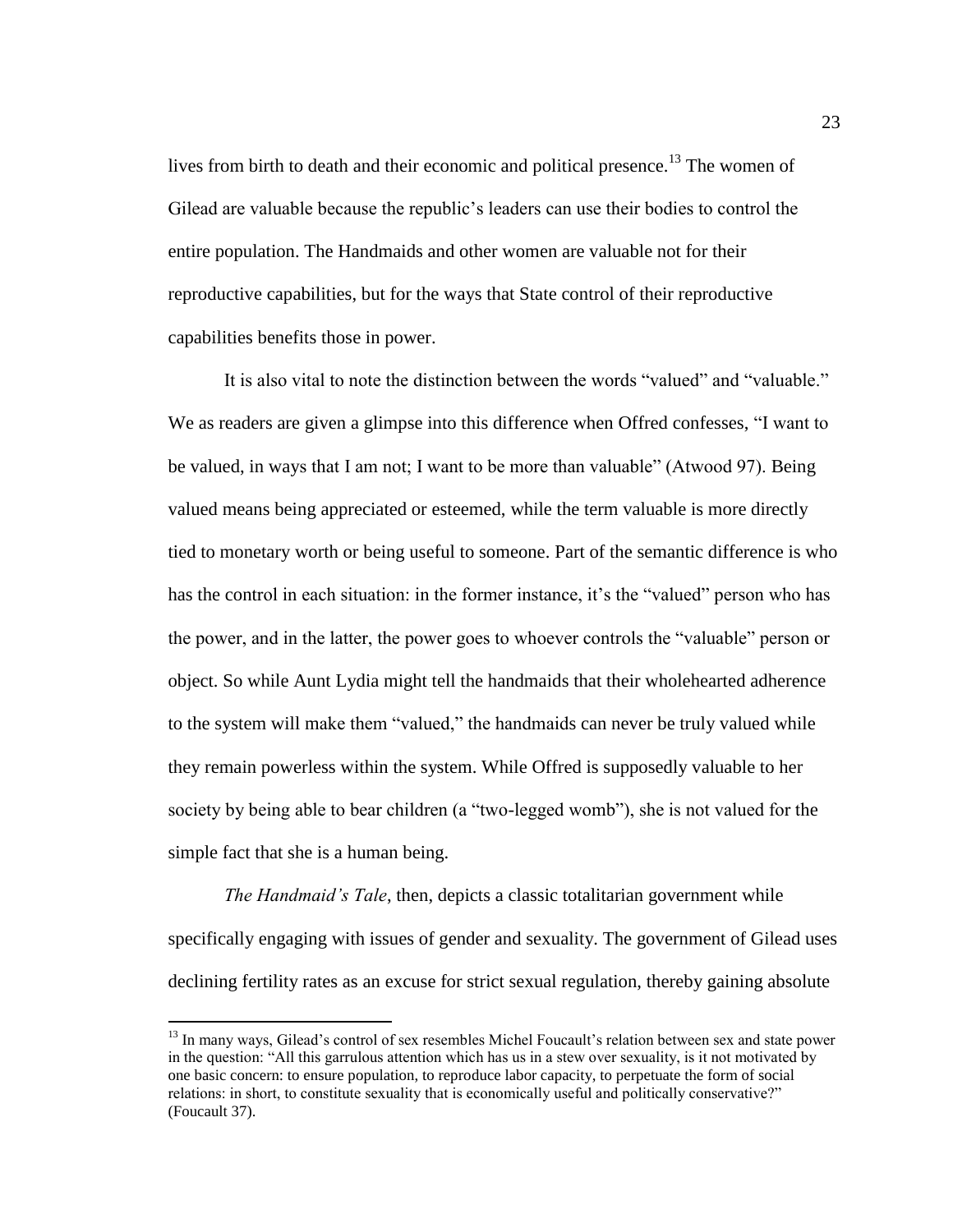lives from birth to death and their economic and political presence.[13] The women of Gilead are valuable because the republic's leaders can use their bodies to control the entire population. The Handmaids and other women are valuable not for their reproductive capabilities, but for the ways that State control of their reproductive capabilities benefits those in power.

It is also vital to note the distinction between the words "valued" and "valuable." We as readers are given a glimpse into this difference when Offred confesses, "I want to be valued, in ways that I am not; I want to be more than valuable" (Atwood 97). Being valued means being appreciated or esteemed, while the term valuable is more directly tied to monetary worth or being useful to someone. Part of the semantic difference is who has the control in each situation: in the former instance, it's the "valued" person who has the power, and in the latter, the power goes to whoever controls the "valuable" person or object. So while Aunt Lydia might tell the handmaids that their wholehearted adherence to the system will make them "valued," the handmaids can never be truly valued while they remain powerless within the system. While Offred is supposedly valuable to her society by being able to bear children (a "two-legged womb"), she is not valued for the simple fact that she is a human being.

*The Handmaid's Tale*, then, depicts a classic totalitarian government while specifically engaging with issues of gender and sexuality. The government of Gilead uses declining fertility rates as an excuse for strict sexual regulation, thereby gaining absolute

---

[13] In many ways, Gilead's control of sex resembles Michel Foucault's relation between sex and state power in the question: "All this garrulous attention which has us in a stew over sexuality, is it not motivated by one basic concern: to ensure population, to reproduce labor capacity, to perpetuate the form of social relations: in short, to constitute sexuality that is economically useful and politically conservative?" (Foucault 37).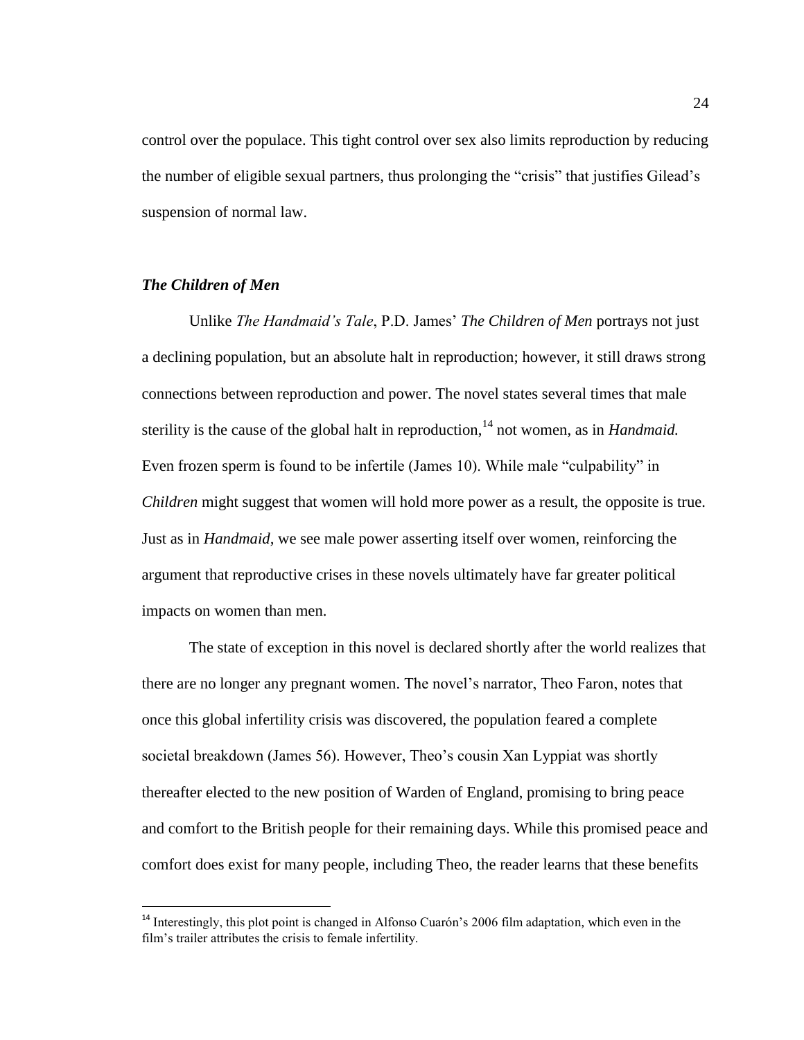control over the populace. This tight control over sex also limits reproduction by reducing the number of eligible sexual partners, thus prolonging the "crisis" that justifies Gilead's suspension of normal law.

### ***The Children of Men***

Unlike *The Handmaid's Tale*, P.D. James' *The Children of Men* portrays not just a declining population, but an absolute halt in reproduction; however, it still draws strong connections between reproduction and power. The novel states several times that male sterility is the cause of the global halt in reproduction,[14] not women, as in *Handmaid.* Even frozen sperm is found to be infertile (James 10). While male "culpability" in *Children* might suggest that women will hold more power as a result, the opposite is true. Just as in *Handmaid*, we see male power asserting itself over women, reinforcing the argument that reproductive crises in these novels ultimately have far greater political impacts on women than men.

The state of exception in this novel is declared shortly after the world realizes that there are no longer any pregnant women. The novel's narrator, Theo Faron, notes that once this global infertility crisis was discovered, the population feared a complete societal breakdown (James 56). However, Theo's cousin Xan Lyppiat was shortly thereafter elected to the new position of Warden of England, promising to bring peace and comfort to the British people for their remaining days. While this promised peace and comfort does exist for many people, including Theo, the reader learns that these benefits

[14] Interestingly, this plot point is changed in Alfonso Cuarón's 2006 film adaptation, which even in the film's trailer attributes the crisis to female infertility.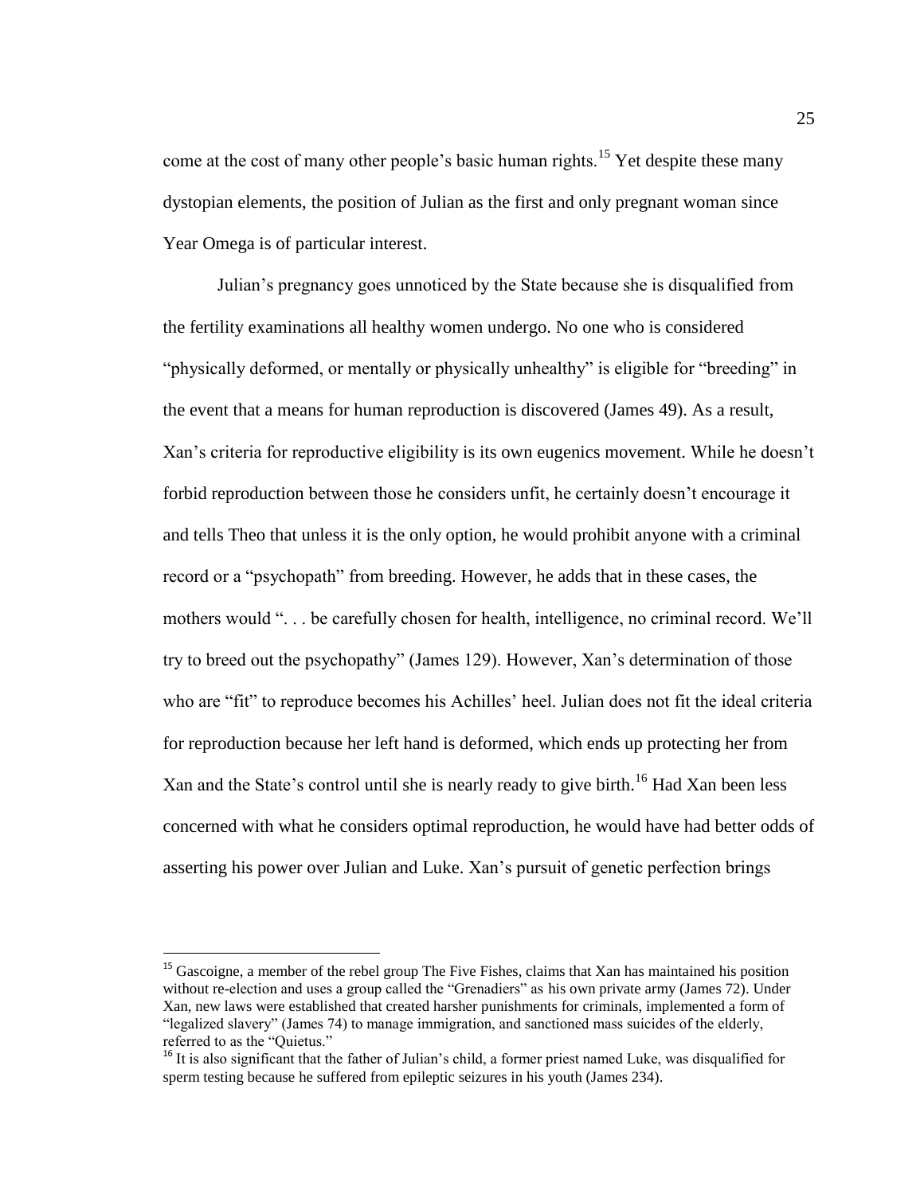come at the cost of many other people's basic human rights.[15] Yet despite these many dystopian elements, the position of Julian as the first and only pregnant woman since Year Omega is of particular interest.

Julian's pregnancy goes unnoticed by the State because she is disqualified from the fertility examinations all healthy women undergo. No one who is considered "physically deformed, or mentally or physically unhealthy" is eligible for "breeding" in the event that a means for human reproduction is discovered (James 49). As a result, Xan's criteria for reproductive eligibility is its own eugenics movement. While he doesn't forbid reproduction between those he considers unfit, he certainly doesn't encourage it and tells Theo that unless it is the only option, he would prohibit anyone with a criminal record or a "psychopath" from breeding. However, he adds that in these cases, the mothers would ". . . be carefully chosen for health, intelligence, no criminal record. We'll try to breed out the psychopathy" (James 129). However, Xan's determination of those who are "fit" to reproduce becomes his Achilles' heel. Julian does not fit the ideal criteria for reproduction because her left hand is deformed, which ends up protecting her from Xan and the State's control until she is nearly ready to give birth.[16] Had Xan been less concerned with what he considers optimal reproduction, he would have had better odds of asserting his power over Julian and Luke. Xan's pursuit of genetic perfection brings

---

[15] Gascoigne, a member of the rebel group The Five Fishes, claims that Xan has maintained his position without re-election and uses a group called the "Grenadiers" as his own private army (James 72). Under Xan, new laws were established that created harsher punishments for criminals, implemented a form of "legalized slavery" (James 74) to manage immigration, and sanctioned mass suicides of the elderly, referred to as the "Quietus."

[16] It is also significant that the father of Julian's child, a former priest named Luke, was disqualified for sperm testing because he suffered from epileptic seizures in his youth (James 234).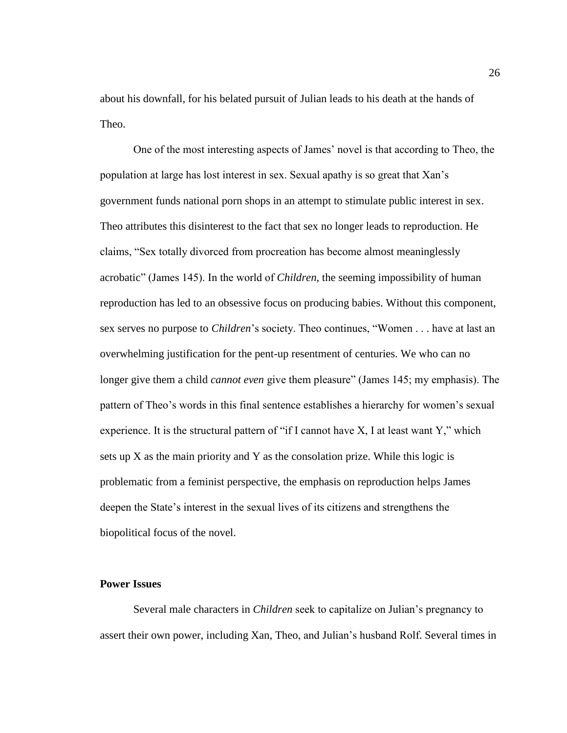about his downfall, for his belated pursuit of Julian leads to his death at the hands of Theo.

One of the most interesting aspects of James' novel is that according to Theo, the population at large has lost interest in sex. Sexual apathy is so great that Xan's government funds national porn shops in an attempt to stimulate public interest in sex. Theo attributes this disinterest to the fact that sex no longer leads to reproduction. He claims, "Sex totally divorced from procreation has become almost meaninglessly acrobatic" (James 145). In the world of *Children*, the seeming impossibility of human reproduction has led to an obsessive focus on producing babies. Without this component, sex serves no purpose to *Children*'s society. Theo continues, "Women . . . have at last an overwhelming justification for the pent-up resentment of centuries. We who can no longer give them a child *cannot even* give them pleasure" (James 145; my emphasis). The pattern of Theo's words in this final sentence establishes a hierarchy for women's sexual experience. It is the structural pattern of "if I cannot have X, I at least want Y," which sets up X as the main priority and Y as the consolation prize. While this logic is problematic from a feminist perspective, the emphasis on reproduction helps James deepen the State's interest in the sexual lives of its citizens and strengthens the biopolitical focus of the novel.

**Power Issues**

Several male characters in *Children* seek to capitalize on Julian's pregnancy to assert their own power, including Xan, Theo, and Julian's husband Rolf. Several times in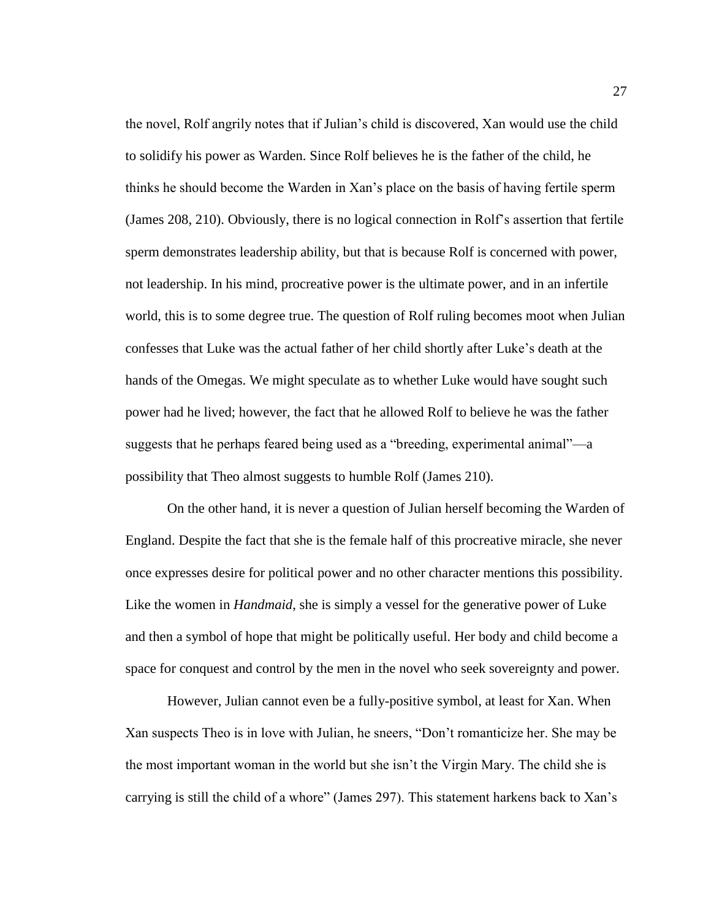the novel, Rolf angrily notes that if Julian's child is discovered, Xan would use the child to solidify his power as Warden. Since Rolf believes he is the father of the child, he thinks he should become the Warden in Xan's place on the basis of having fertile sperm (James 208, 210). Obviously, there is no logical connection in Rolf's assertion that fertile sperm demonstrates leadership ability, but that is because Rolf is concerned with power, not leadership. In his mind, procreative power is the ultimate power, and in an infertile world, this is to some degree true. The question of Rolf ruling becomes moot when Julian confesses that Luke was the actual father of her child shortly after Luke's death at the hands of the Omegas. We might speculate as to whether Luke would have sought such power had he lived; however, the fact that he allowed Rolf to believe he was the father suggests that he perhaps feared being used as a "breeding, experimental animal"—a possibility that Theo almost suggests to humble Rolf (James 210).

On the other hand, it is never a question of Julian herself becoming the Warden of England. Despite the fact that she is the female half of this procreative miracle, she never once expresses desire for political power and no other character mentions this possibility. Like the women in *Handmaid*, she is simply a vessel for the generative power of Luke and then a symbol of hope that might be politically useful. Her body and child become a space for conquest and control by the men in the novel who seek sovereignty and power.

However, Julian cannot even be a fully-positive symbol, at least for Xan. When Xan suspects Theo is in love with Julian, he sneers, "Don't romanticize her. She may be the most important woman in the world but she isn't the Virgin Mary. The child she is carrying is still the child of a whore" (James 297). This statement harkens back to Xan's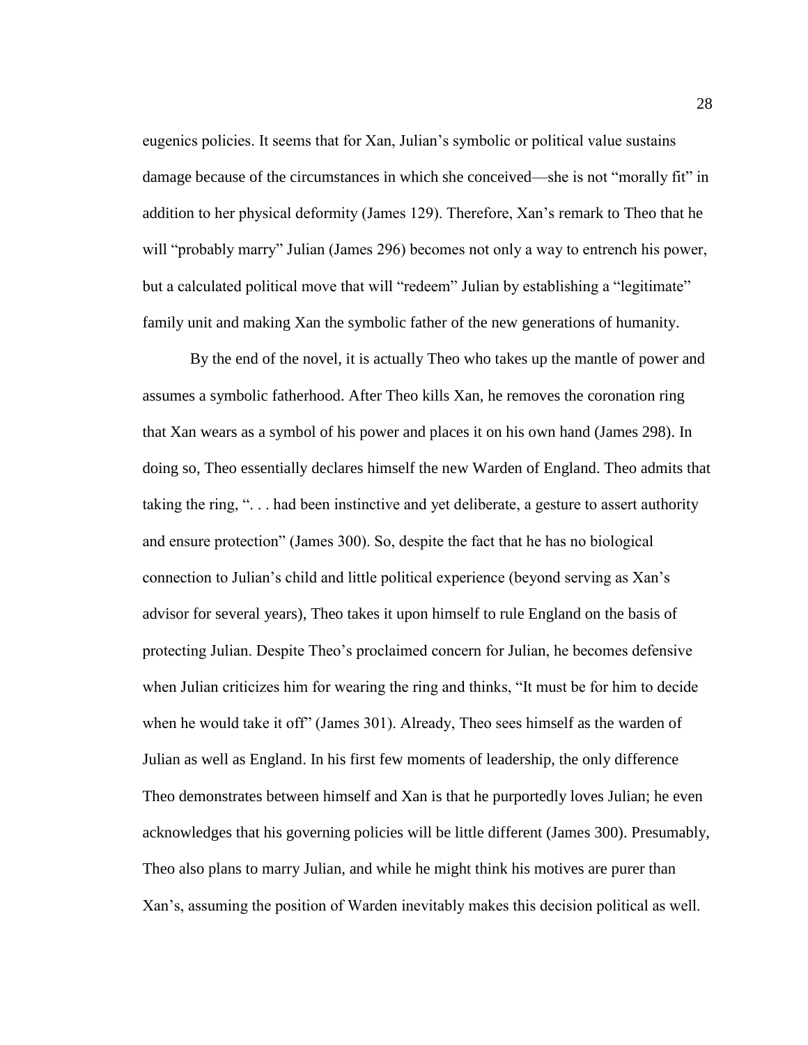eugenics policies. It seems that for Xan, Julian's symbolic or political value sustains damage because of the circumstances in which she conceived—she is not "morally fit" in addition to her physical deformity (James 129). Therefore, Xan's remark to Theo that he will "probably marry" Julian (James 296) becomes not only a way to entrench his power, but a calculated political move that will "redeem" Julian by establishing a "legitimate" family unit and making Xan the symbolic father of the new generations of humanity.

By the end of the novel, it is actually Theo who takes up the mantle of power and assumes a symbolic fatherhood. After Theo kills Xan, he removes the coronation ring that Xan wears as a symbol of his power and places it on his own hand (James 298). In doing so, Theo essentially declares himself the new Warden of England. Theo admits that taking the ring, ". . . had been instinctive and yet deliberate, a gesture to assert authority and ensure protection" (James 300). So, despite the fact that he has no biological connection to Julian's child and little political experience (beyond serving as Xan's advisor for several years), Theo takes it upon himself to rule England on the basis of protecting Julian. Despite Theo's proclaimed concern for Julian, he becomes defensive when Julian criticizes him for wearing the ring and thinks, "It must be for him to decide when he would take it off" (James 301). Already, Theo sees himself as the warden of Julian as well as England. In his first few moments of leadership, the only difference Theo demonstrates between himself and Xan is that he purportedly loves Julian; he even acknowledges that his governing policies will be little different (James 300). Presumably, Theo also plans to marry Julian, and while he might think his motives are purer than Xan's, assuming the position of Warden inevitably makes this decision political as well.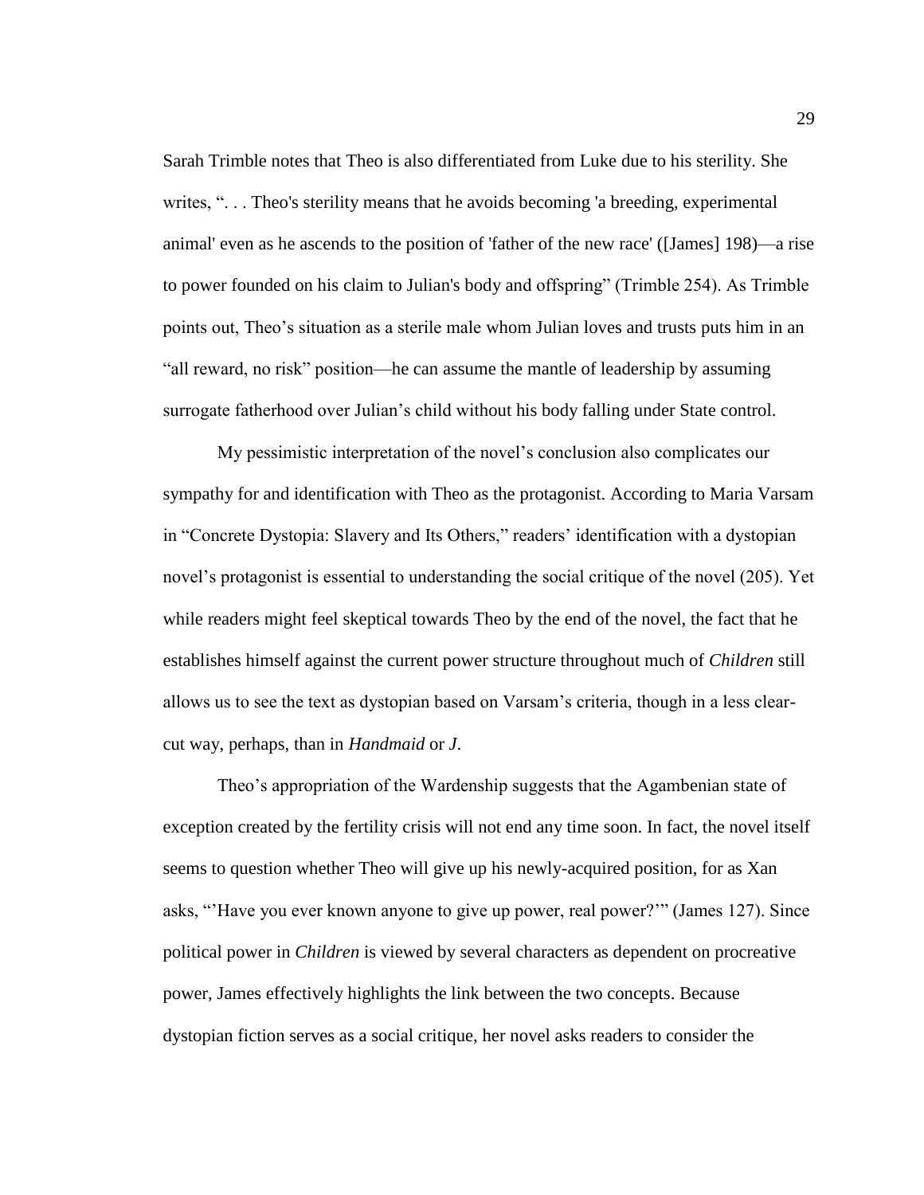Sarah Trimble notes that Theo is also differentiated from Luke due to his sterility. She writes, ". . . Theo's sterility means that he avoids becoming 'a breeding, experimental animal' even as he ascends to the position of 'father of the new race' ([James] 198)—a rise to power founded on his claim to Julian's body and offspring" (Trimble 254). As Trimble points out, Theo's situation as a sterile male whom Julian loves and trusts puts him in an "all reward, no risk" position—he can assume the mantle of leadership by assuming surrogate fatherhood over Julian's child without his body falling under State control.

My pessimistic interpretation of the novel's conclusion also complicates our sympathy for and identification with Theo as the protagonist. According to Maria Varsam in "Concrete Dystopia: Slavery and Its Others," readers' identification with a dystopian novel's protagonist is essential to understanding the social critique of the novel (205). Yet while readers might feel skeptical towards Theo by the end of the novel, the fact that he establishes himself against the current power structure throughout much of *Children* still allows us to see the text as dystopian based on Varsam's criteria, though in a less clear-cut way, perhaps, than in *Handmaid* or *J*.

Theo's appropriation of the Wardenship suggests that the Agambenian state of exception created by the fertility crisis will not end any time soon. In fact, the novel itself seems to question whether Theo will give up his newly-acquired position, for as Xan asks, "'Have you ever known anyone to give up power, real power?'" (James 127). Since political power in *Children* is viewed by several characters as dependent on procreative power, James effectively highlights the link between the two concepts. Because dystopian fiction serves as a social critique, her novel asks readers to consider the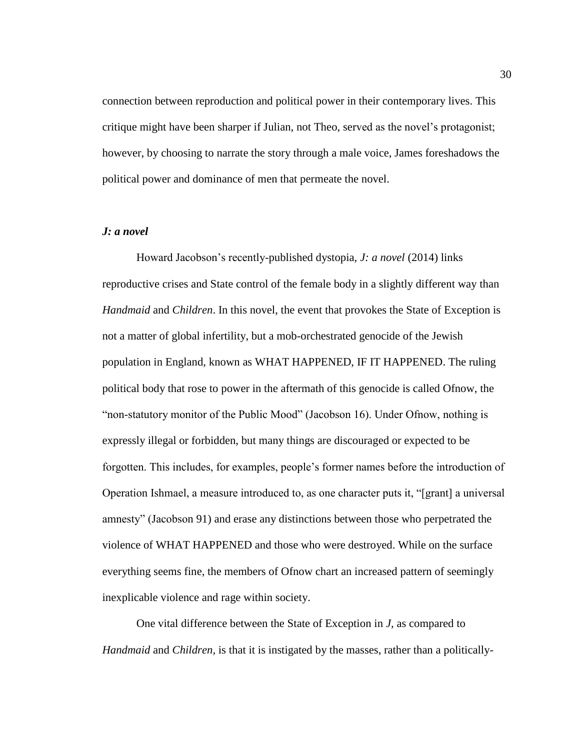connection between reproduction and political power in their contemporary lives. This critique might have been sharper if Julian, not Theo, served as the novel's protagonist; however, by choosing to narrate the story through a male voice, James foreshadows the political power and dominance of men that permeate the novel.

### *J: a novel*

Howard Jacobson's recently-published dystopia, *J: a novel* (2014) links reproductive crises and State control of the female body in a slightly different way than *Handmaid* and *Children*. In this novel, the event that provokes the State of Exception is not a matter of global infertility, but a mob-orchestrated genocide of the Jewish population in England, known as WHAT HAPPENED, IF IT HAPPENED. The ruling political body that rose to power in the aftermath of this genocide is called Ofnow, the "non-statutory monitor of the Public Mood" (Jacobson 16). Under Ofnow, nothing is expressly illegal or forbidden, but many things are discouraged or expected to be forgotten. This includes, for examples, people's former names before the introduction of Operation Ishmael, a measure introduced to, as one character puts it, "[grant] a universal amnesty" (Jacobson 91) and erase any distinctions between those who perpetrated the violence of WHAT HAPPENED and those who were destroyed. While on the surface everything seems fine, the members of Ofnow chart an increased pattern of seemingly inexplicable violence and rage within society.

One vital difference between the State of Exception in *J,* as compared to *Handmaid* and *Children,* is that it is instigated by the masses, rather than a politically-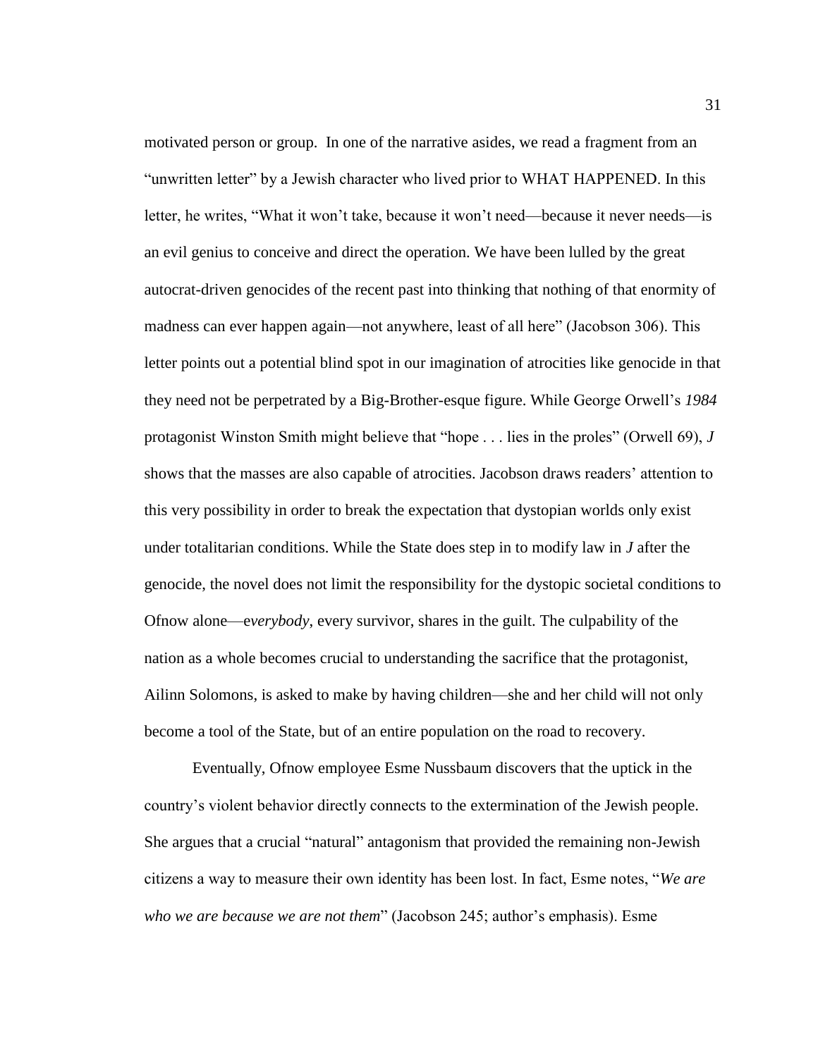motivated person or group. In one of the narrative asides, we read a fragment from an "unwritten letter" by a Jewish character who lived prior to WHAT HAPPENED. In this letter, he writes, "What it won't take, because it won't need—because it never needs—is an evil genius to conceive and direct the operation. We have been lulled by the great autocrat-driven genocides of the recent past into thinking that nothing of that enormity of madness can ever happen again—not anywhere, least of all here" (Jacobson 306). This letter points out a potential blind spot in our imagination of atrocities like genocide in that they need not be perpetrated by a Big-Brother-esque figure. While George Orwell's *1984* protagonist Winston Smith might believe that "hope . . . lies in the proles" (Orwell 69), *J* shows that the masses are also capable of atrocities. Jacobson draws readers' attention to this very possibility in order to break the expectation that dystopian worlds only exist under totalitarian conditions. While the State does step in to modify law in *J* after the genocide, the novel does not limit the responsibility for the dystopic societal conditions to Ofnow alone—e*verybody*, every survivor, shares in the guilt. The culpability of the nation as a whole becomes crucial to understanding the sacrifice that the protagonist, Ailinn Solomons, is asked to make by having children—she and her child will not only become a tool of the State, but of an entire population on the road to recovery.

Eventually, Ofnow employee Esme Nussbaum discovers that the uptick in the country's violent behavior directly connects to the extermination of the Jewish people. She argues that a crucial "natural" antagonism that provided the remaining non-Jewish citizens a way to measure their own identity has been lost. In fact, Esme notes, "*We are who we are because we are not them*" (Jacobson 245; author's emphasis). Esme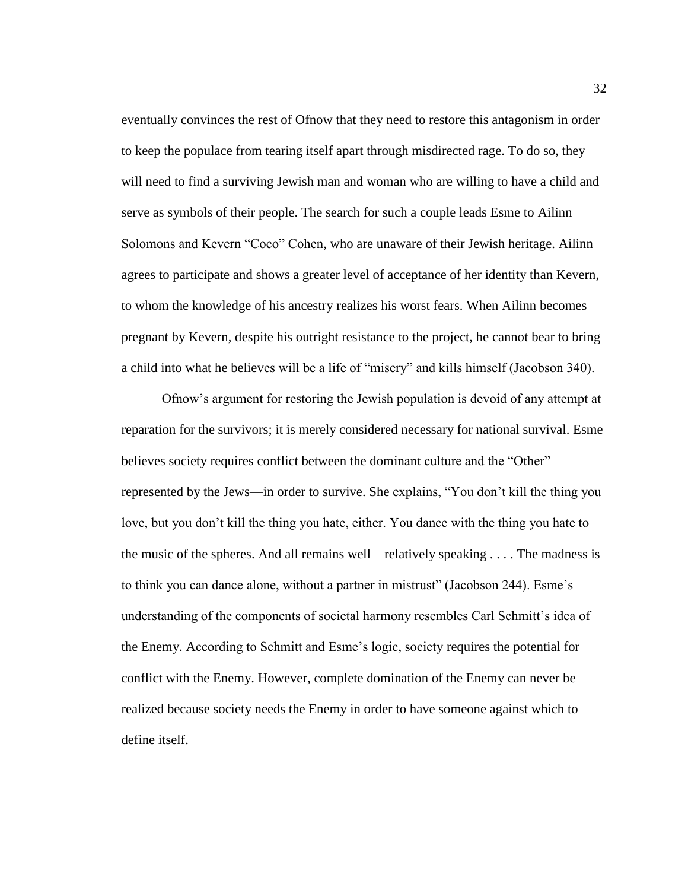eventually convinces the rest of Ofnow that they need to restore this antagonism in order to keep the populace from tearing itself apart through misdirected rage. To do so, they will need to find a surviving Jewish man and woman who are willing to have a child and serve as symbols of their people. The search for such a couple leads Esme to Ailinn Solomons and Kevern "Coco" Cohen, who are unaware of their Jewish heritage. Ailinn agrees to participate and shows a greater level of acceptance of her identity than Kevern, to whom the knowledge of his ancestry realizes his worst fears. When Ailinn becomes pregnant by Kevern, despite his outright resistance to the project, he cannot bear to bring a child into what he believes will be a life of "misery" and kills himself (Jacobson 340).

Ofnow's argument for restoring the Jewish population is devoid of any attempt at reparation for the survivors; it is merely considered necessary for national survival. Esme believes society requires conflict between the dominant culture and the "Other"—represented by the Jews—in order to survive. She explains, "You don't kill the thing you love, but you don't kill the thing you hate, either. You dance with the thing you hate to the music of the spheres. And all remains well—relatively speaking . . . . The madness is to think you can dance alone, without a partner in mistrust" (Jacobson 244). Esme's understanding of the components of societal harmony resembles Carl Schmitt's idea of the Enemy. According to Schmitt and Esme's logic, society requires the potential for conflict with the Enemy. However, complete domination of the Enemy can never be realized because society needs the Enemy in order to have someone against which to define itself.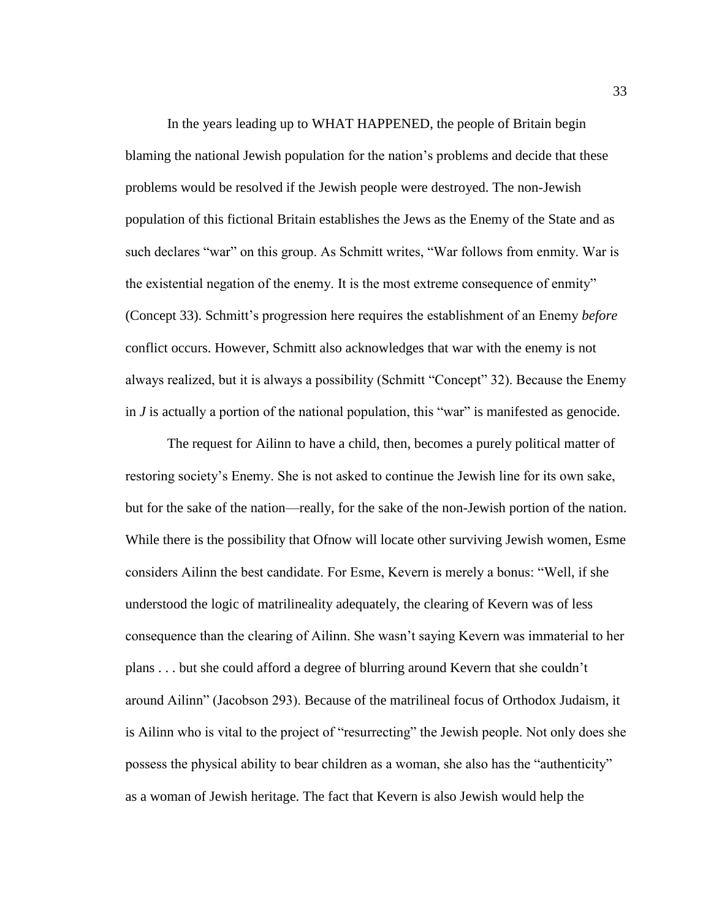In the years leading up to WHAT HAPPENED, the people of Britain begin blaming the national Jewish population for the nation's problems and decide that these problems would be resolved if the Jewish people were destroyed. The non-Jewish population of this fictional Britain establishes the Jews as the Enemy of the State and as such declares "war" on this group. As Schmitt writes, "War follows from enmity. War is the existential negation of the enemy. It is the most extreme consequence of enmity" (Concept 33). Schmitt's progression here requires the establishment of an Enemy *before* conflict occurs. However, Schmitt also acknowledges that war with the enemy is not always realized, but it is always a possibility (Schmitt "Concept" 32). Because the Enemy in *J* is actually a portion of the national population, this "war" is manifested as genocide.

The request for Ailinn to have a child, then, becomes a purely political matter of restoring society's Enemy. She is not asked to continue the Jewish line for its own sake, but for the sake of the nation—really, for the sake of the non-Jewish portion of the nation. While there is the possibility that Ofnow will locate other surviving Jewish women, Esme considers Ailinn the best candidate. For Esme, Kevern is merely a bonus: "Well, if she understood the logic of matrilineality adequately, the clearing of Kevern was of less consequence than the clearing of Ailinn. She wasn't saying Kevern was immaterial to her plans . . . but she could afford a degree of blurring around Kevern that she couldn't around Ailinn" (Jacobson 293). Because of the matrilineal focus of Orthodox Judaism, it is Ailinn who is vital to the project of "resurrecting" the Jewish people. Not only does she possess the physical ability to bear children as a woman, she also has the "authenticity" as a woman of Jewish heritage. The fact that Kevern is also Jewish would help the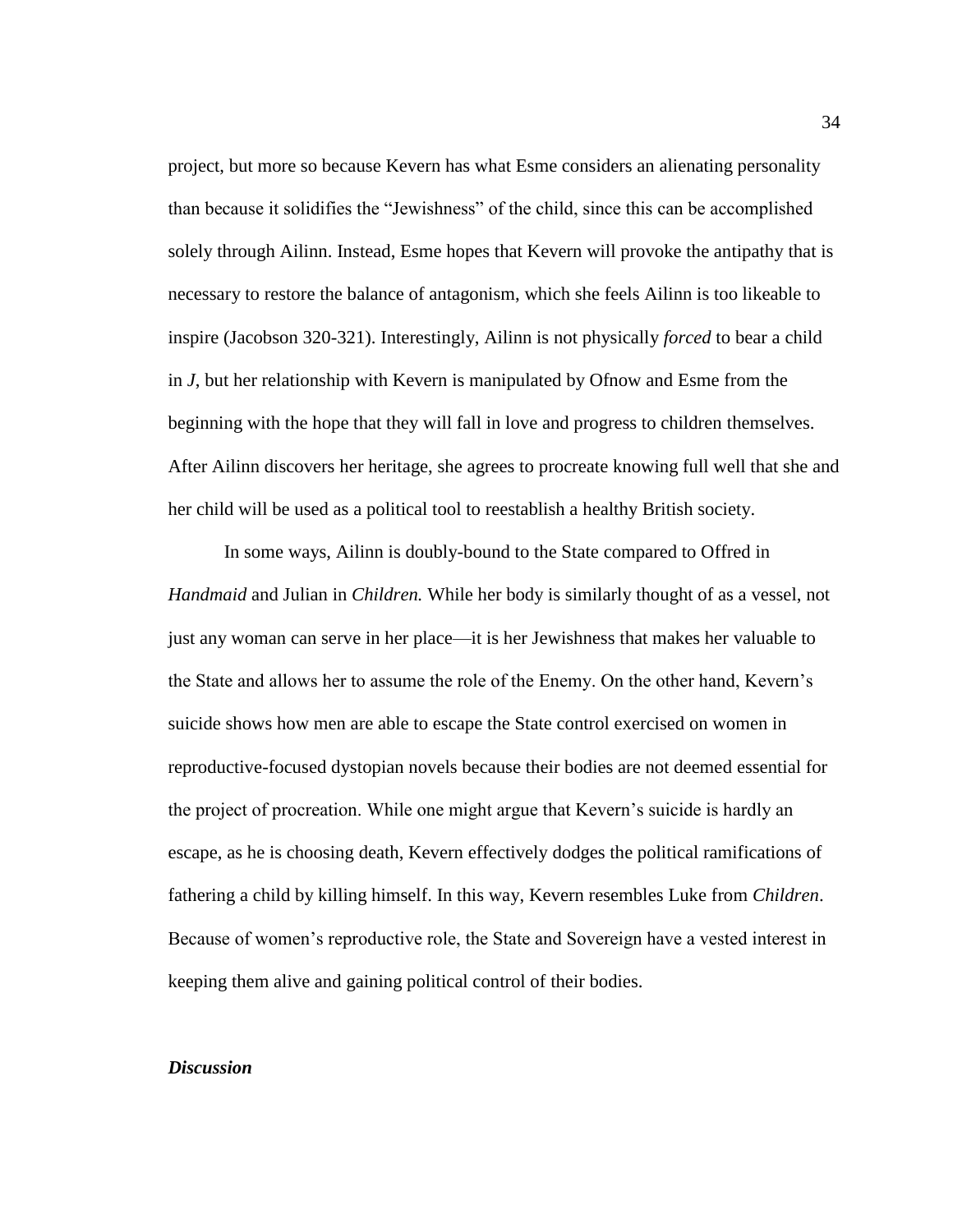project, but more so because Kevern has what Esme considers an alienating personality than because it solidifies the "Jewishness" of the child, since this can be accomplished solely through Ailinn. Instead, Esme hopes that Kevern will provoke the antipathy that is necessary to restore the balance of antagonism, which she feels Ailinn is too likeable to inspire (Jacobson 320-321). Interestingly, Ailinn is not physically *forced* to bear a child in *J*, but her relationship with Kevern is manipulated by Ofnow and Esme from the beginning with the hope that they will fall in love and progress to children themselves. After Ailinn discovers her heritage, she agrees to procreate knowing full well that she and her child will be used as a political tool to reestablish a healthy British society.

In some ways, Ailinn is doubly-bound to the State compared to Offred in *Handmaid* and Julian in *Children.* While her body is similarly thought of as a vessel, not just any woman can serve in her place—it is her Jewishness that makes her valuable to the State and allows her to assume the role of the Enemy. On the other hand, Kevern's suicide shows how men are able to escape the State control exercised on women in reproductive-focused dystopian novels because their bodies are not deemed essential for the project of procreation. While one might argue that Kevern's suicide is hardly an escape, as he is choosing death, Kevern effectively dodges the political ramifications of fathering a child by killing himself. In this way, Kevern resembles Luke from *Children*. Because of women's reproductive role, the State and Sovereign have a vested interest in keeping them alive and gaining political control of their bodies.

### *Discussion*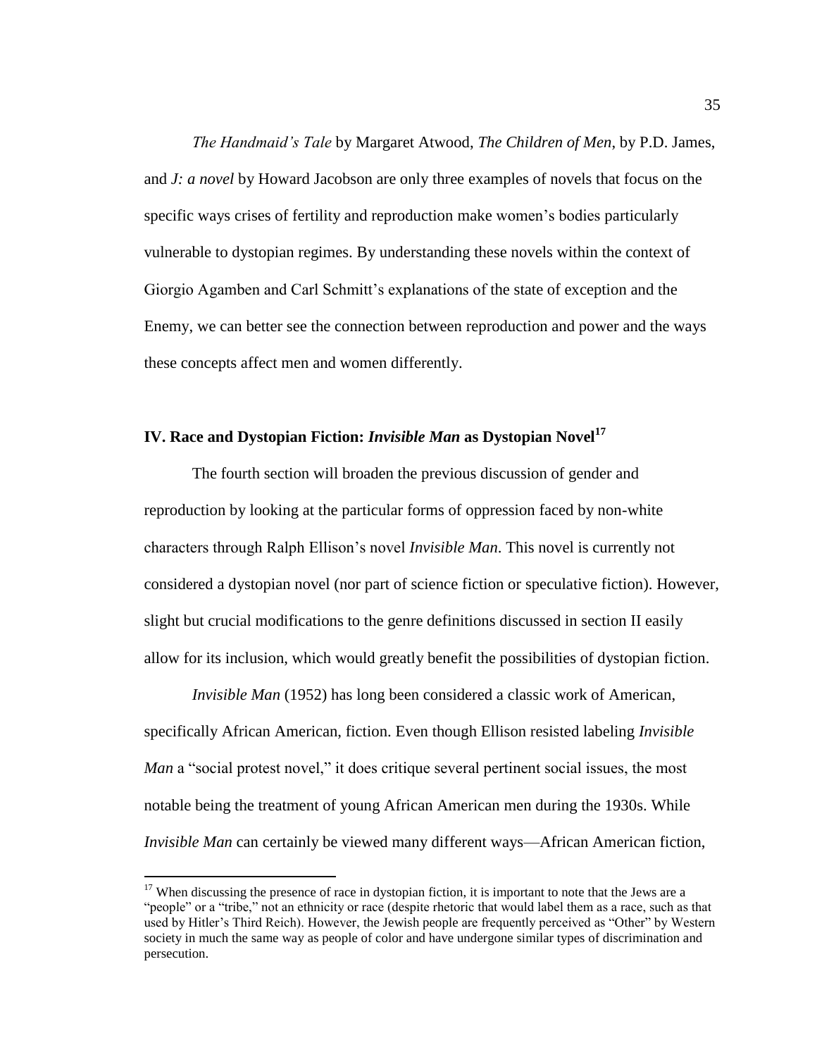*The Handmaid's Tale* by Margaret Atwood, *The Children of Men*, by P.D. James, and *J: a novel* by Howard Jacobson are only three examples of novels that focus on the specific ways crises of fertility and reproduction make women's bodies particularly vulnerable to dystopian regimes. By understanding these novels within the context of Giorgio Agamben and Carl Schmitt's explanations of the state of exception and the Enemy, we can better see the connection between reproduction and power and the ways these concepts affect men and women differently.

## IV. Race and Dystopian Fiction: *Invisible Man* as Dystopian Novel[17]

The fourth section will broaden the previous discussion of gender and reproduction by looking at the particular forms of oppression faced by non-white characters through Ralph Ellison's novel *Invisible Man*. This novel is currently not considered a dystopian novel (nor part of science fiction or speculative fiction). However, slight but crucial modifications to the genre definitions discussed in section II easily allow for its inclusion, which would greatly benefit the possibilities of dystopian fiction.

*Invisible Man* (1952) has long been considered a classic work of American, specifically African American, fiction. Even though Ellison resisted labeling *Invisible Man* a "social protest novel," it does critique several pertinent social issues, the most notable being the treatment of young African American men during the 1930s. While *Invisible Man* can certainly be viewed many different ways—African American fiction,

[17] When discussing the presence of race in dystopian fiction, it is important to note that the Jews are a "people" or a "tribe," not an ethnicity or race (despite rhetoric that would label them as a race, such as that used by Hitler's Third Reich). However, the Jewish people are frequently perceived as "Other" by Western society in much the same way as people of color and have undergone similar types of discrimination and persecution.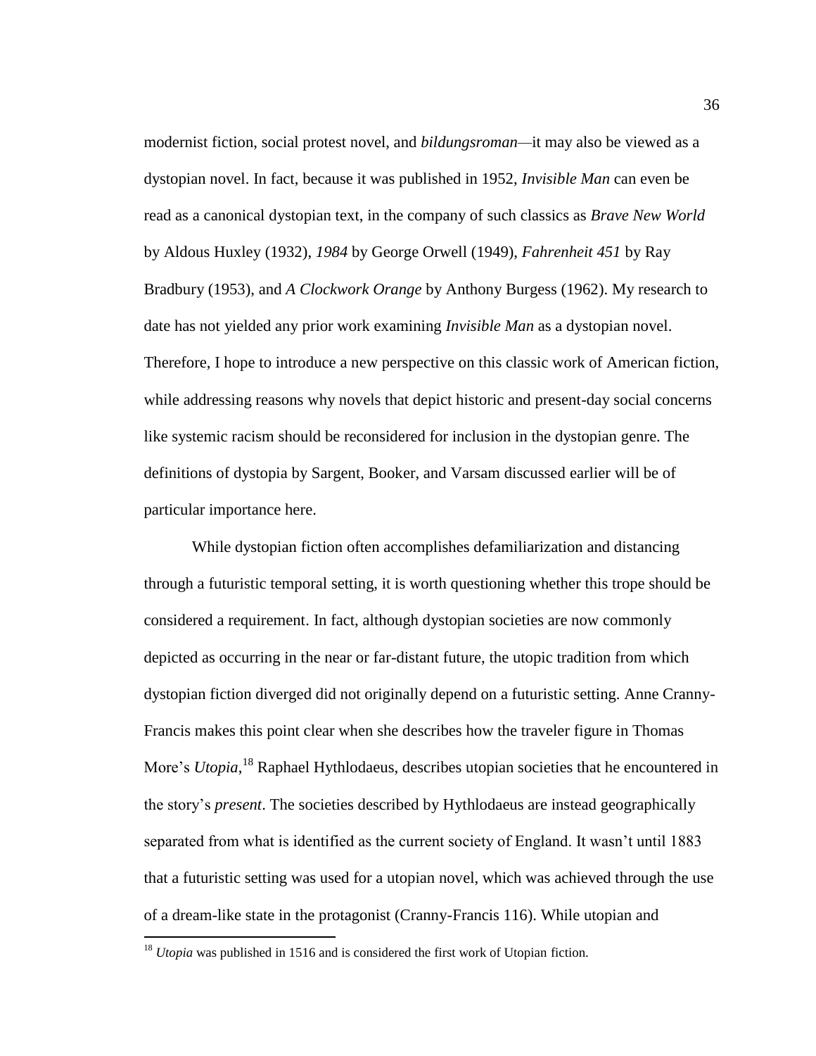modernist fiction, social protest novel, and *bildungsroman*—it may also be viewed as a dystopian novel. In fact, because it was published in 1952, *Invisible Man* can even be read as a canonical dystopian text, in the company of such classics as *Brave New World* by Aldous Huxley (1932), *1984* by George Orwell (1949), *Fahrenheit 451* by Ray Bradbury (1953), and *A Clockwork Orange* by Anthony Burgess (1962). My research to date has not yielded any prior work examining *Invisible Man* as a dystopian novel. Therefore, I hope to introduce a new perspective on this classic work of American fiction, while addressing reasons why novels that depict historic and present-day social concerns like systemic racism should be reconsidered for inclusion in the dystopian genre. The definitions of dystopia by Sargent, Booker, and Varsam discussed earlier will be of particular importance here.

While dystopian fiction often accomplishes defamiliarization and distancing through a futuristic temporal setting, it is worth questioning whether this trope should be considered a requirement. In fact, although dystopian societies are now commonly depicted as occurring in the near or far-distant future, the utopic tradition from which dystopian fiction diverged did not originally depend on a futuristic setting. Anne Cranny-Francis makes this point clear when she describes how the traveler figure in Thomas More's *Utopia*,[18] Raphael Hythlodaeus, describes utopian societies that he encountered in the story's *present*. The societies described by Hythlodaeus are instead geographically separated from what is identified as the current society of England. It wasn't until 1883 that a futuristic setting was used for a utopian novel, which was achieved through the use of a dream-like state in the protagonist (Cranny-Francis 116). While utopian and

[18] *Utopia* was published in 1516 and is considered the first work of Utopian fiction.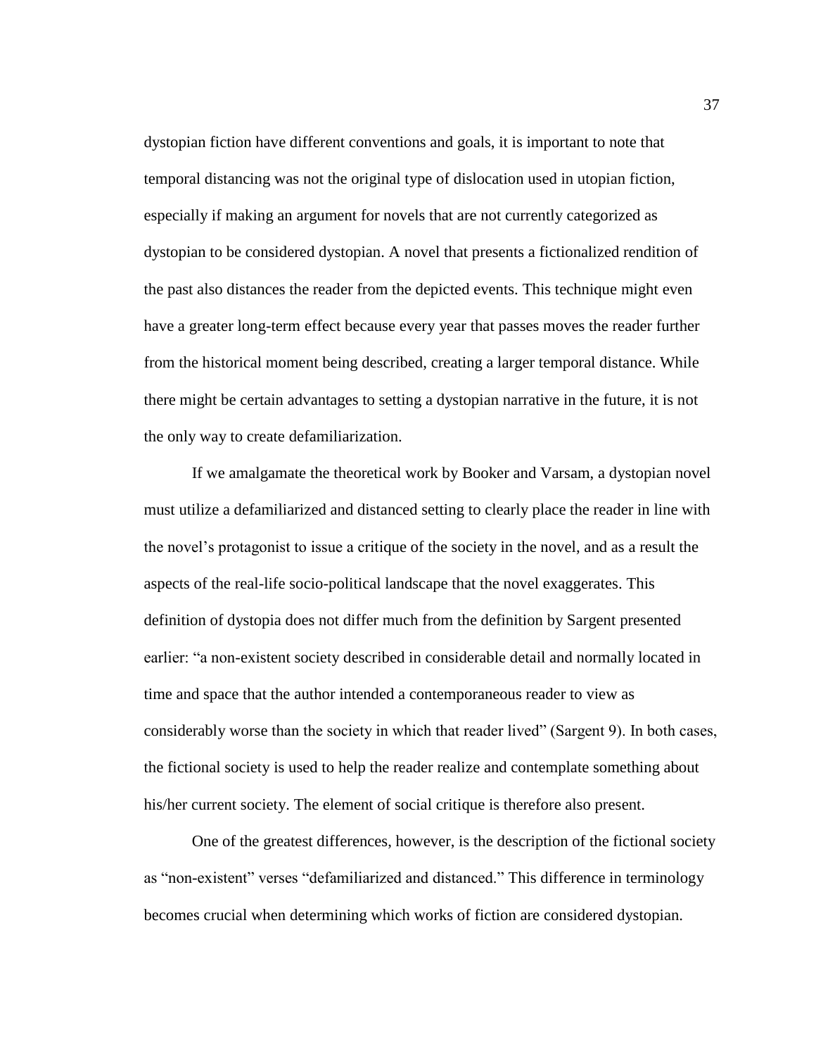dystopian fiction have different conventions and goals, it is important to note that temporal distancing was not the original type of dislocation used in utopian fiction, especially if making an argument for novels that are not currently categorized as dystopian to be considered dystopian. A novel that presents a fictionalized rendition of the past also distances the reader from the depicted events. This technique might even have a greater long-term effect because every year that passes moves the reader further from the historical moment being described, creating a larger temporal distance. While there might be certain advantages to setting a dystopian narrative in the future, it is not the only way to create defamiliarization.

If we amalgamate the theoretical work by Booker and Varsam, a dystopian novel must utilize a defamiliarized and distanced setting to clearly place the reader in line with the novel's protagonist to issue a critique of the society in the novel, and as a result the aspects of the real-life socio-political landscape that the novel exaggerates. This definition of dystopia does not differ much from the definition by Sargent presented earlier: "a non-existent society described in considerable detail and normally located in time and space that the author intended a contemporaneous reader to view as considerably worse than the society in which that reader lived" (Sargent 9). In both cases, the fictional society is used to help the reader realize and contemplate something about his/her current society. The element of social critique is therefore also present.

One of the greatest differences, however, is the description of the fictional society as "non-existent" verses "defamiliarized and distanced." This difference in terminology becomes crucial when determining which works of fiction are considered dystopian.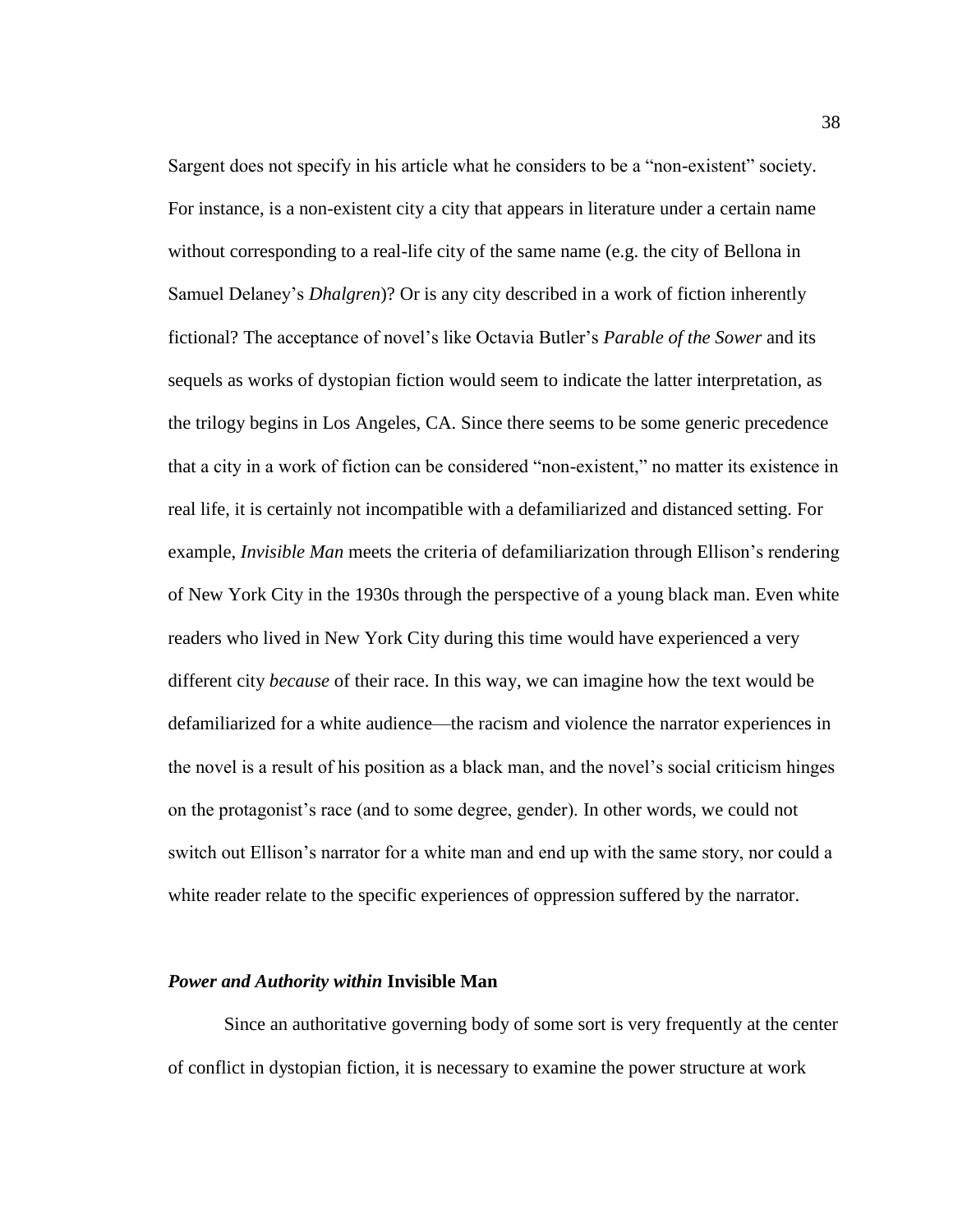Sargent does not specify in his article what he considers to be a "non-existent" society. For instance, is a non-existent city a city that appears in literature under a certain name without corresponding to a real-life city of the same name (e.g. the city of Bellona in Samuel Delaney's *Dhalgren*)? Or is any city described in a work of fiction inherently fictional? The acceptance of novel's like Octavia Butler's *Parable of the Sower* and its sequels as works of dystopian fiction would seem to indicate the latter interpretation, as the trilogy begins in Los Angeles, CA. Since there seems to be some generic precedence that a city in a work of fiction can be considered "non-existent," no matter its existence in real life, it is certainly not incompatible with a defamiliarized and distanced setting. For example, *Invisible Man* meets the criteria of defamiliarization through Ellison's rendering of New York City in the 1930s through the perspective of a young black man. Even white readers who lived in New York City during this time would have experienced a very different city *because* of their race. In this way, we can imagine how the text would be defamiliarized for a white audience—the racism and violence the narrator experiences in the novel is a result of his position as a black man, and the novel's social criticism hinges on the protagonist's race (and to some degree, gender). In other words, we could not switch out Ellison's narrator for a white man and end up with the same story, nor could a white reader relate to the specific experiences of oppression suffered by the narrator.

### ***Power and Authority within* Invisible Man**

Since an authoritative governing body of some sort is very frequently at the center of conflict in dystopian fiction, it is necessary to examine the power structure at work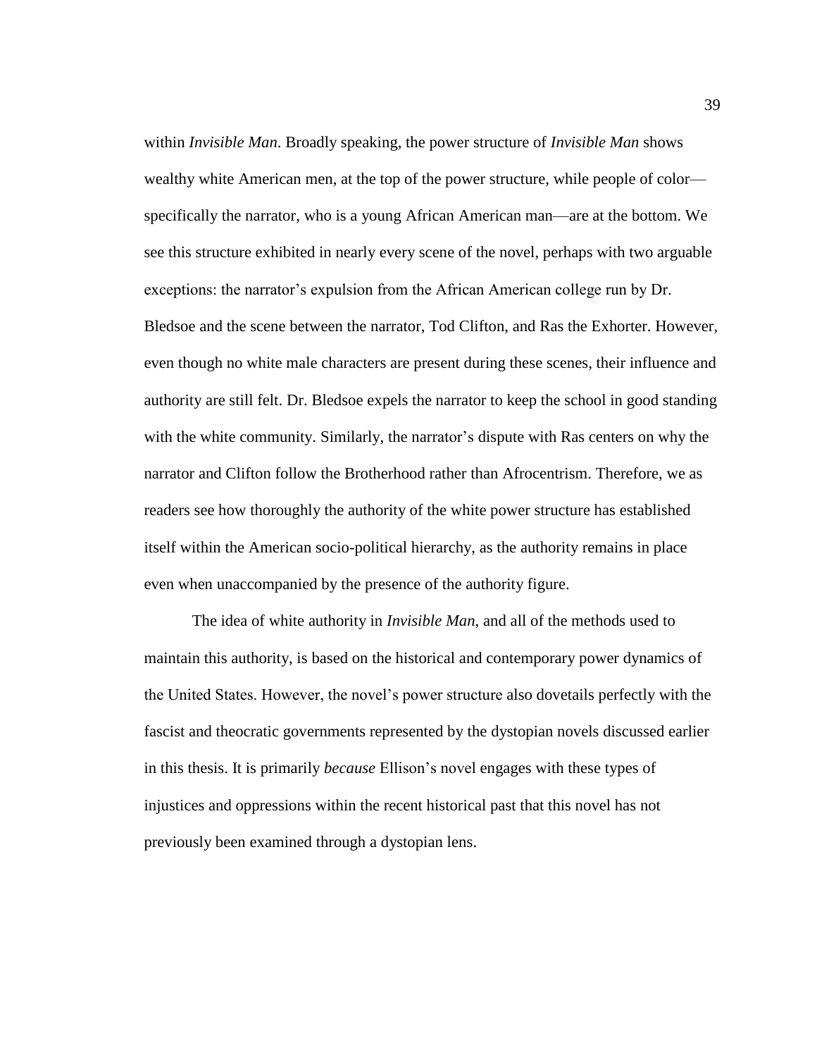within *Invisible Man*. Broadly speaking, the power structure of *Invisible Man* shows wealthy white American men, at the top of the power structure, while people of color—specifically the narrator, who is a young African American man—are at the bottom. We see this structure exhibited in nearly every scene of the novel, perhaps with two arguable exceptions: the narrator's expulsion from the African American college run by Dr. Bledsoe and the scene between the narrator, Tod Clifton, and Ras the Exhorter. However, even though no white male characters are present during these scenes, their influence and authority are still felt. Dr. Bledsoe expels the narrator to keep the school in good standing with the white community. Similarly, the narrator's dispute with Ras centers on why the narrator and Clifton follow the Brotherhood rather than Afrocentrism. Therefore, we as readers see how thoroughly the authority of the white power structure has established itself within the American socio-political hierarchy, as the authority remains in place even when unaccompanied by the presence of the authority figure.

The idea of white authority in *Invisible Man*, and all of the methods used to maintain this authority, is based on the historical and contemporary power dynamics of the United States. However, the novel's power structure also dovetails perfectly with the fascist and theocratic governments represented by the dystopian novels discussed earlier in this thesis. It is primarily *because* Ellison's novel engages with these types of injustices and oppressions within the recent historical past that this novel has not previously been examined through a dystopian lens.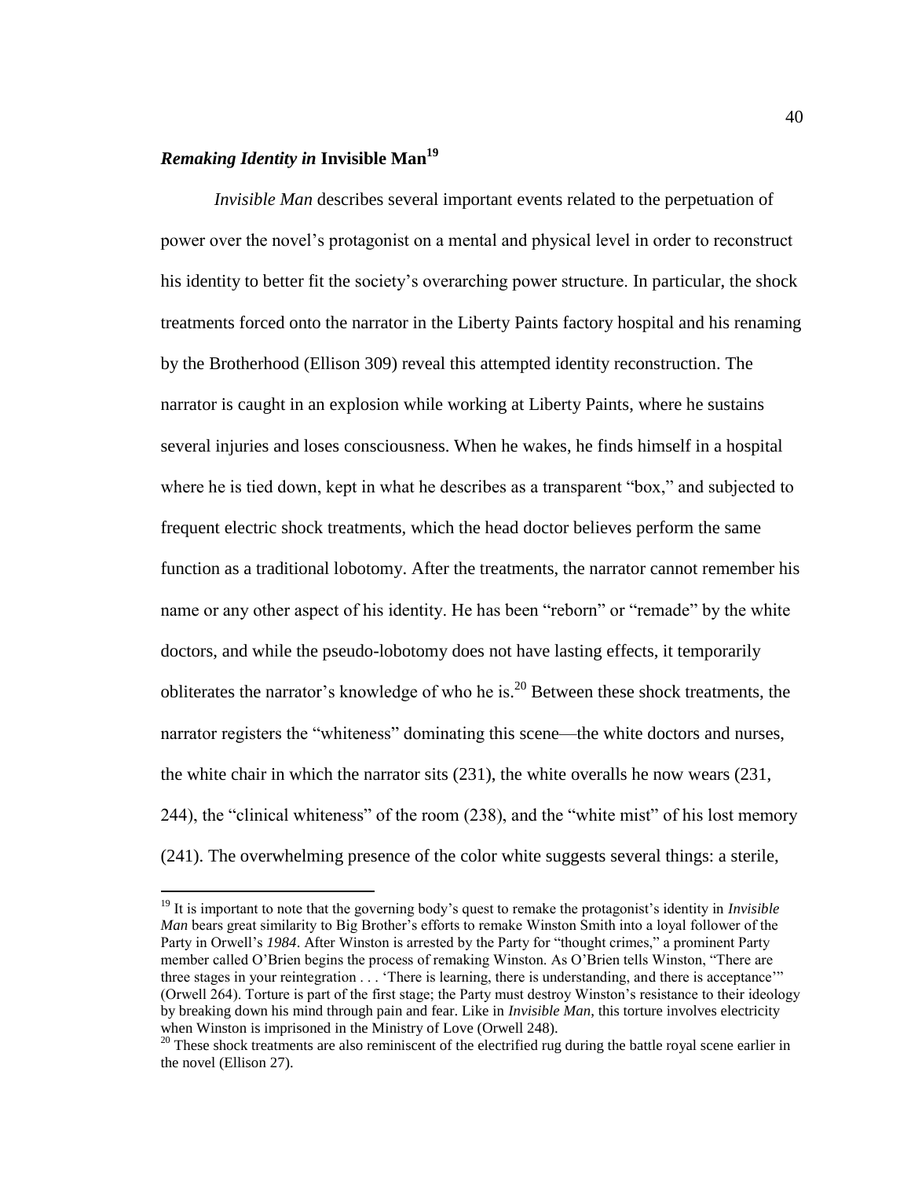## *Remaking Identity in* **Invisible Man**[19]

*Invisible Man* describes several important events related to the perpetuation of power over the novel's protagonist on a mental and physical level in order to reconstruct his identity to better fit the society's overarching power structure. In particular, the shock treatments forced onto the narrator in the Liberty Paints factory hospital and his renaming by the Brotherhood (Ellison 309) reveal this attempted identity reconstruction. The narrator is caught in an explosion while working at Liberty Paints, where he sustains several injuries and loses consciousness. When he wakes, he finds himself in a hospital where he is tied down, kept in what he describes as a transparent "box," and subjected to frequent electric shock treatments, which the head doctor believes perform the same function as a traditional lobotomy. After the treatments, the narrator cannot remember his name or any other aspect of his identity. He has been "reborn" or "remade" by the white doctors, and while the pseudo-lobotomy does not have lasting effects, it temporarily obliterates the narrator's knowledge of who he is.[20] Between these shock treatments, the narrator registers the "whiteness" dominating this scene—the white doctors and nurses, the white chair in which the narrator sits (231), the white overalls he now wears (231, 244), the "clinical whiteness" of the room (238), and the "white mist" of his lost memory (241). The overwhelming presence of the color white suggests several things: a sterile,

---

[19] It is important to note that the governing body's quest to remake the protagonist's identity in *Invisible Man* bears great similarity to Big Brother's efforts to remake Winston Smith into a loyal follower of the Party in Orwell's *1984*. After Winston is arrested by the Party for "thought crimes," a prominent Party member called O'Brien begins the process of remaking Winston. As O'Brien tells Winston, "There are three stages in your reintegration . . . 'There is learning, there is understanding, and there is acceptance'" (Orwell 264). Torture is part of the first stage; the Party must destroy Winston's resistance to their ideology by breaking down his mind through pain and fear. Like in *Invisible Man*, this torture involves electricity when Winston is imprisoned in the Ministry of Love (Orwell 248).

[20] These shock treatments are also reminiscent of the electrified rug during the battle royal scene earlier in the novel (Ellison 27).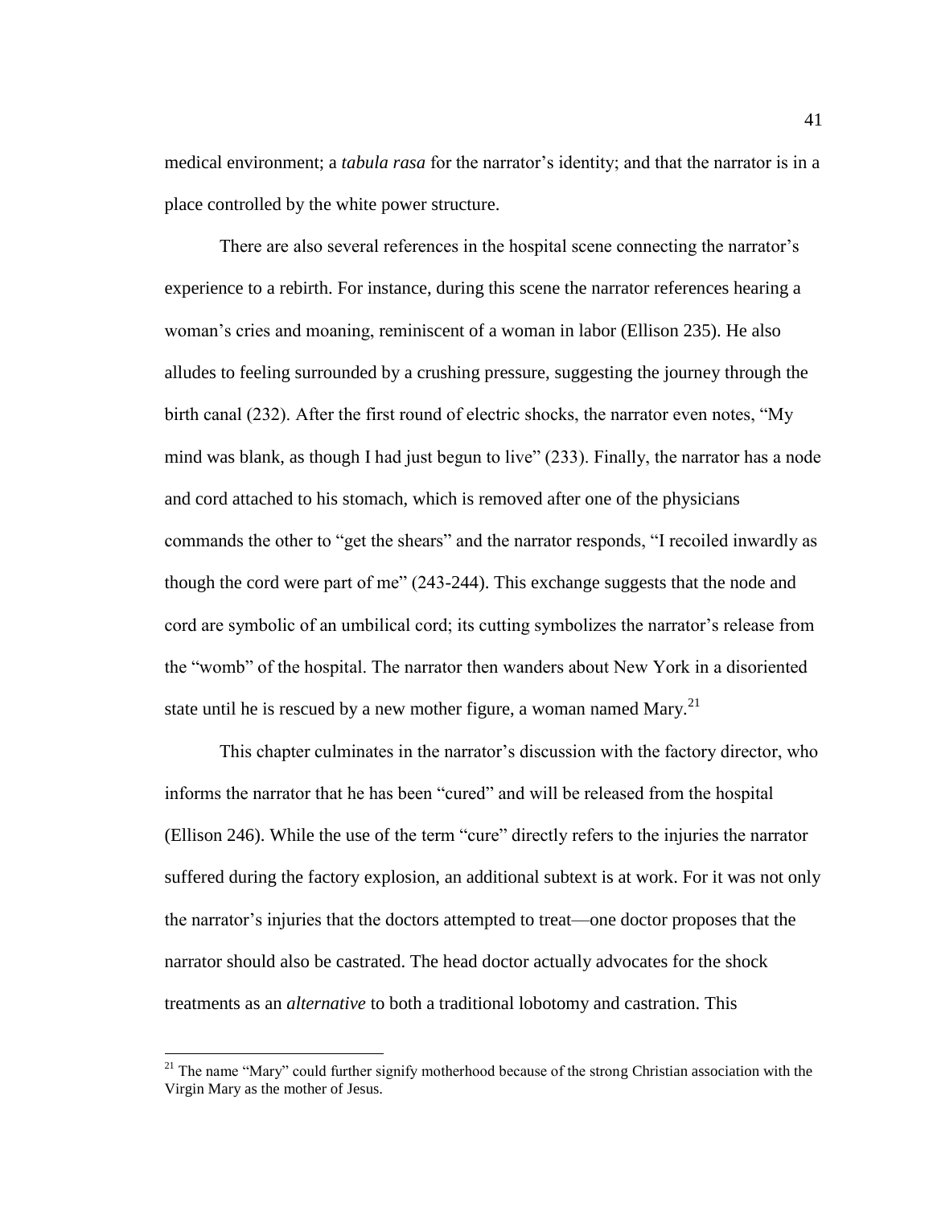medical environment; a *tabula rasa* for the narrator's identity; and that the narrator is in a place controlled by the white power structure.

There are also several references in the hospital scene connecting the narrator's experience to a rebirth. For instance, during this scene the narrator references hearing a woman's cries and moaning, reminiscent of a woman in labor (Ellison 235). He also alludes to feeling surrounded by a crushing pressure, suggesting the journey through the birth canal (232). After the first round of electric shocks, the narrator even notes, "My mind was blank, as though I had just begun to live" (233). Finally, the narrator has a node and cord attached to his stomach, which is removed after one of the physicians commands the other to "get the shears" and the narrator responds, "I recoiled inwardly as though the cord were part of me" (243-244). This exchange suggests that the node and cord are symbolic of an umbilical cord; its cutting symbolizes the narrator's release from the "womb" of the hospital. The narrator then wanders about New York in a disoriented state until he is rescued by a new mother figure, a woman named Mary.[21]

This chapter culminates in the narrator's discussion with the factory director, who informs the narrator that he has been "cured" and will be released from the hospital (Ellison 246). While the use of the term "cure" directly refers to the injuries the narrator suffered during the factory explosion, an additional subtext is at work. For it was not only the narrator's injuries that the doctors attempted to treat—one doctor proposes that the narrator should also be castrated. The head doctor actually advocates for the shock treatments as an *alternative* to both a traditional lobotomy and castration. This

[21] The name "Mary" could further signify motherhood because of the strong Christian association with the Virgin Mary as the mother of Jesus.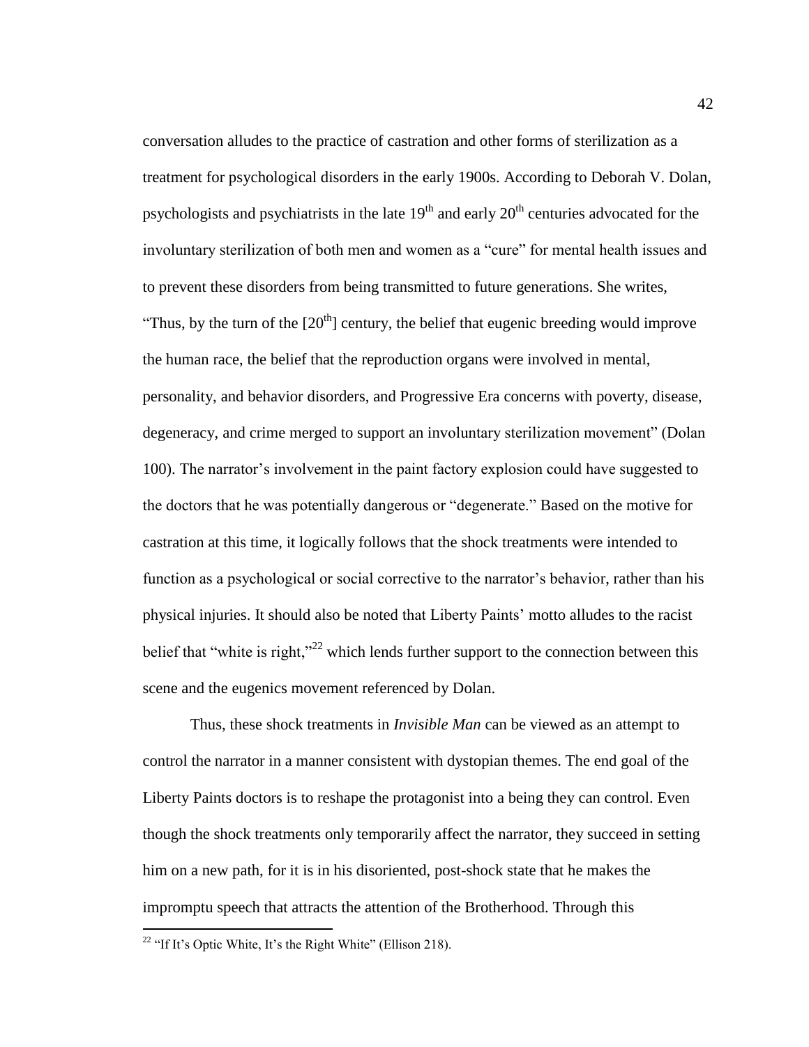conversation alludes to the practice of castration and other forms of sterilization as a treatment for psychological disorders in the early 1900s. According to Deborah V. Dolan, psychologists and psychiatrists in the late 19th and early 20th centuries advocated for the involuntary sterilization of both men and women as a "cure" for mental health issues and to prevent these disorders from being transmitted to future generations. She writes, "Thus, by the turn of the [20th] century, the belief that eugenic breeding would improve the human race, the belief that the reproduction organs were involved in mental, personality, and behavior disorders, and Progressive Era concerns with poverty, disease, degeneracy, and crime merged to support an involuntary sterilization movement" (Dolan 100). The narrator's involvement in the paint factory explosion could have suggested to the doctors that he was potentially dangerous or "degenerate." Based on the motive for castration at this time, it logically follows that the shock treatments were intended to function as a psychological or social corrective to the narrator's behavior, rather than his physical injuries. It should also be noted that Liberty Paints' motto alludes to the racist belief that "white is right,"[22] which lends further support to the connection between this scene and the eugenics movement referenced by Dolan.

Thus, these shock treatments in *Invisible Man* can be viewed as an attempt to control the narrator in a manner consistent with dystopian themes. The end goal of the Liberty Paints doctors is to reshape the protagonist into a being they can control. Even though the shock treatments only temporarily affect the narrator, they succeed in setting him on a new path, for it is in his disoriented, post-shock state that he makes the impromptu speech that attracts the attention of the Brotherhood. Through this

[22] "If It's Optic White, It's the Right White" (Ellison 218).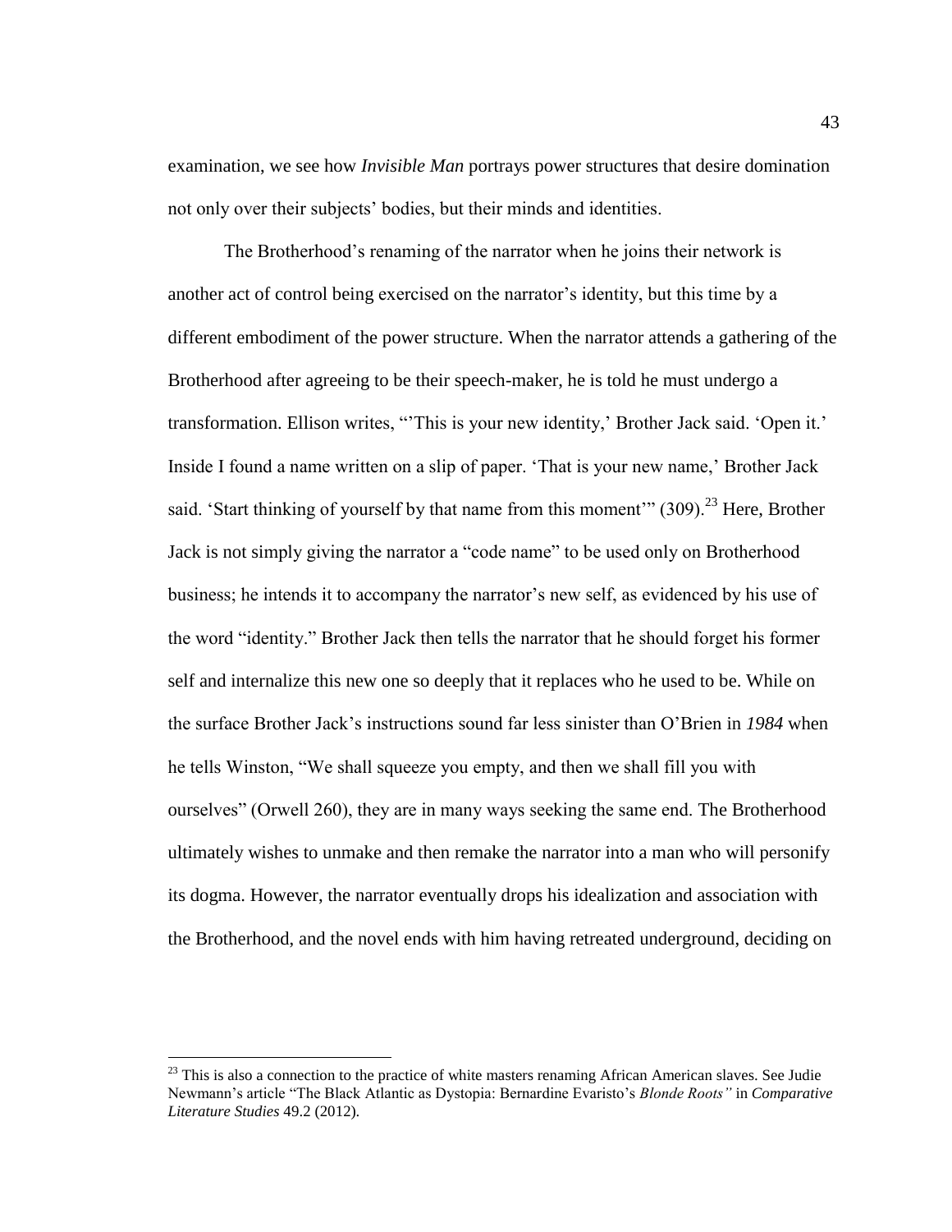examination, we see how *Invisible Man* portrays power structures that desire domination not only over their subjects' bodies, but their minds and identities.

The Brotherhood's renaming of the narrator when he joins their network is another act of control being exercised on the narrator's identity, but this time by a different embodiment of the power structure. When the narrator attends a gathering of the Brotherhood after agreeing to be their speech-maker, he is told he must undergo a transformation. Ellison writes, "'This is your new identity,' Brother Jack said. 'Open it.' Inside I found a name written on a slip of paper. 'That is your new name,' Brother Jack said. 'Start thinking of yourself by that name from this moment'" (309).[23] Here, Brother Jack is not simply giving the narrator a "code name" to be used only on Brotherhood business; he intends it to accompany the narrator's new self, as evidenced by his use of the word "identity." Brother Jack then tells the narrator that he should forget his former self and internalize this new one so deeply that it replaces who he used to be. While on the surface Brother Jack's instructions sound far less sinister than O'Brien in *1984* when he tells Winston, "We shall squeeze you empty, and then we shall fill you with ourselves" (Orwell 260), they are in many ways seeking the same end. The Brotherhood ultimately wishes to unmake and then remake the narrator into a man who will personify its dogma. However, the narrator eventually drops his idealization and association with the Brotherhood, and the novel ends with him having retreated underground, deciding on

---

[23] This is also a connection to the practice of white masters renaming African American slaves. See Judie Newmann's article "The Black Atlantic as Dystopia: Bernardine Evaristo's *Blonde Roots"* in *Comparative Literature Studies* 49.2 (2012).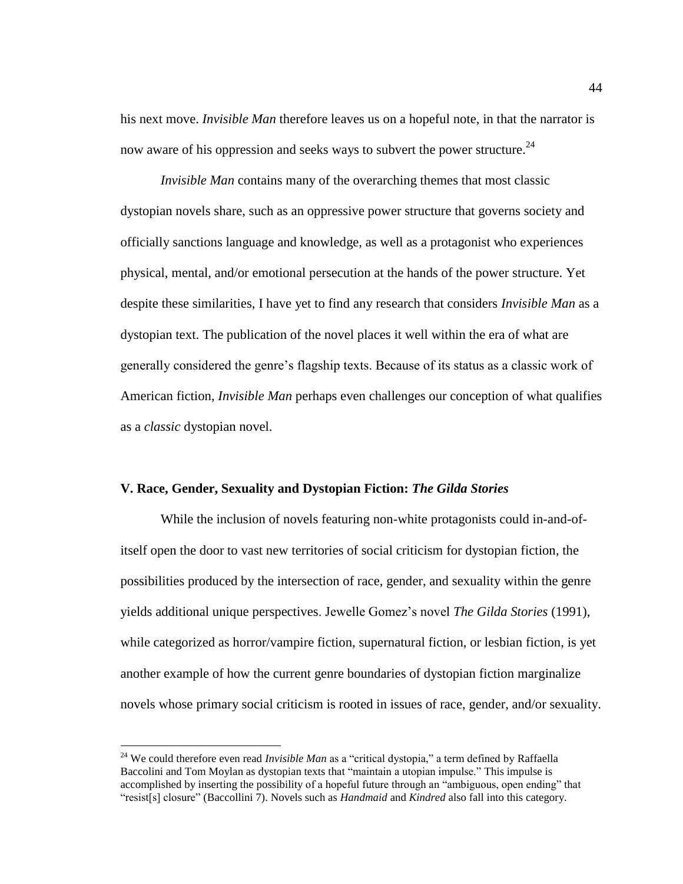his next move. *Invisible Man* therefore leaves us on a hopeful note, in that the narrator is now aware of his oppression and seeks ways to subvert the power structure.[24]

*Invisible Man* contains many of the overarching themes that most classic dystopian novels share, such as an oppressive power structure that governs society and officially sanctions language and knowledge, as well as a protagonist who experiences physical, mental, and/or emotional persecution at the hands of the power structure. Yet despite these similarities, I have yet to find any research that considers *Invisible Man* as a dystopian text. The publication of the novel places it well within the era of what are generally considered the genre's flagship texts. Because of its status as a classic work of American fiction, *Invisible Man* perhaps even challenges our conception of what qualifies as a *classic* dystopian novel.

### V. Race, Gender, Sexuality and Dystopian Fiction: *The Gilda Stories*

While the inclusion of novels featuring non-white protagonists could in-and-of-itself open the door to vast new territories of social criticism for dystopian fiction, the possibilities produced by the intersection of race, gender, and sexuality within the genre yields additional unique perspectives. Jewelle Gomez's novel *The Gilda Stories* (1991), while categorized as horror/vampire fiction, supernatural fiction, or lesbian fiction, is yet another example of how the current genre boundaries of dystopian fiction marginalize novels whose primary social criticism is rooted in issues of race, gender, and/or sexuality.

---

[24] We could therefore even read *Invisible Man* as a "critical dystopia," a term defined by Raffaella Baccolini and Tom Moylan as dystopian texts that "maintain a utopian impulse." This impulse is accomplished by inserting the possibility of a hopeful future through an "ambiguous, open ending" that "resist[s] closure" (Baccollini 7). Novels such as *Handmaid* and *Kindred* also fall into this category.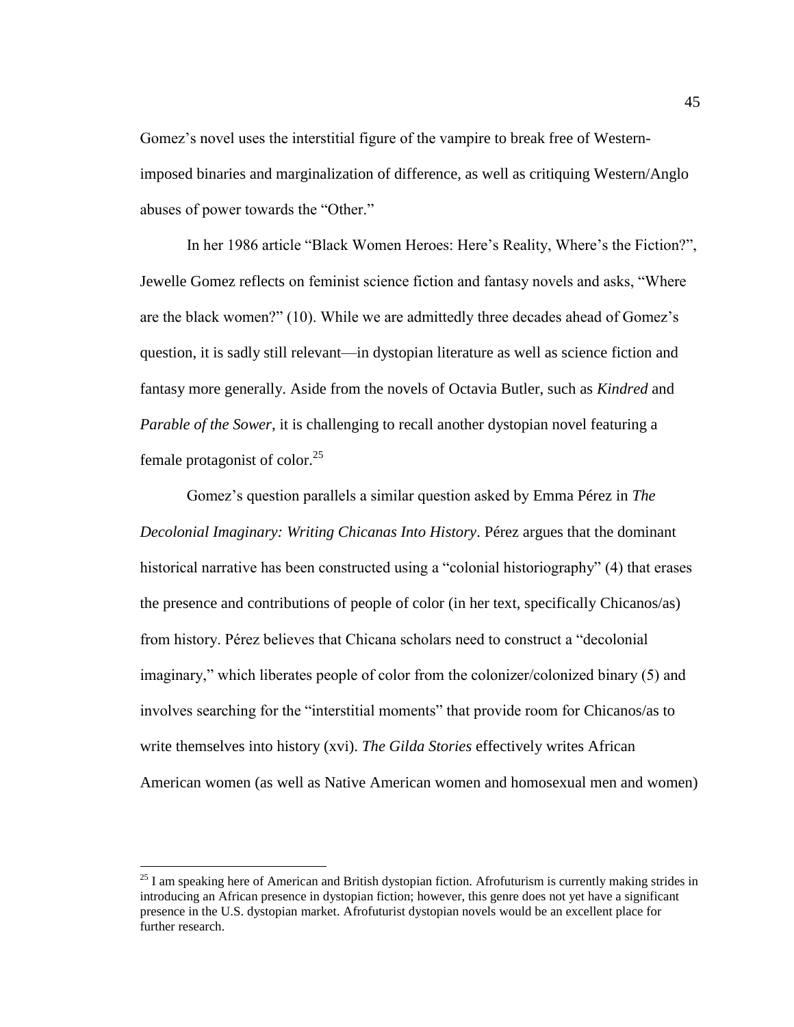Gomez's novel uses the interstitial figure of the vampire to break free of Western-imposed binaries and marginalization of difference, as well as critiquing Western/Anglo abuses of power towards the "Other."

In her 1986 article "Black Women Heroes: Here's Reality, Where's the Fiction?", Jewelle Gomez reflects on feminist science fiction and fantasy novels and asks, "Where are the black women?" (10). While we are admittedly three decades ahead of Gomez's question, it is sadly still relevant—in dystopian literature as well as science fiction and fantasy more generally. Aside from the novels of Octavia Butler, such as *Kindred* and *Parable of the Sower*, it is challenging to recall another dystopian novel featuring a female protagonist of color.[25]

Gomez's question parallels a similar question asked by Emma Pérez in *The Decolonial Imaginary: Writing Chicanas Into History*. Pérez argues that the dominant historical narrative has been constructed using a "colonial historiography" (4) that erases the presence and contributions of people of color (in her text, specifically Chicanos/as) from history. Pérez believes that Chicana scholars need to construct a "decolonial imaginary," which liberates people of color from the colonizer/colonized binary (5) and involves searching for the "interstitial moments" that provide room for Chicanos/as to write themselves into history (xvi). *The Gilda Stories* effectively writes African American women (as well as Native American women and homosexual men and women)

[25] I am speaking here of American and British dystopian fiction. Afrofuturism is currently making strides in introducing an African presence in dystopian fiction; however, this genre does not yet have a significant presence in the U.S. dystopian market. Afrofuturist dystopian novels would be an excellent place for further research.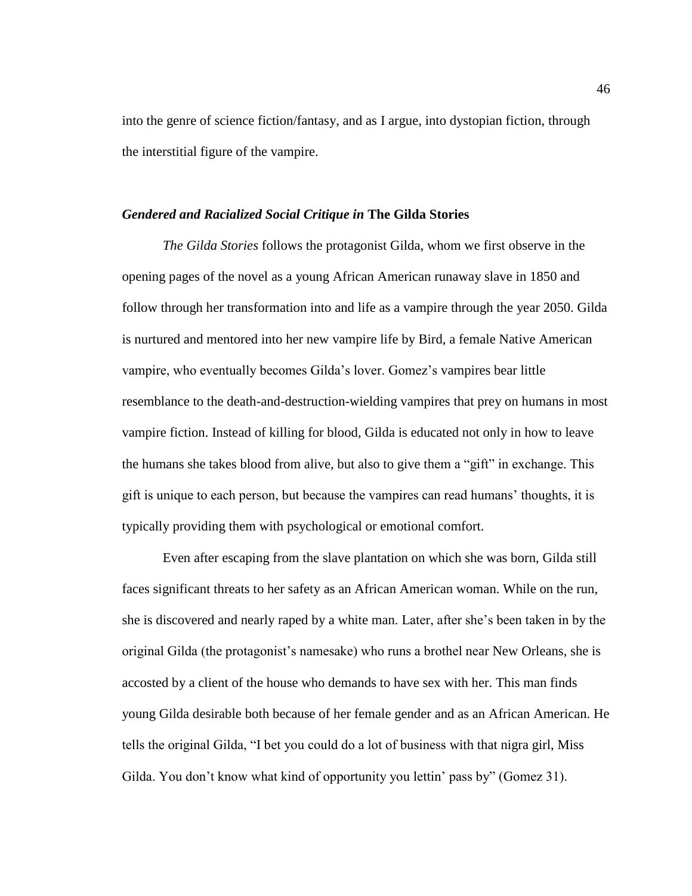into the genre of science fiction/fantasy, and as I argue, into dystopian fiction, through the interstitial figure of the vampire.

### *Gendered and Racialized Social Critique in* **The Gilda Stories**

*The Gilda Stories* follows the protagonist Gilda, whom we first observe in the opening pages of the novel as a young African American runaway slave in 1850 and follow through her transformation into and life as a vampire through the year 2050. Gilda is nurtured and mentored into her new vampire life by Bird, a female Native American vampire, who eventually becomes Gilda's lover. Gomez's vampires bear little resemblance to the death-and-destruction-wielding vampires that prey on humans in most vampire fiction. Instead of killing for blood, Gilda is educated not only in how to leave the humans she takes blood from alive, but also to give them a "gift" in exchange. This gift is unique to each person, but because the vampires can read humans' thoughts, it is typically providing them with psychological or emotional comfort.

Even after escaping from the slave plantation on which she was born, Gilda still faces significant threats to her safety as an African American woman. While on the run, she is discovered and nearly raped by a white man. Later, after she's been taken in by the original Gilda (the protagonist's namesake) who runs a brothel near New Orleans, she is accosted by a client of the house who demands to have sex with her. This man finds young Gilda desirable both because of her female gender and as an African American. He tells the original Gilda, "I bet you could do a lot of business with that nigra girl, Miss Gilda. You don't know what kind of opportunity you lettin' pass by" (Gomez 31).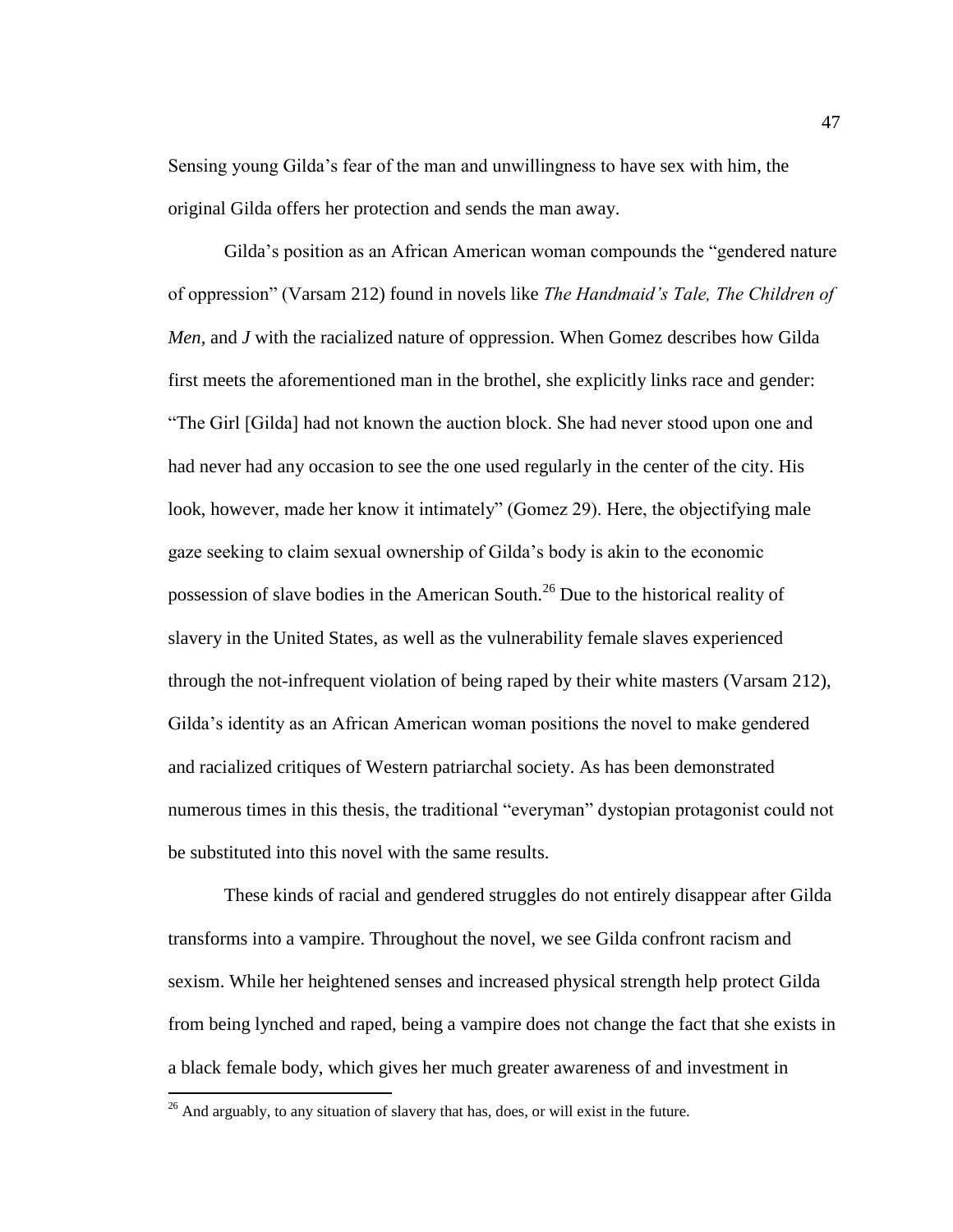Sensing young Gilda's fear of the man and unwillingness to have sex with him, the original Gilda offers her protection and sends the man away.

Gilda's position as an African American woman compounds the "gendered nature of oppression" (Varsam 212) found in novels like *The Handmaid's Tale, The Children of Men,* and *J* with the racialized nature of oppression. When Gomez describes how Gilda first meets the aforementioned man in the brothel, she explicitly links race and gender: "The Girl [Gilda] had not known the auction block. She had never stood upon one and had never had any occasion to see the one used regularly in the center of the city. His look, however, made her know it intimately" (Gomez 29). Here, the objectifying male gaze seeking to claim sexual ownership of Gilda's body is akin to the economic possession of slave bodies in the American South.[26] Due to the historical reality of slavery in the United States, as well as the vulnerability female slaves experienced through the not-infrequent violation of being raped by their white masters (Varsam 212), Gilda's identity as an African American woman positions the novel to make gendered and racialized critiques of Western patriarchal society. As has been demonstrated numerous times in this thesis, the traditional "everyman" dystopian protagonist could not be substituted into this novel with the same results.

These kinds of racial and gendered struggles do not entirely disappear after Gilda transforms into a vampire. Throughout the novel, we see Gilda confront racism and sexism. While her heightened senses and increased physical strength help protect Gilda from being lynched and raped, being a vampire does not change the fact that she exists in a black female body, which gives her much greater awareness of and investment in

[26] And arguably, to any situation of slavery that has, does, or will exist in the future.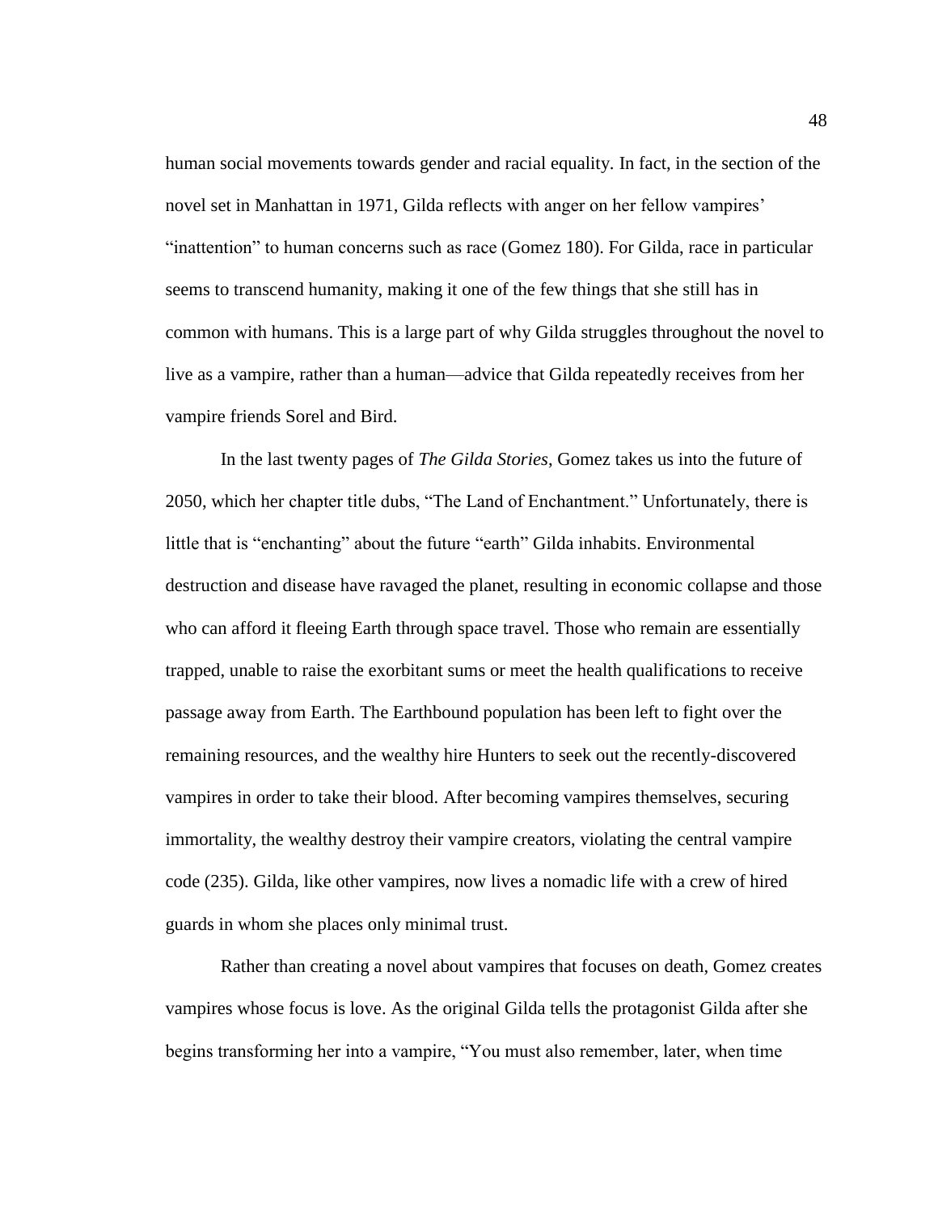human social movements towards gender and racial equality. In fact, in the section of the novel set in Manhattan in 1971, Gilda reflects with anger on her fellow vampires' "inattention" to human concerns such as race (Gomez 180). For Gilda, race in particular seems to transcend humanity, making it one of the few things that she still has in common with humans. This is a large part of why Gilda struggles throughout the novel to live as a vampire, rather than a human—advice that Gilda repeatedly receives from her vampire friends Sorel and Bird.

In the last twenty pages of *The Gilda Stories*, Gomez takes us into the future of 2050, which her chapter title dubs, "The Land of Enchantment." Unfortunately, there is little that is "enchanting" about the future "earth" Gilda inhabits. Environmental destruction and disease have ravaged the planet, resulting in economic collapse and those who can afford it fleeing Earth through space travel. Those who remain are essentially trapped, unable to raise the exorbitant sums or meet the health qualifications to receive passage away from Earth. The Earthbound population has been left to fight over the remaining resources, and the wealthy hire Hunters to seek out the recently-discovered vampires in order to take their blood. After becoming vampires themselves, securing immortality, the wealthy destroy their vampire creators, violating the central vampire code (235). Gilda, like other vampires, now lives a nomadic life with a crew of hired guards in whom she places only minimal trust.

Rather than creating a novel about vampires that focuses on death, Gomez creates vampires whose focus is love. As the original Gilda tells the protagonist Gilda after she begins transforming her into a vampire, "You must also remember, later, when time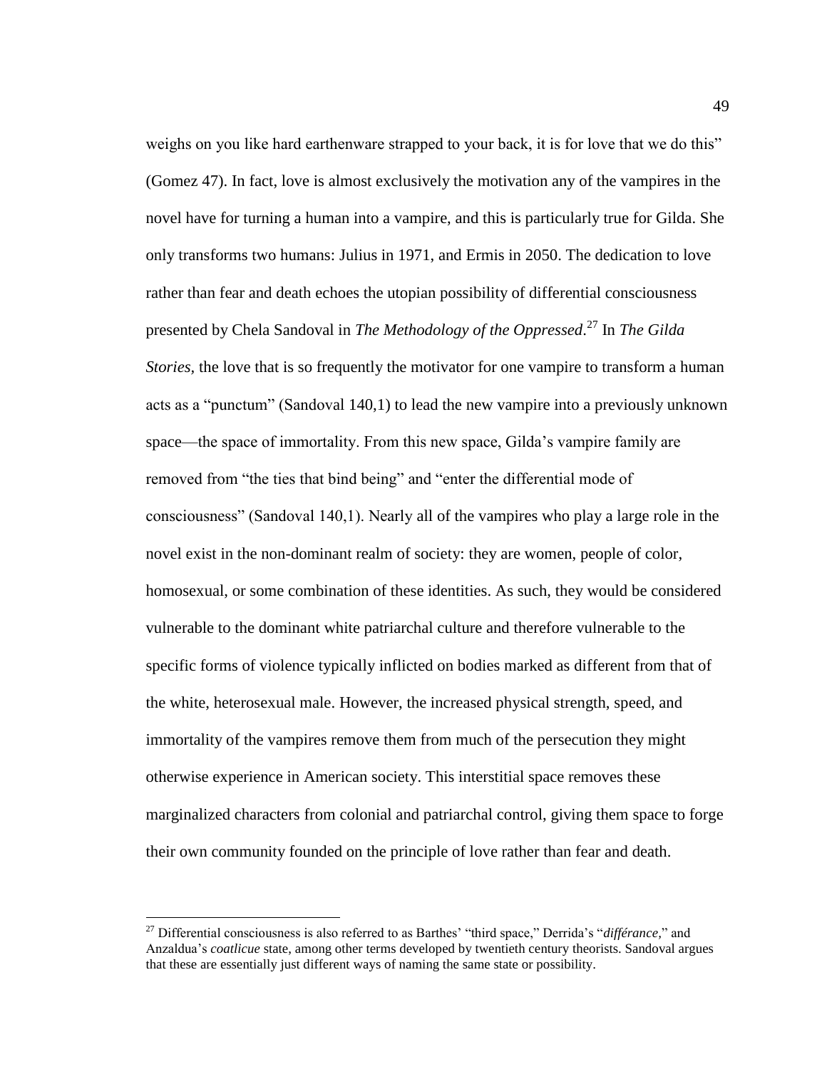weighs on you like hard earthenware strapped to your back, it is for love that we do this" (Gomez 47). In fact, love is almost exclusively the motivation any of the vampires in the novel have for turning a human into a vampire, and this is particularly true for Gilda. She only transforms two humans: Julius in 1971, and Ermis in 2050. The dedication to love rather than fear and death echoes the utopian possibility of differential consciousness presented by Chela Sandoval in *The Methodology of the Oppressed*.[27] In *The Gilda Stories,* the love that is so frequently the motivator for one vampire to transform a human acts as a "punctum" (Sandoval 140,1) to lead the new vampire into a previously unknown space—the space of immortality. From this new space, Gilda's vampire family are removed from "the ties that bind being" and "enter the differential mode of consciousness" (Sandoval 140,1). Nearly all of the vampires who play a large role in the novel exist in the non-dominant realm of society: they are women, people of color, homosexual, or some combination of these identities. As such, they would be considered vulnerable to the dominant white patriarchal culture and therefore vulnerable to the specific forms of violence typically inflicted on bodies marked as different from that of the white, heterosexual male. However, the increased physical strength, speed, and immortality of the vampires remove them from much of the persecution they might otherwise experience in American society. This interstitial space removes these marginalized characters from colonial and patriarchal control, giving them space to forge their own community founded on the principle of love rather than fear and death.

[27] Differential consciousness is also referred to as Barthes' "third space," Derrida's "*différance*," and Anzaldua's *coatlicue* state, among other terms developed by twentieth century theorists. Sandoval argues that these are essentially just different ways of naming the same state or possibility.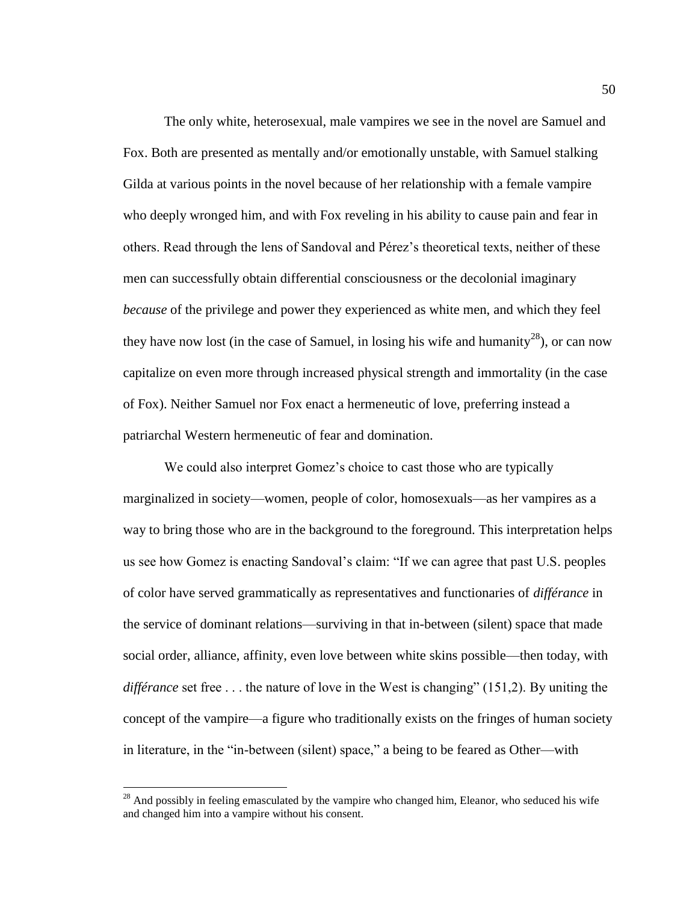The only white, heterosexual, male vampires we see in the novel are Samuel and Fox. Both are presented as mentally and/or emotionally unstable, with Samuel stalking Gilda at various points in the novel because of her relationship with a female vampire who deeply wronged him, and with Fox reveling in his ability to cause pain and fear in others. Read through the lens of Sandoval and Pérez's theoretical texts, neither of these men can successfully obtain differential consciousness or the decolonial imaginary *because* of the privilege and power they experienced as white men, and which they feel they have now lost (in the case of Samuel, in losing his wife and humanity[28]), or can now capitalize on even more through increased physical strength and immortality (in the case of Fox). Neither Samuel nor Fox enact a hermeneutic of love, preferring instead a patriarchal Western hermeneutic of fear and domination.

We could also interpret Gomez's choice to cast those who are typically marginalized in society—women, people of color, homosexuals—as her vampires as a way to bring those who are in the background to the foreground. This interpretation helps us see how Gomez is enacting Sandoval's claim: "If we can agree that past U.S. peoples of color have served grammatically as representatives and functionaries of *différance* in the service of dominant relations—surviving in that in-between (silent) space that made social order, alliance, affinity, even love between white skins possible—then today, with *différance* set free . . . the nature of love in the West is changing" (151,2). By uniting the concept of the vampire—a figure who traditionally exists on the fringes of human society in literature, in the "in-between (silent) space," a being to be feared as Other—with

[28] And possibly in feeling emasculated by the vampire who changed him, Eleanor, who seduced his wife and changed him into a vampire without his consent.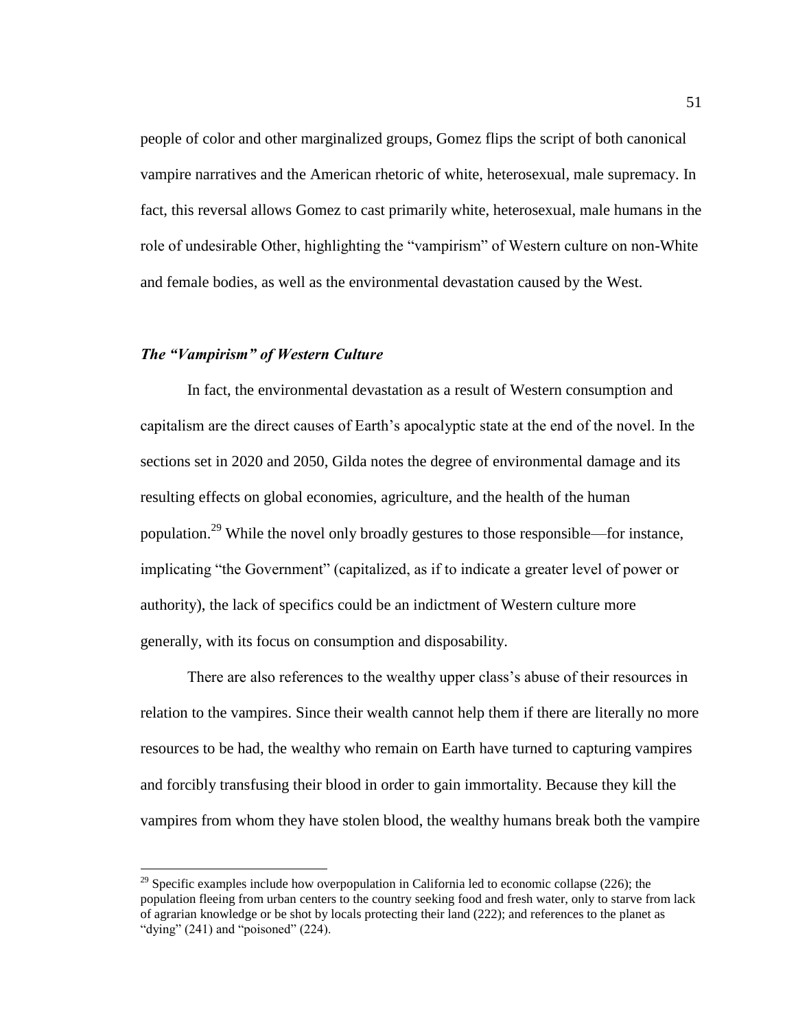people of color and other marginalized groups, Gomez flips the script of both canonical vampire narratives and the American rhetoric of white, heterosexual, male supremacy. In fact, this reversal allows Gomez to cast primarily white, heterosexual, male humans in the role of undesirable Other, highlighting the "vampirism" of Western culture on non-White and female bodies, as well as the environmental devastation caused by the West.

### *The "Vampirism" of Western Culture*

In fact, the environmental devastation as a result of Western consumption and capitalism are the direct causes of Earth's apocalyptic state at the end of the novel. In the sections set in 2020 and 2050, Gilda notes the degree of environmental damage and its resulting effects on global economies, agriculture, and the health of the human population.[29] While the novel only broadly gestures to those responsible—for instance, implicating "the Government" (capitalized, as if to indicate a greater level of power or authority), the lack of specifics could be an indictment of Western culture more generally, with its focus on consumption and disposability.

There are also references to the wealthy upper class's abuse of their resources in relation to the vampires. Since their wealth cannot help them if there are literally no more resources to be had, the wealthy who remain on Earth have turned to capturing vampires and forcibly transfusing their blood in order to gain immortality. Because they kill the vampires from whom they have stolen blood, the wealthy humans break both the vampire

---

[29] Specific examples include how overpopulation in California led to economic collapse (226); the population fleeing from urban centers to the country seeking food and fresh water, only to starve from lack of agrarian knowledge or be shot by locals protecting their land (222); and references to the planet as "dying" (241) and "poisoned" (224).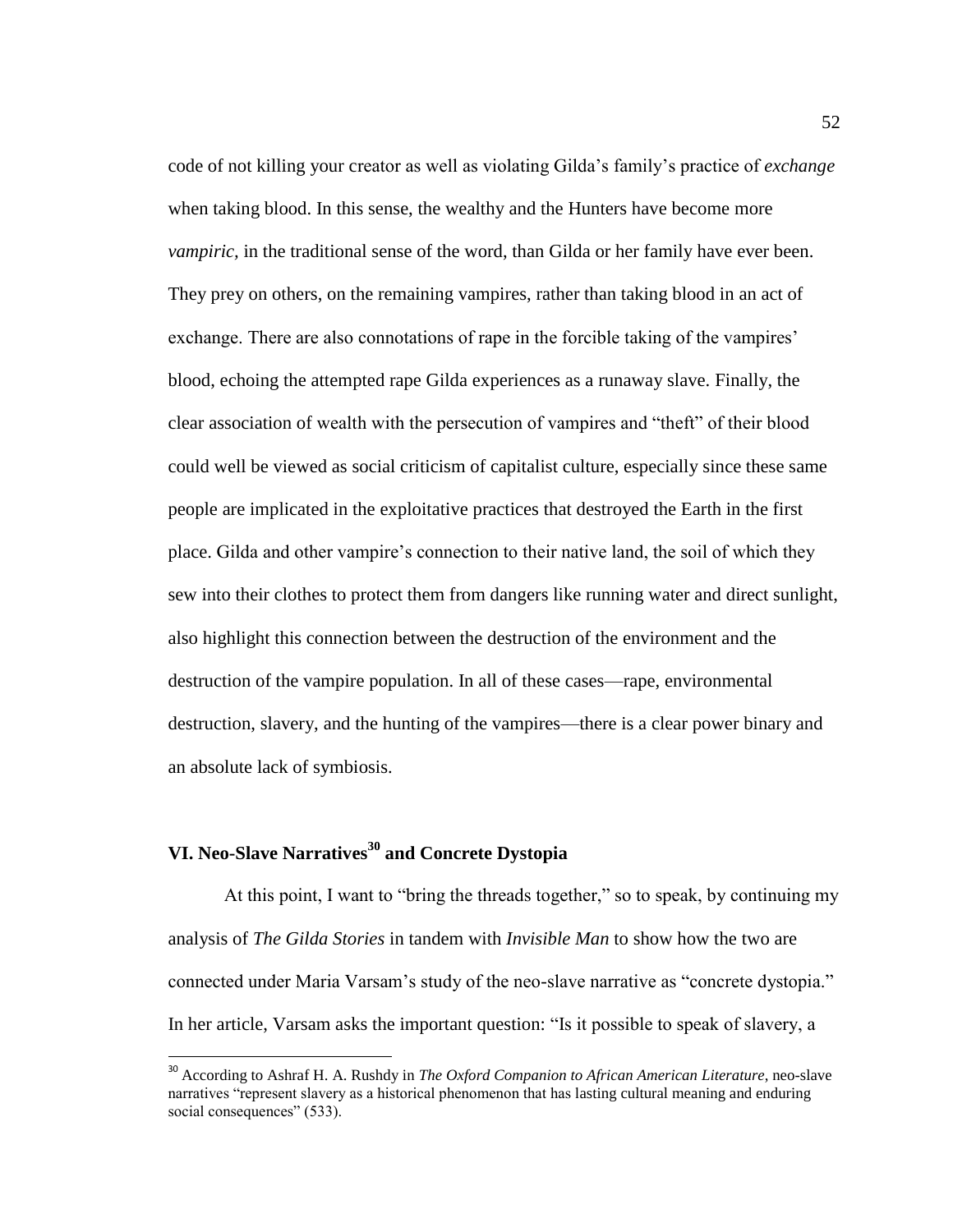code of not killing your creator as well as violating Gilda's family's practice of *exchange* when taking blood. In this sense, the wealthy and the Hunters have become more *vampiric,* in the traditional sense of the word, than Gilda or her family have ever been. They prey on others, on the remaining vampires, rather than taking blood in an act of exchange. There are also connotations of rape in the forcible taking of the vampires' blood, echoing the attempted rape Gilda experiences as a runaway slave. Finally, the clear association of wealth with the persecution of vampires and "theft" of their blood could well be viewed as social criticism of capitalist culture, especially since these same people are implicated in the exploitative practices that destroyed the Earth in the first place. Gilda and other vampire's connection to their native land, the soil of which they sew into their clothes to protect them from dangers like running water and direct sunlight, also highlight this connection between the destruction of the environment and the destruction of the vampire population. In all of these cases—rape, environmental destruction, slavery, and the hunting of the vampires—there is a clear power binary and an absolute lack of symbiosis.

## VI. Neo-Slave Narratives[30] and Concrete Dystopia

At this point, I want to "bring the threads together," so to speak, by continuing my analysis of *The Gilda Stories* in tandem with *Invisible Man* to show how the two are connected under Maria Varsam's study of the neo-slave narrative as "concrete dystopia." In her article, Varsam asks the important question: "Is it possible to speak of slavery, a

[30] According to Ashraf H. A. Rushdy in *The Oxford Companion to African American Literature*, neo-slave narratives "represent slavery as a historical phenomenon that has lasting cultural meaning and enduring social consequences" (533).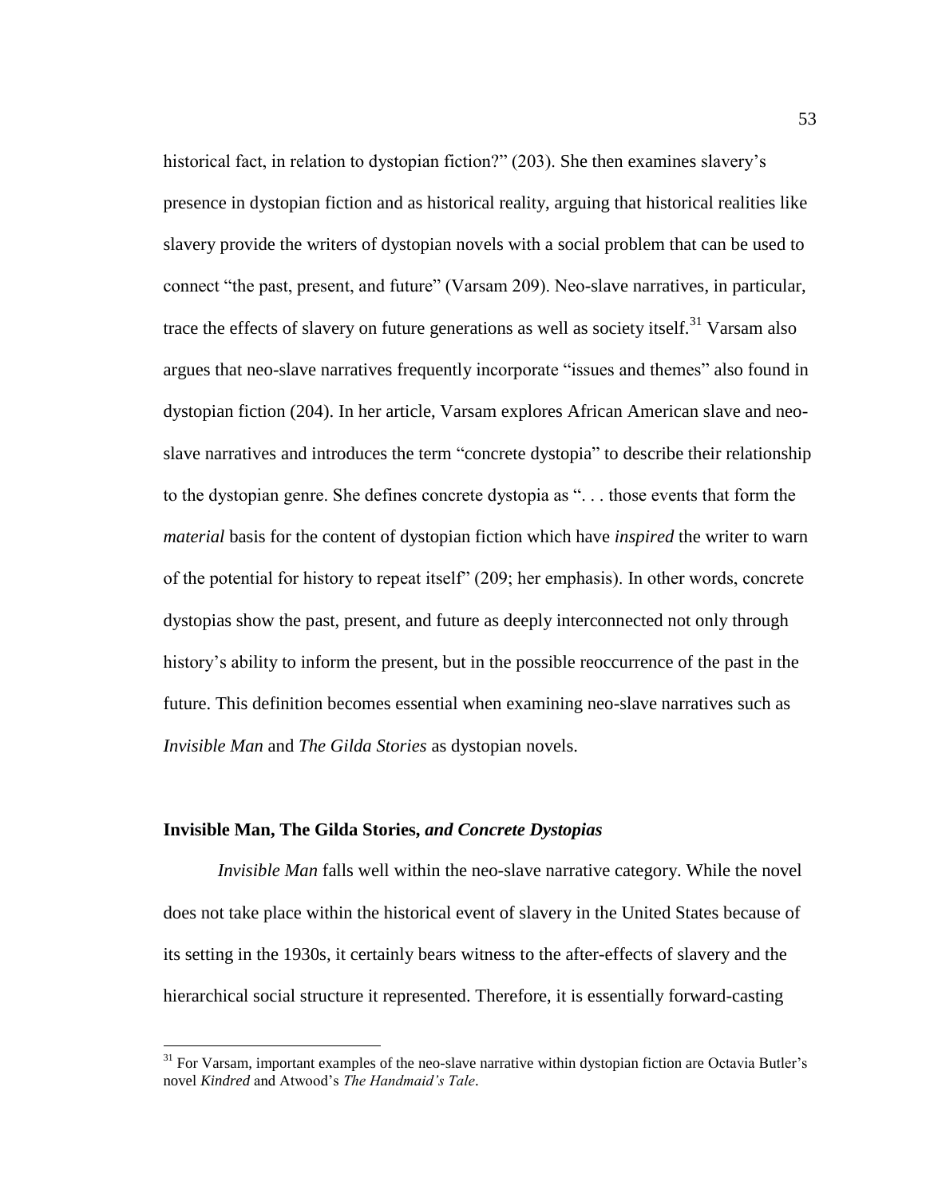historical fact, in relation to dystopian fiction?" (203). She then examines slavery's presence in dystopian fiction and as historical reality, arguing that historical realities like slavery provide the writers of dystopian novels with a social problem that can be used to connect "the past, present, and future" (Varsam 209). Neo-slave narratives, in particular, trace the effects of slavery on future generations as well as society itself.[31] Varsam also argues that neo-slave narratives frequently incorporate "issues and themes" also found in dystopian fiction (204). In her article, Varsam explores African American slave and neo-slave narratives and introduces the term "concrete dystopia" to describe their relationship to the dystopian genre. She defines concrete dystopia as ". . . those events that form the *material* basis for the content of dystopian fiction which have *inspired* the writer to warn of the potential for history to repeat itself" (209; her emphasis). In other words, concrete dystopias show the past, present, and future as deeply interconnected not only through history's ability to inform the present, but in the possible reoccurrence of the past in the future. This definition becomes essential when examining neo-slave narratives such as *Invisible Man* and *The Gilda Stories* as dystopian novels.

### **Invisible Man, The Gilda Stories,** ***and Concrete Dystopias***

*Invisible Man* falls well within the neo-slave narrative category. While the novel does not take place within the historical event of slavery in the United States because of its setting in the 1930s, it certainly bears witness to the after-effects of slavery and the hierarchical social structure it represented. Therefore, it is essentially forward-casting

---

[31] For Varsam, important examples of the neo-slave narrative within dystopian fiction are Octavia Butler's novel *Kindred* and Atwood's *The Handmaid's Tale*.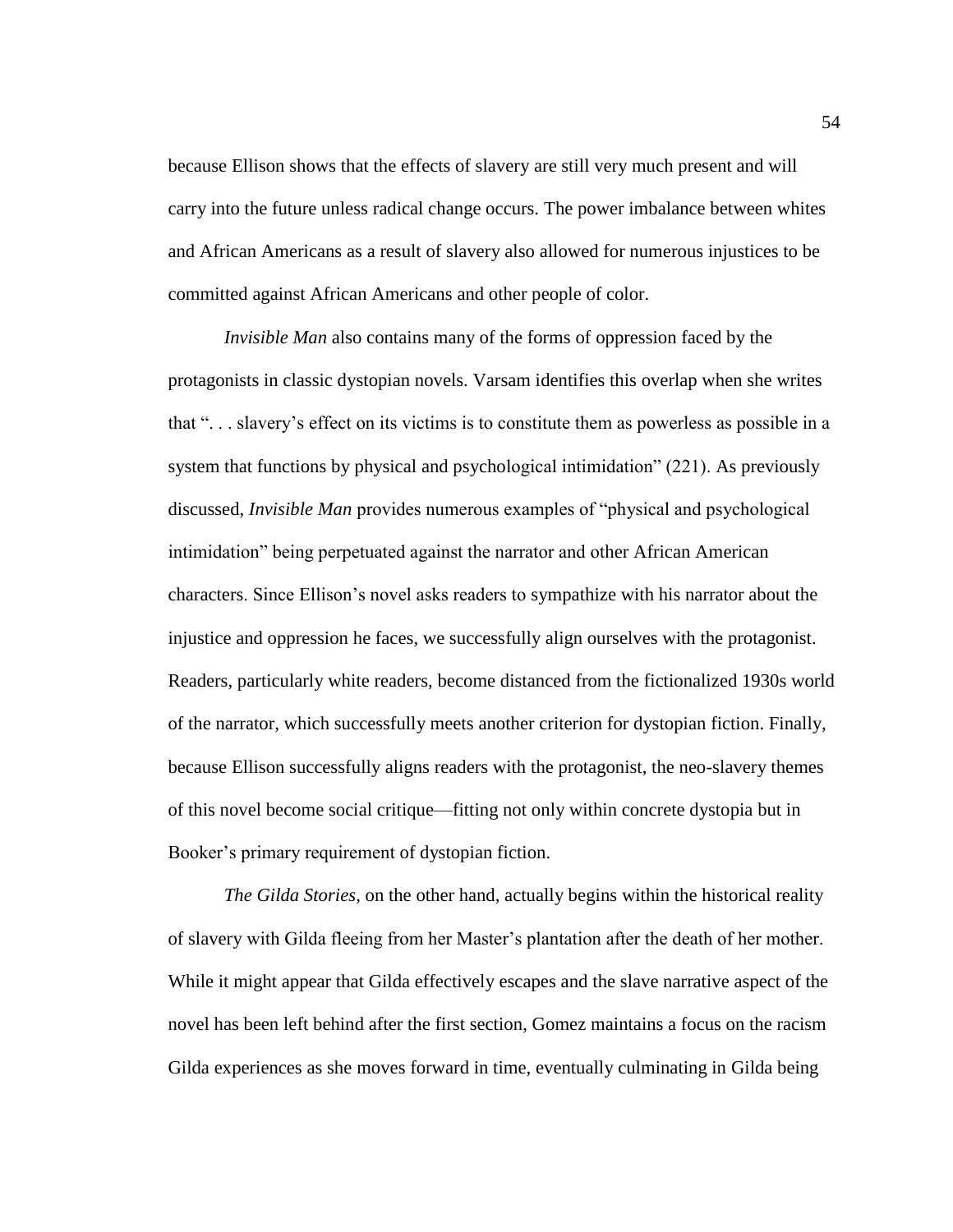because Ellison shows that the effects of slavery are still very much present and will carry into the future unless radical change occurs. The power imbalance between whites and African Americans as a result of slavery also allowed for numerous injustices to be committed against African Americans and other people of color.

*Invisible Man* also contains many of the forms of oppression faced by the protagonists in classic dystopian novels. Varsam identifies this overlap when she writes that ". . . slavery's effect on its victims is to constitute them as powerless as possible in a system that functions by physical and psychological intimidation" (221). As previously discussed, *Invisible Man* provides numerous examples of "physical and psychological intimidation" being perpetuated against the narrator and other African American characters. Since Ellison's novel asks readers to sympathize with his narrator about the injustice and oppression he faces, we successfully align ourselves with the protagonist. Readers, particularly white readers, become distanced from the fictionalized 1930s world of the narrator, which successfully meets another criterion for dystopian fiction. Finally, because Ellison successfully aligns readers with the protagonist, the neo-slavery themes of this novel become social critique—fitting not only within concrete dystopia but in Booker's primary requirement of dystopian fiction.

*The Gilda Stories*, on the other hand, actually begins within the historical reality of slavery with Gilda fleeing from her Master's plantation after the death of her mother. While it might appear that Gilda effectively escapes and the slave narrative aspect of the novel has been left behind after the first section, Gomez maintains a focus on the racism Gilda experiences as she moves forward in time, eventually culminating in Gilda being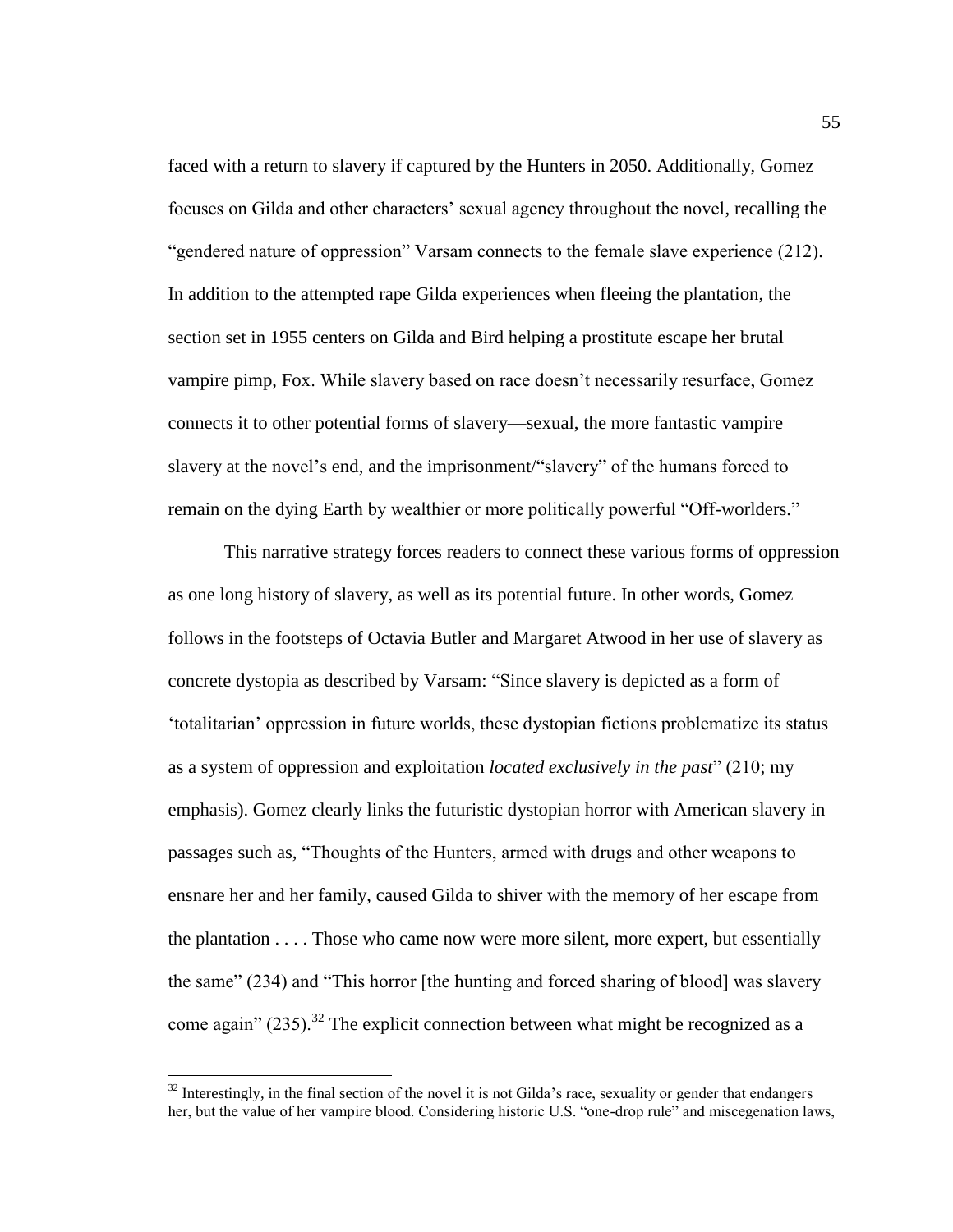faced with a return to slavery if captured by the Hunters in 2050. Additionally, Gomez focuses on Gilda and other characters' sexual agency throughout the novel, recalling the "gendered nature of oppression" Varsam connects to the female slave experience (212). In addition to the attempted rape Gilda experiences when fleeing the plantation, the section set in 1955 centers on Gilda and Bird helping a prostitute escape her brutal vampire pimp, Fox. While slavery based on race doesn't necessarily resurface, Gomez connects it to other potential forms of slavery—sexual, the more fantastic vampire slavery at the novel's end, and the imprisonment/"slavery" of the humans forced to remain on the dying Earth by wealthier or more politically powerful "Off-worlders."

This narrative strategy forces readers to connect these various forms of oppression as one long history of slavery, as well as its potential future. In other words, Gomez follows in the footsteps of Octavia Butler and Margaret Atwood in her use of slavery as concrete dystopia as described by Varsam: "Since slavery is depicted as a form of 'totalitarian' oppression in future worlds, these dystopian fictions problematize its status as a system of oppression and exploitation *located exclusively in the past*" (210; my emphasis). Gomez clearly links the futuristic dystopian horror with American slavery in passages such as, "Thoughts of the Hunters, armed with drugs and other weapons to ensnare her and her family, caused Gilda to shiver with the memory of her escape from the plantation . . . . Those who came now were more silent, more expert, but essentially the same" (234) and "This horror [the hunting and forced sharing of blood] was slavery come again" (235).[32] The explicit connection between what might be recognized as a

[32] Interestingly, in the final section of the novel it is not Gilda's race, sexuality or gender that endangers her, but the value of her vampire blood. Considering historic U.S. "one-drop rule" and miscegenation laws,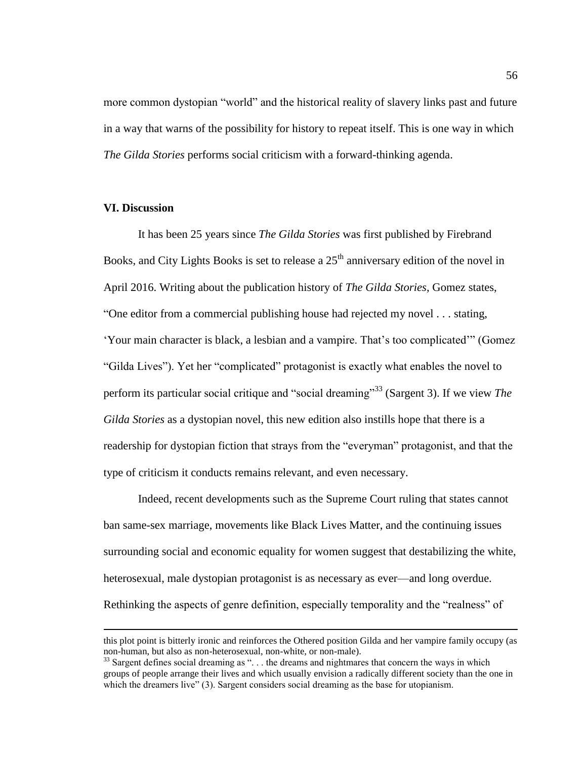more common dystopian "world" and the historical reality of slavery links past and future in a way that warns of the possibility for history to repeat itself. This is one way in which *The Gilda Stories* performs social criticism with a forward-thinking agenda.

### VI. Discussion

It has been 25 years since *The Gilda Stories* was first published by Firebrand Books, and City Lights Books is set to release a 25th anniversary edition of the novel in April 2016. Writing about the publication history of *The Gilda Stories*, Gomez states, "One editor from a commercial publishing house had rejected my novel . . . stating, 'Your main character is black, a lesbian and a vampire. That's too complicated'" (Gomez "Gilda Lives"). Yet her "complicated" protagonist is exactly what enables the novel to perform its particular social critique and "social dreaming"[33] (Sargent 3). If we view *The Gilda Stories* as a dystopian novel, this new edition also instills hope that there is a readership for dystopian fiction that strays from the "everyman" protagonist, and that the type of criticism it conducts remains relevant, and even necessary.

Indeed, recent developments such as the Supreme Court ruling that states cannot ban same-sex marriage, movements like Black Lives Matter, and the continuing issues surrounding social and economic equality for women suggest that destabilizing the white, heterosexual, male dystopian protagonist is as necessary as ever—and long overdue. Rethinking the aspects of genre definition, especially temporality and the "realness" of

---

this plot point is bitterly ironic and reinforces the Othered position Gilda and her vampire family occupy (as non-human, but also as non-heterosexual, non-white, or non-male).

[33] Sargent defines social dreaming as ". . . the dreams and nightmares that concern the ways in which groups of people arrange their lives and which usually envision a radically different society than the one in which the dreamers live" (3). Sargent considers social dreaming as the base for utopianism.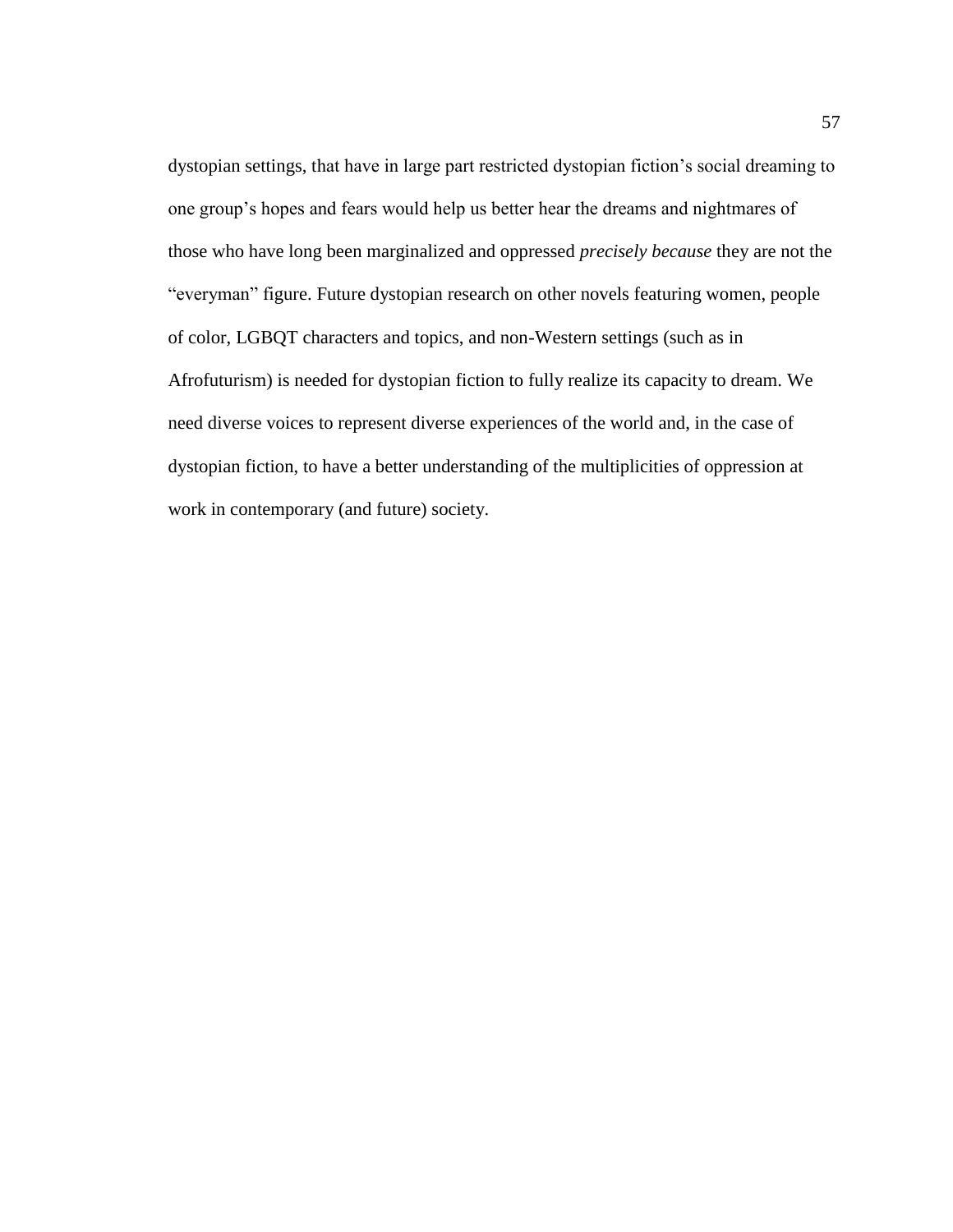dystopian settings, that have in large part restricted dystopian fiction's social dreaming to one group's hopes and fears would help us better hear the dreams and nightmares of those who have long been marginalized and oppressed *precisely because* they are not the "everyman" figure. Future dystopian research on other novels featuring women, people of color, LGBQT characters and topics, and non-Western settings (such as in Afrofuturism) is needed for dystopian fiction to fully realize its capacity to dream. We need diverse voices to represent diverse experiences of the world and, in the case of dystopian fiction, to have a better understanding of the multiplicities of oppression at work in contemporary (and future) society.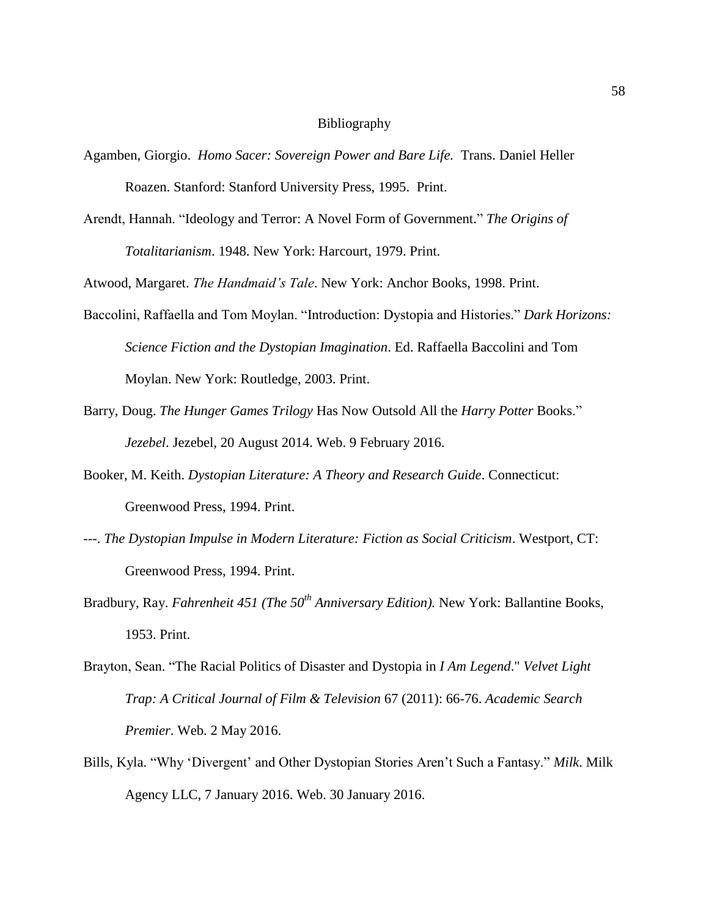# Bibliography

Agamben, Giorgio. *Homo Sacer: Sovereign Power and Bare Life.* Trans. Daniel Heller Roazen. Stanford: Stanford University Press, 1995. Print.

Arendt, Hannah. "Ideology and Terror: A Novel Form of Government." *The Origins of Totalitarianism*. 1948. New York: Harcourt, 1979. Print.

Atwood, Margaret. *The Handmaid's Tale*. New York: Anchor Books, 1998. Print.

Baccolini, Raffaella and Tom Moylan. "Introduction: Dystopia and Histories." *Dark Horizons: Science Fiction and the Dystopian Imagination*. Ed. Raffaella Baccolini and Tom Moylan. New York: Routledge, 2003. Print.

Barry, Doug. *The Hunger Games Trilogy* Has Now Outsold All the *Harry Potter* Books." *Jezebel*. Jezebel, 20 August 2014. Web. 9 February 2016.

Booker, M. Keith. *Dystopian Literature: A Theory and Research Guide*. Connecticut: Greenwood Press, 1994. Print.

---. *The Dystopian Impulse in Modern Literature: Fiction as Social Criticism*. Westport, CT: Greenwood Press, 1994. Print.

Bradbury, Ray. *Fahrenheit 451 (The 50th Anniversary Edition).* New York: Ballantine Books, 1953. Print.

Brayton, Sean. "The Racial Politics of Disaster and Dystopia in *I Am Legend*." *Velvet Light Trap: A Critical Journal of Film & Television* 67 (2011): 66-76. *Academic Search Premier*. Web. 2 May 2016.

Bills, Kyla. "Why 'Divergent' and Other Dystopian Stories Aren't Such a Fantasy." *Milk*. Milk Agency LLC, 7 January 2016. Web. 30 January 2016.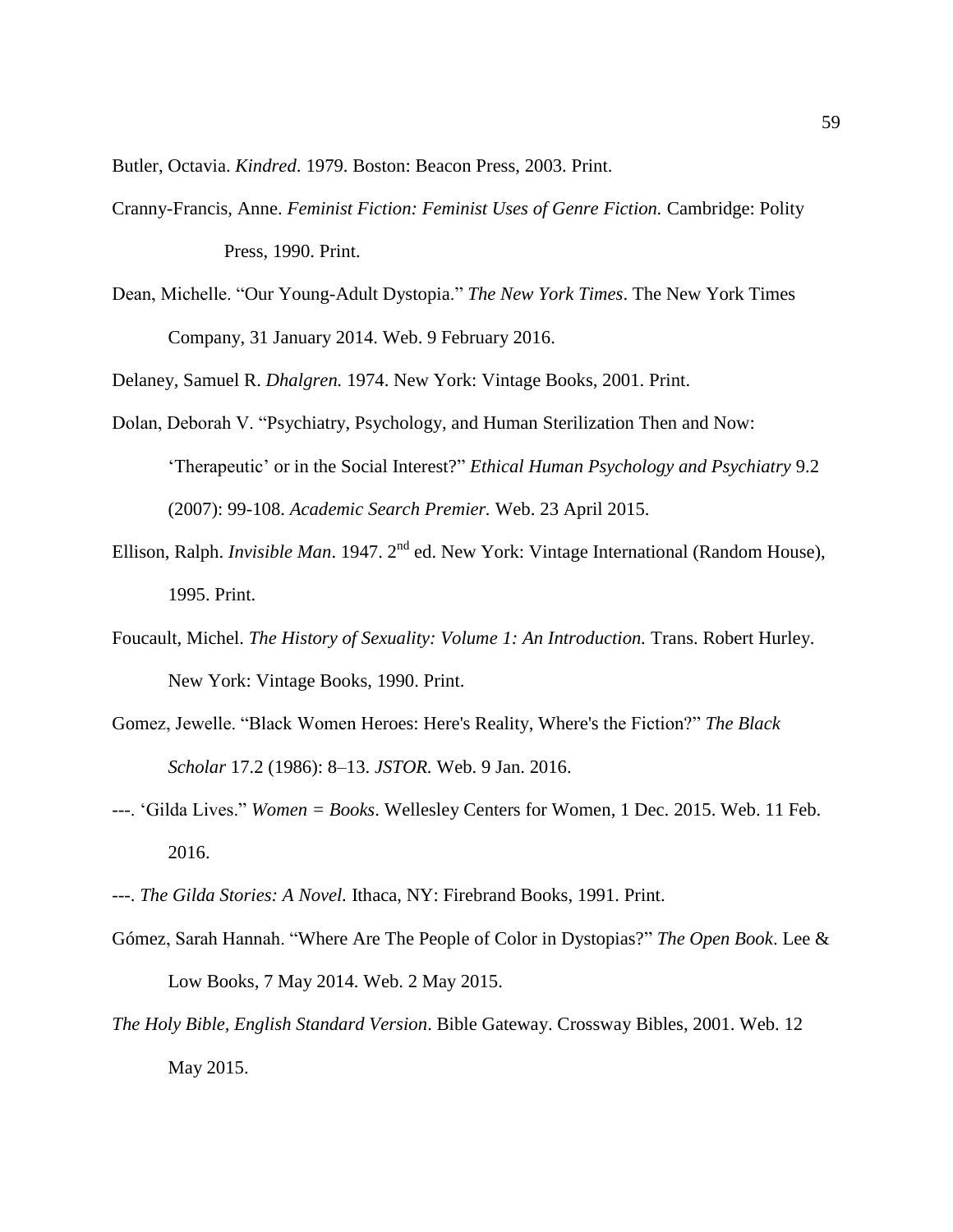Butler, Octavia. *Kindred*. 1979. Boston: Beacon Press, 2003. Print.

Cranny-Francis, Anne. *Feminist Fiction: Feminist Uses of Genre Fiction.* Cambridge: Polity Press, 1990. Print.

Dean, Michelle. "Our Young-Adult Dystopia." *The New York Times*. The New York Times Company, 31 January 2014. Web. 9 February 2016.

Delaney, Samuel R. *Dhalgren.* 1974. New York: Vintage Books, 2001. Print.

Dolan, Deborah V. "Psychiatry, Psychology, and Human Sterilization Then and Now: 'Therapeutic' or in the Social Interest?" *Ethical Human Psychology and Psychiatry* 9.2 (2007): 99-108. *Academic Search Premier.* Web. 23 April 2015.

Ellison, Ralph. *Invisible Man*. 1947. 2nd ed. New York: Vintage International (Random House), 1995. Print.

Foucault, Michel. *The History of Sexuality: Volume 1: An Introduction.* Trans. Robert Hurley. New York: Vintage Books, 1990. Print.

Gomez, Jewelle. "Black Women Heroes: Here's Reality, Where's the Fiction?" *The Black Scholar* 17.2 (1986): 8–13. *JSTOR.* Web. 9 Jan. 2016.

---. 'Gilda Lives." *Women = Books*. Wellesley Centers for Women, 1 Dec. 2015. Web. 11 Feb. 2016.

---. *The Gilda Stories: A Novel.* Ithaca, NY: Firebrand Books, 1991. Print.

Gómez, Sarah Hannah. "Where Are The People of Color in Dystopias?" *The Open Book*. Lee & Low Books, 7 May 2014. Web. 2 May 2015.

*The Holy Bible, English Standard Version*. Bible Gateway. Crossway Bibles, 2001. Web. 12 May 2015.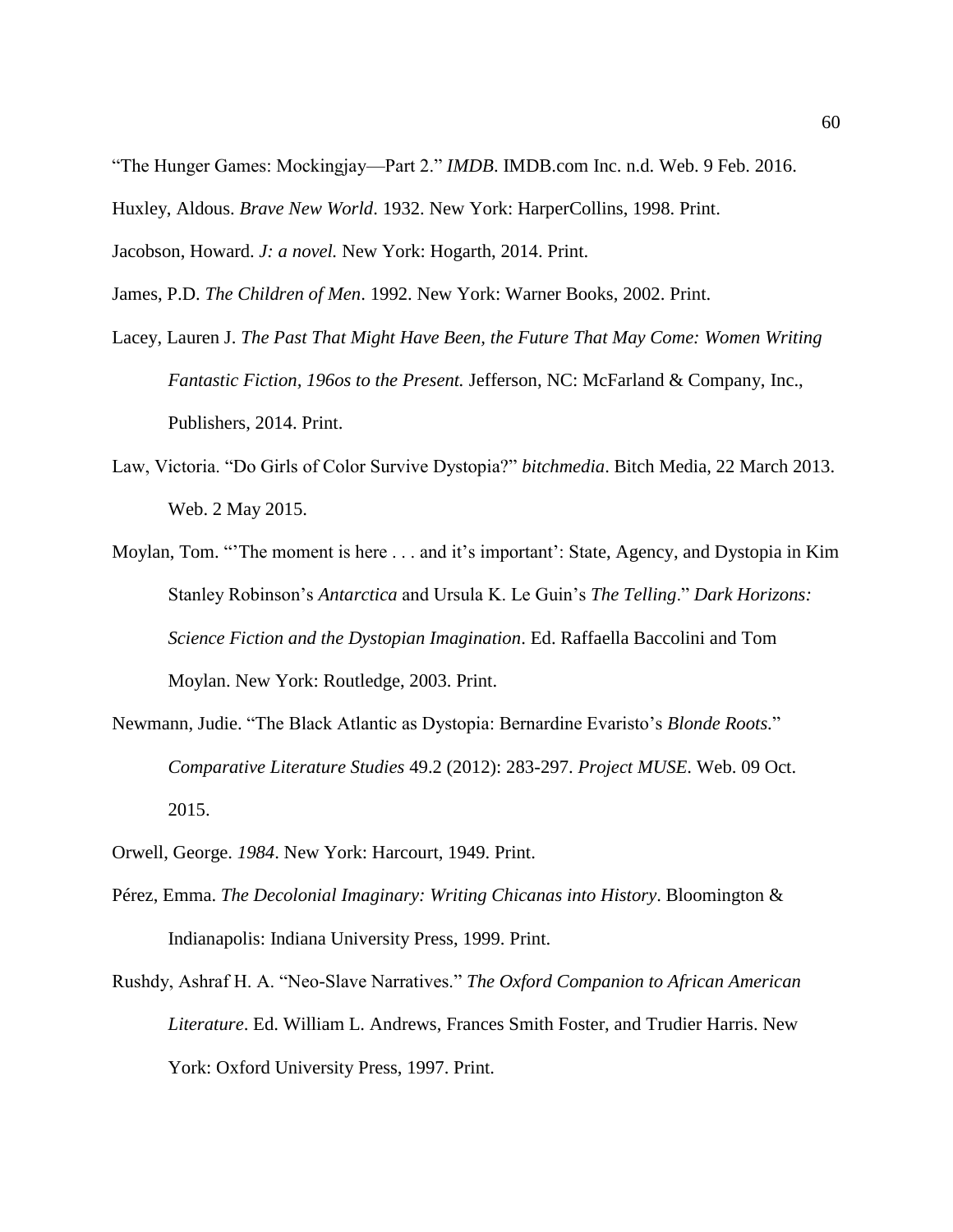"The Hunger Games: Mockingjay—Part 2." *IMDB*. IMDB.com Inc. n.d. Web. 9 Feb. 2016.

Huxley, Aldous. *Brave New World*. 1932. New York: HarperCollins, 1998. Print.

Jacobson, Howard. *J: a novel.* New York: Hogarth, 2014. Print.

James, P.D. *The Children of Men*. 1992. New York: Warner Books, 2002. Print.

Lacey, Lauren J. *The Past That Might Have Been, the Future That May Come: Women Writing Fantastic Fiction, 196os to the Present.* Jefferson, NC: McFarland & Company, Inc., Publishers, 2014. Print.

Law, Victoria. "Do Girls of Color Survive Dystopia?" *bitchmedia*. Bitch Media, 22 March 2013. Web. 2 May 2015.

Moylan, Tom. "'The moment is here . . . and it's important': State, Agency, and Dystopia in Kim Stanley Robinson's *Antarctica* and Ursula K. Le Guin's *The Telling*." *Dark Horizons: Science Fiction and the Dystopian Imagination*. Ed. Raffaella Baccolini and Tom Moylan. New York: Routledge, 2003. Print.

Newmann, Judie. "The Black Atlantic as Dystopia: Bernardine Evaristo's *Blonde Roots.*" *Comparative Literature Studies* 49.2 (2012): 283-297. *Project MUSE*. Web. 09 Oct. 2015.

Orwell, George. *1984*. New York: Harcourt, 1949. Print.

Pérez, Emma. *The Decolonial Imaginary: Writing Chicanas into History*. Bloomington & Indianapolis: Indiana University Press, 1999. Print.

Rushdy, Ashraf H. A. "Neo-Slave Narratives." *The Oxford Companion to African American Literature*. Ed. William L. Andrews, Frances Smith Foster, and Trudier Harris. New York: Oxford University Press, 1997. Print.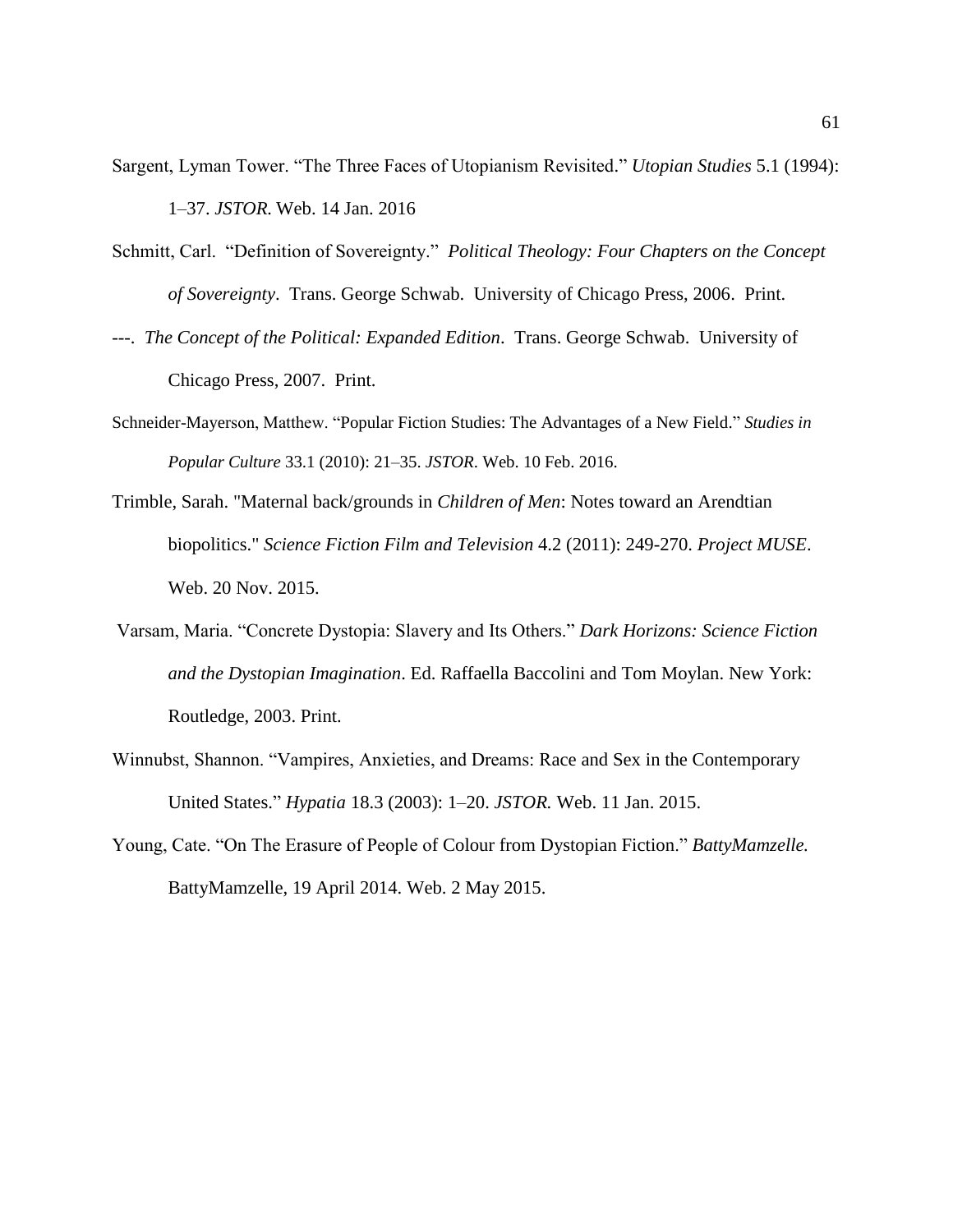Sargent, Lyman Tower. "The Three Faces of Utopianism Revisited." *Utopian Studies* 5.1 (1994): 1–37. *JSTOR.* Web. 14 Jan. 2016

Schmitt, Carl. "Definition of Sovereignty." *Political Theology: Four Chapters on the Concept of Sovereignty*. Trans. George Schwab. University of Chicago Press, 2006. Print.

---. *The Concept of the Political: Expanded Edition*. Trans. George Schwab. University of Chicago Press, 2007. Print.

Schneider-Mayerson, Matthew. "Popular Fiction Studies: The Advantages of a New Field." *Studies in Popular Culture* 33.1 (2010): 21–35. *JSTOR*. Web. 10 Feb. 2016.

Trimble, Sarah. "Maternal back/grounds in *Children of Men*: Notes toward an Arendtian biopolitics." *Science Fiction Film and Television* 4.2 (2011): 249-270. *Project MUSE*. Web. 20 Nov. 2015.

Varsam, Maria. "Concrete Dystopia: Slavery and Its Others." *Dark Horizons: Science Fiction and the Dystopian Imagination*. Ed. Raffaella Baccolini and Tom Moylan. New York: Routledge, 2003. Print.

Winnubst, Shannon. "Vampires, Anxieties, and Dreams: Race and Sex in the Contemporary United States." *Hypatia* 18.3 (2003): 1–20. *JSTOR.* Web. 11 Jan. 2015.

Young, Cate. "On The Erasure of People of Colour from Dystopian Fiction." *BattyMamzelle.* BattyMamzelle, 19 April 2014. Web. 2 May 2015.